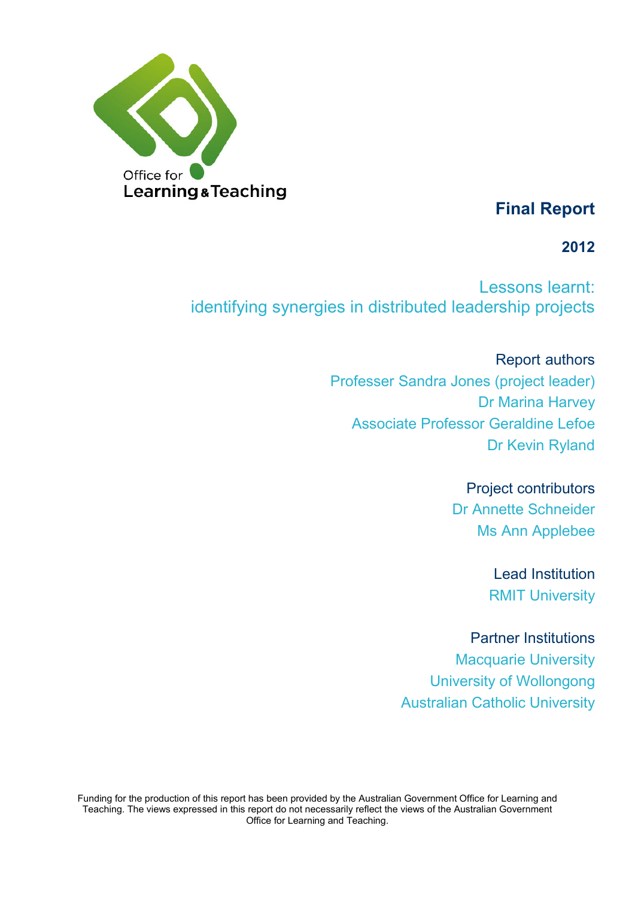Office for
Learning & Teaching

# Final Report

**2012**

## Lessons learnt: identifying synergies in distributed leadership projects

Report authors

Professer Sandra Jones (project leader)
Dr Marina Harvey
Associate Professor Geraldine Lefoe
Dr Kevin Ryland

Project contributors

Dr Annette Schneider
Ms Ann Applebee

Lead Institution

RMIT University

Partner Institutions

Macquarie University
University of Wollongong
Australian Catholic University

Funding for the production of this report has been provided by the Australian Government Office for Learning and Teaching. The views expressed in this report do not necessarily reflect the views of the Australian Government Office for Learning and Teaching.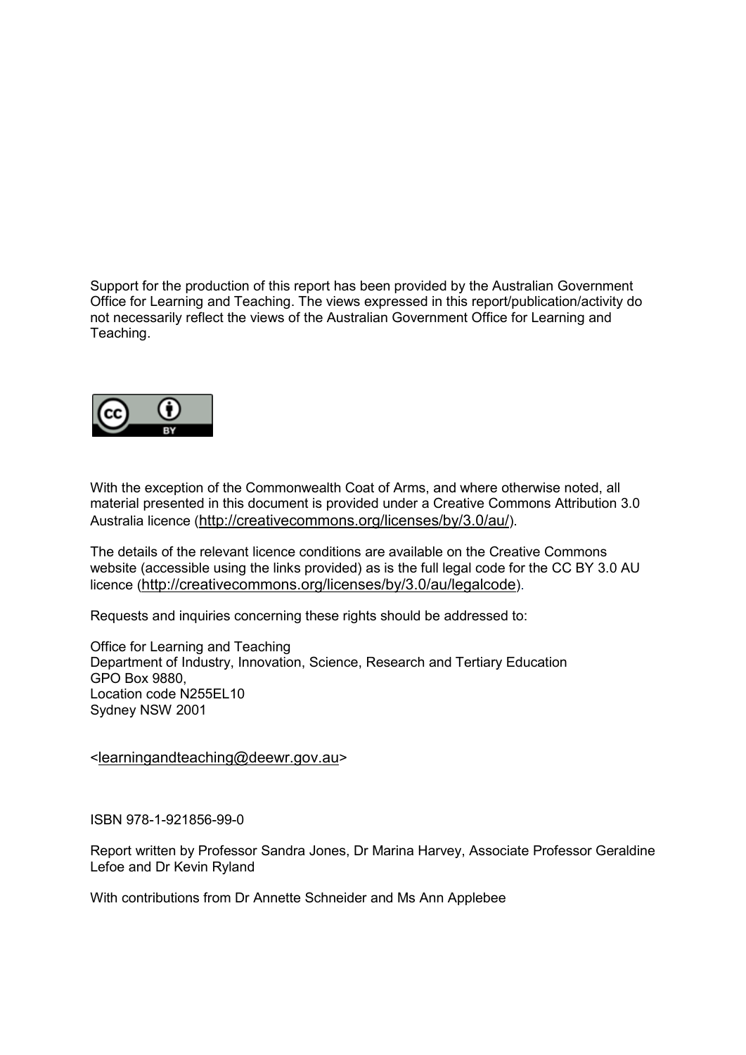Support for the production of this report has been provided by the Australian Government Office for Learning and Teaching. The views expressed in this report/publication/activity do not necessarily reflect the views of the Australian Government Office for Learning and Teaching.

With the exception of the Commonwealth Coat of Arms, and where otherwise noted, all material presented in this document is provided under a Creative Commons Attribution 3.0 Australia licence (http://creativecommons.org/licenses/by/3.0/au/).

The details of the relevant licence conditions are available on the Creative Commons website (accessible using the links provided) as is the full legal code for the CC BY 3.0 AU licence (http://creativecommons.org/licenses/by/3.0/au/legalcode).

Requests and inquiries concerning these rights should be addressed to:

Office for Learning and Teaching
Department of Industry, Innovation, Science, Research and Tertiary Education
GPO Box 9880,
Location code N255EL10
Sydney NSW 2001

<learningandteaching@deewr.gov.au>

ISBN 978-1-921856-99-0

Report written by Professor Sandra Jones, Dr Marina Harvey, Associate Professor Geraldine Lefoe and Dr Kevin Ryland

With contributions from Dr Annette Schneider and Ms Ann Applebee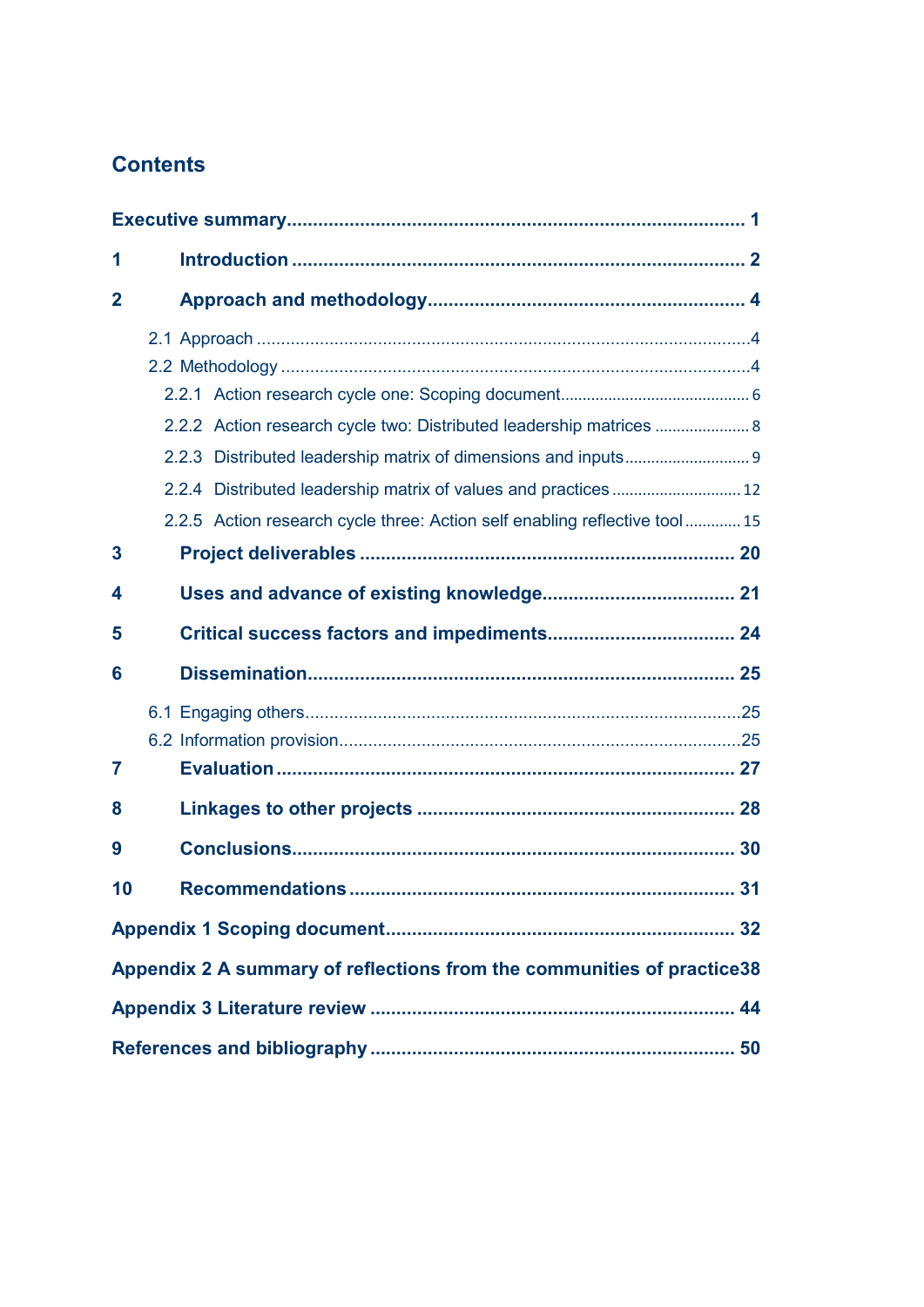# Contents

**Executive summary** ........ **1**

**1 Introduction** ........ **2**

**2 Approach and methodology** ........ **4**

- 2.1 Approach ........ 4
- 2.2 Methodology ........ 4
  - 2.2.1 Action research cycle one: Scoping document ........ 6
  - 2.2.2 Action research cycle two: Distributed leadership matrices ........ 8
  - 2.2.3 Distributed leadership matrix of dimensions and inputs ........ 9
  - 2.2.4 Distributed leadership matrix of values and practices ........ 12
  - 2.2.5 Action research cycle three: Action self enabling reflective tool ........ 15

**3 Project deliverables** ........ **20**

**4 Uses and advance of existing knowledge** ........ **21**

**5 Critical success factors and impediments** ........ **24**

**6 Dissemination** ........ **25**

- 6.1 Engaging others ........ 25
- 6.2 Information provision ........ 25

**7 Evaluation** ........ **27**

**8 Linkages to other projects** ........ **28**

**9 Conclusions** ........ **30**

**10 Recommendations** ........ **31**

**Appendix 1 Scoping document** ........ **32**

**Appendix 2 A summary of reflections from the communities of practice** ........ **38**

**Appendix 3 Literature review** ........ **44**

**References and bibliography** ........ **50**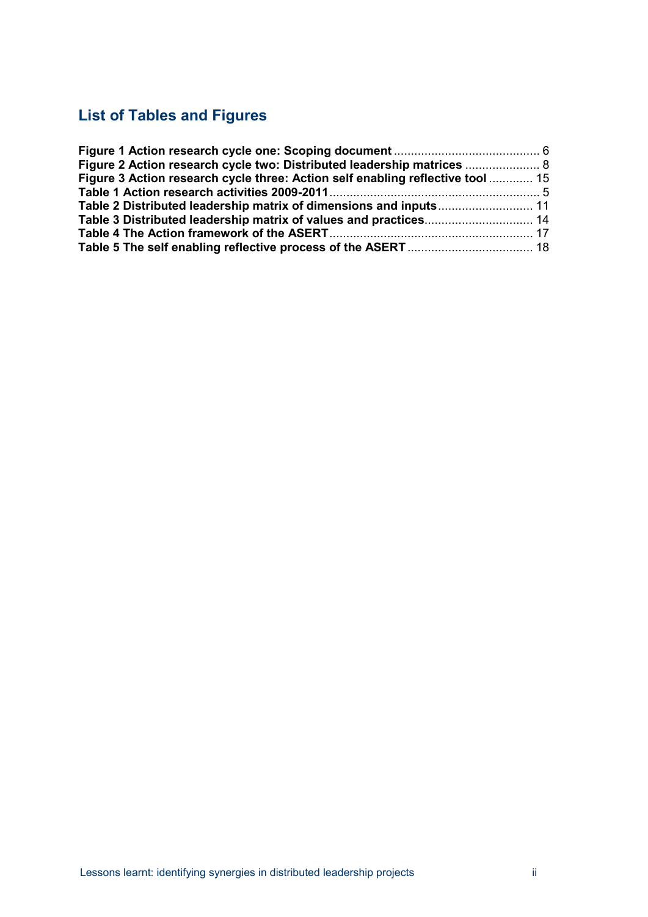## List of Tables and Figures

**Figure 1 Action research cycle one: Scoping document** .......................................... 6
**Figure 2 Action research cycle two: Distributed leadership matrices** ...................... 8
**Figure 3 Action research cycle three: Action self enabling reflective tool** ............. 15
**Table 1 Action research activities 2009-2011**.............................................................. 5
**Table 2 Distributed leadership matrix of dimensions and inputs**............................ 11
**Table 3 Distributed leadership matrix of values and practices**................................ 14
**Table 4 The Action framework of the ASERT**............................................................ 17
**Table 5 The self enabling reflective process of the ASERT** ..................................... 18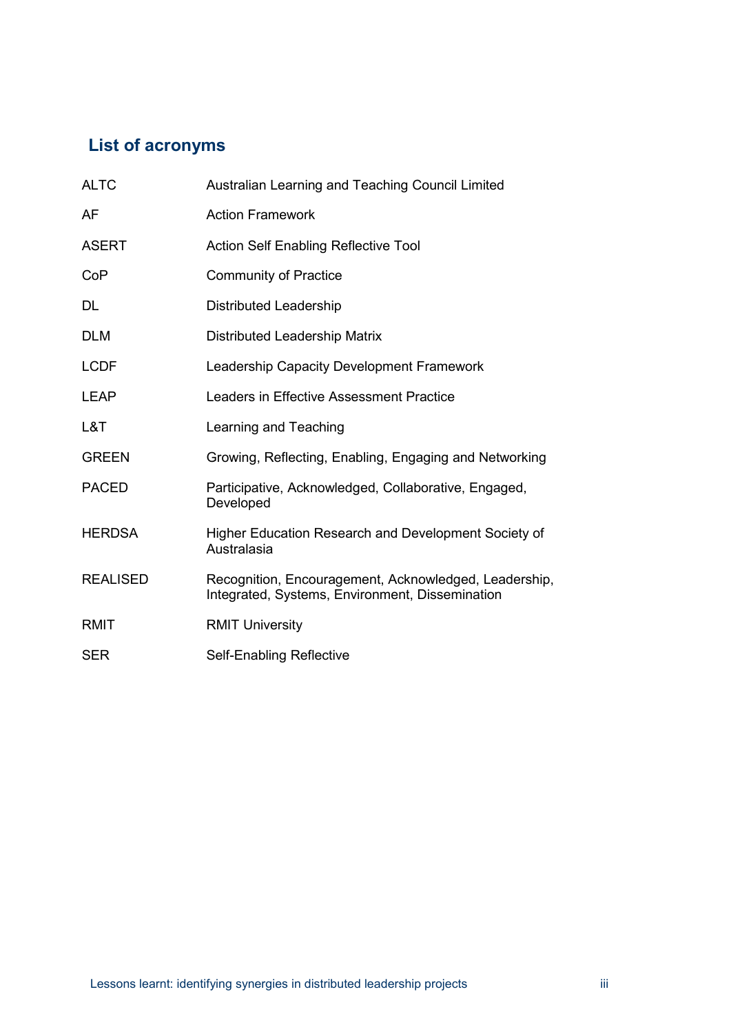## List of acronyms

| | |
|---|---|
| ALTC | Australian Learning and Teaching Council Limited |
| AF | Action Framework |
| ASERT | Action Self Enabling Reflective Tool |
| CoP | Community of Practice |
| DL | Distributed Leadership |
| DLM | Distributed Leadership Matrix |
| LCDF | Leadership Capacity Development Framework |
| LEAP | Leaders in Effective Assessment Practice |
| L&T | Learning and Teaching |
| GREEN | Growing, Reflecting, Enabling, Engaging and Networking |
| PACED | Participative, Acknowledged, Collaborative, Engaged, Developed |
| HERDSA | Higher Education Research and Development Society of Australasia |
| REALISED | Recognition, Encouragement, Acknowledged, Leadership, Integrated, Systems, Environment, Dissemination |
| RMIT | RMIT University |
| SER | Self-Enabling Reflective |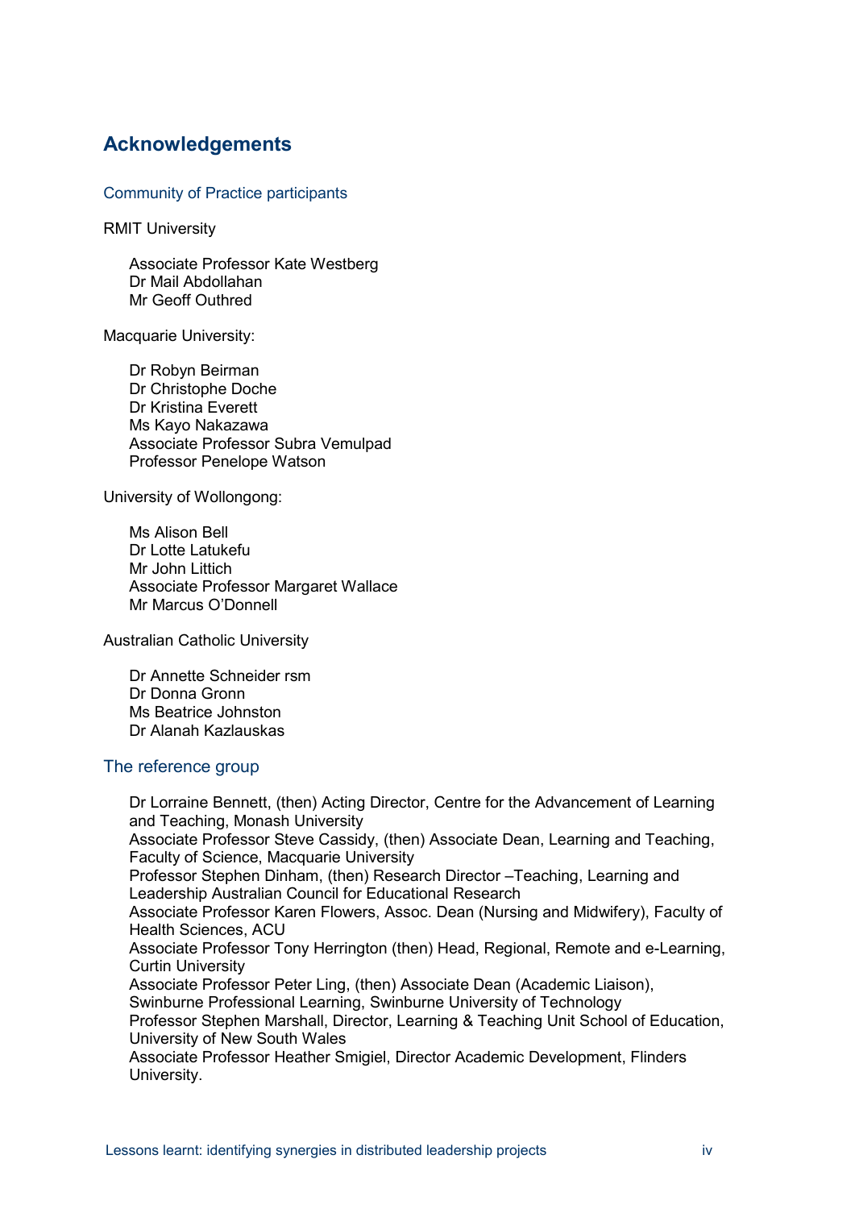## Acknowledgements

### Community of Practice participants

RMIT University

Associate Professor Kate Westberg
Dr Mail Abdollahan
Mr Geoff Outhred

Macquarie University:

Dr Robyn Beirman
Dr Christophe Doche
Dr Kristina Everett
Ms Kayo Nakazawa
Associate Professor Subra Vemulpad
Professor Penelope Watson

University of Wollongong:

Ms Alison Bell
Dr Lotte Latukefu
Mr John Littich
Associate Professor Margaret Wallace
Mr Marcus O'Donnell

Australian Catholic University

Dr Annette Schneider rsm
Dr Donna Gronn
Ms Beatrice Johnston
Dr Alanah Kazlauskas

### The reference group

Dr Lorraine Bennett, (then) Acting Director, Centre for the Advancement of Learning and Teaching, Monash University
Associate Professor Steve Cassidy, (then) Associate Dean, Learning and Teaching, Faculty of Science, Macquarie University
Professor Stephen Dinham, (then) Research Director –Teaching, Learning and Leadership Australian Council for Educational Research
Associate Professor Karen Flowers, Assoc. Dean (Nursing and Midwifery), Faculty of Health Sciences, ACU
Associate Professor Tony Herrington (then) Head, Regional, Remote and e-Learning, Curtin University
Associate Professor Peter Ling, (then) Associate Dean (Academic Liaison), Swinburne Professional Learning, Swinburne University of Technology
Professor Stephen Marshall, Director, Learning & Teaching Unit School of Education, University of New South Wales
Associate Professor Heather Smigiel, Director Academic Development, Flinders University.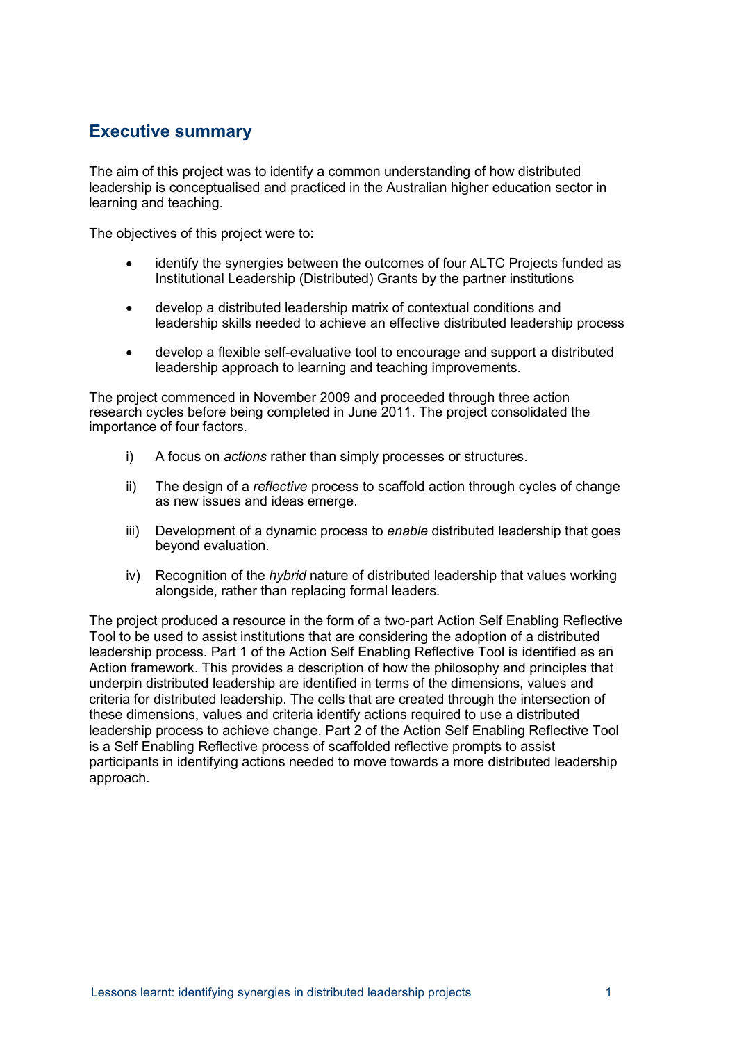## Executive summary

The aim of this project was to identify a common understanding of how distributed leadership is conceptualised and practiced in the Australian higher education sector in learning and teaching.

The objectives of this project were to:

- identify the synergies between the outcomes of four ALTC Projects funded as Institutional Leadership (Distributed) Grants by the partner institutions
- develop a distributed leadership matrix of contextual conditions and leadership skills needed to achieve an effective distributed leadership process
- develop a flexible self-evaluative tool to encourage and support a distributed leadership approach to learning and teaching improvements.

The project commenced in November 2009 and proceeded through three action research cycles before being completed in June 2011. The project consolidated the importance of four factors.

i) A focus on *actions* rather than simply processes or structures.

ii) The design of a *reflective* process to scaffold action through cycles of change as new issues and ideas emerge.

iii) Development of a dynamic process to *enable* distributed leadership that goes beyond evaluation.

iv) Recognition of the *hybrid* nature of distributed leadership that values working alongside, rather than replacing formal leaders.

The project produced a resource in the form of a two-part Action Self Enabling Reflective Tool to be used to assist institutions that are considering the adoption of a distributed leadership process. Part 1 of the Action Self Enabling Reflective Tool is identified as an Action framework. This provides a description of how the philosophy and principles that underpin distributed leadership are identified in terms of the dimensions, values and criteria for distributed leadership. The cells that are created through the intersection of these dimensions, values and criteria identify actions required to use a distributed leadership process to achieve change. Part 2 of the Action Self Enabling Reflective Tool is a Self Enabling Reflective process of scaffolded reflective prompts to assist participants in identifying actions needed to move towards a more distributed leadership approach.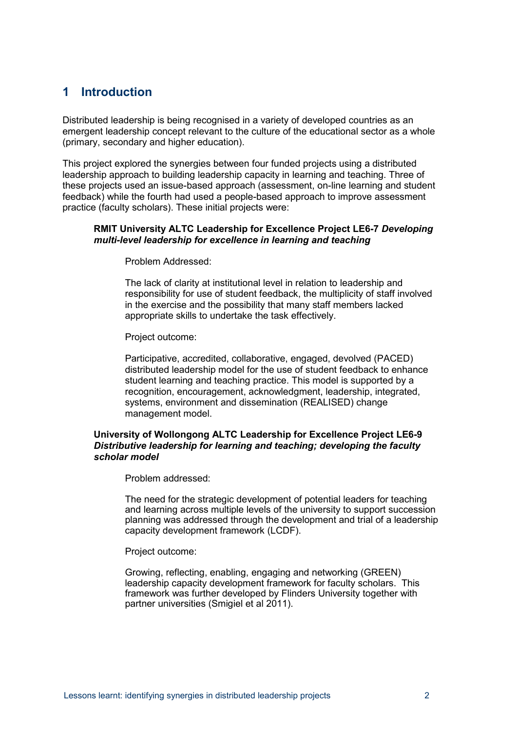# 1 Introduction

Distributed leadership is being recognised in a variety of developed countries as an emergent leadership concept relevant to the culture of the educational sector as a whole (primary, secondary and higher education).

This project explored the synergies between four funded projects using a distributed leadership approach to building leadership capacity in learning and teaching. Three of these projects used an issue-based approach (assessment, on-line learning and student feedback) while the fourth had used a people-based approach to improve assessment practice (faculty scholars). These initial projects were:

> **RMIT University ALTC Leadership for Excellence Project LE6-7 *Developing multi-level leadership for excellence in learning and teaching***
>
> > Problem Addressed:
> >
> > The lack of clarity at institutional level in relation to leadership and responsibility for use of student feedback, the multiplicity of staff involved in the exercise and the possibility that many staff members lacked appropriate skills to undertake the task effectively.
> >
> > Project outcome:
> >
> > Participative, accredited, collaborative, engaged, devolved (PACED) distributed leadership model for the use of student feedback to enhance student learning and teaching practice. This model is supported by a recognition, encouragement, acknowledgment, leadership, integrated, systems, environment and dissemination (REALISED) change management model.
>
> **University of Wollongong ALTC Leadership for Excellence Project LE6-9 *Distributive leadership for learning and teaching; developing the faculty scholar model***
>
> > Problem addressed:
> >
> > The need for the strategic development of potential leaders for teaching and learning across multiple levels of the university to support succession planning was addressed through the development and trial of a leadership capacity development framework (LCDF).
> >
> > Project outcome:
> >
> > Growing, reflecting, enabling, engaging and networking (GREEN) leadership capacity development framework for faculty scholars. This framework was further developed by Flinders University together with partner universities (Smigiel et al 2011).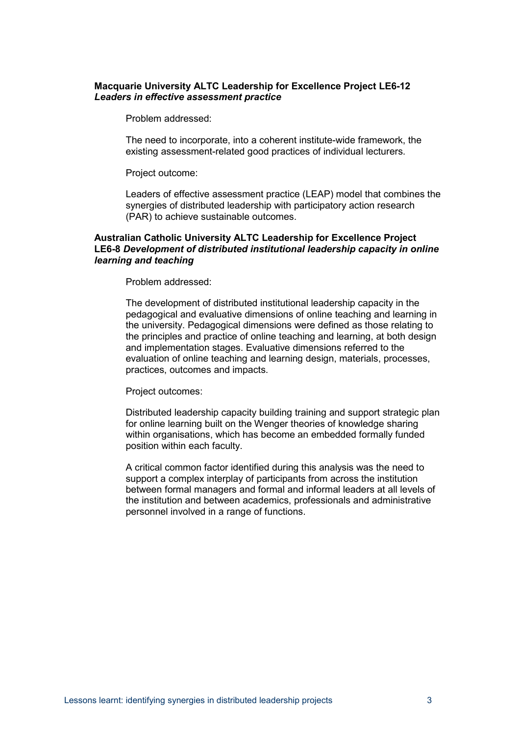**Macquarie University ALTC Leadership for Excellence Project LE6-12**
***Leaders in effective assessment practice***

Problem addressed:

The need to incorporate, into a coherent institute-wide framework, the existing assessment-related good practices of individual lecturers.

Project outcome:

Leaders of effective assessment practice (LEAP) model that combines the synergies of distributed leadership with participatory action research (PAR) to achieve sustainable outcomes.

**Australian Catholic University ALTC Leadership for Excellence Project LE6-8** ***Development of distributed institutional leadership capacity in online learning and teaching***

Problem addressed:

The development of distributed institutional leadership capacity in the pedagogical and evaluative dimensions of online teaching and learning in the university. Pedagogical dimensions were defined as those relating to the principles and practice of online teaching and learning, at both design and implementation stages. Evaluative dimensions referred to the evaluation of online teaching and learning design, materials, processes, practices, outcomes and impacts.

Project outcomes:

Distributed leadership capacity building training and support strategic plan for online learning built on the Wenger theories of knowledge sharing within organisations, which has become an embedded formally funded position within each faculty.

A critical common factor identified during this analysis was the need to support a complex interplay of participants from across the institution between formal managers and formal and informal leaders at all levels of the institution and between academics, professionals and administrative personnel involved in a range of functions.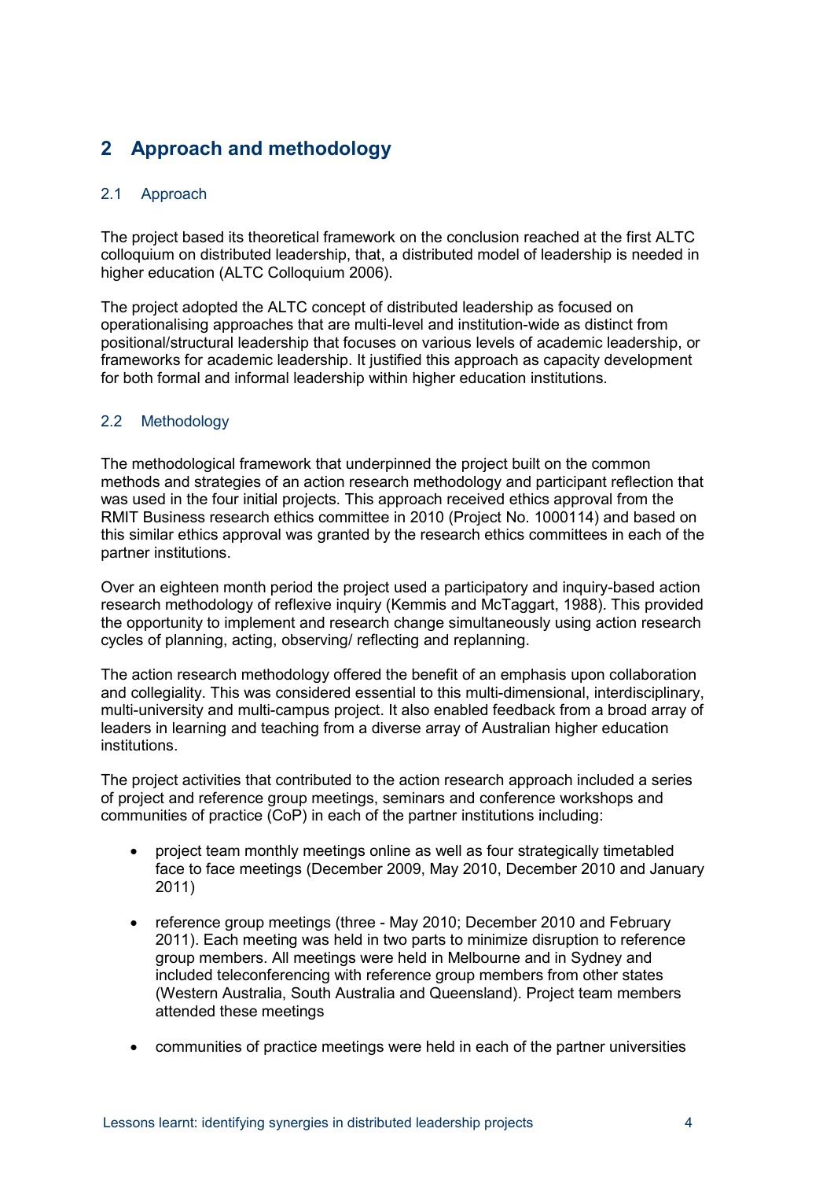# 2 Approach and methodology

## 2.1 Approach

The project based its theoretical framework on the conclusion reached at the first ALTC colloquium on distributed leadership, that, a distributed model of leadership is needed in higher education (ALTC Colloquium 2006).

The project adopted the ALTC concept of distributed leadership as focused on operationalising approaches that are multi-level and institution-wide as distinct from positional/structural leadership that focuses on various levels of academic leadership, or frameworks for academic leadership. It justified this approach as capacity development for both formal and informal leadership within higher education institutions.

## 2.2 Methodology

The methodological framework that underpinned the project built on the common methods and strategies of an action research methodology and participant reflection that was used in the four initial projects. This approach received ethics approval from the RMIT Business research ethics committee in 2010 (Project No. 1000114) and based on this similar ethics approval was granted by the research ethics committees in each of the partner institutions.

Over an eighteen month period the project used a participatory and inquiry-based action research methodology of reflexive inquiry (Kemmis and McTaggart, 1988). This provided the opportunity to implement and research change simultaneously using action research cycles of planning, acting, observing/ reflecting and replanning.

The action research methodology offered the benefit of an emphasis upon collaboration and collegiality. This was considered essential to this multi-dimensional, interdisciplinary, multi-university and multi-campus project. It also enabled feedback from a broad array of leaders in learning and teaching from a diverse array of Australian higher education institutions.

The project activities that contributed to the action research approach included a series of project and reference group meetings, seminars and conference workshops and communities of practice (CoP) in each of the partner institutions including:

- project team monthly meetings online as well as four strategically timetabled face to face meetings (December 2009, May 2010, December 2010 and January 2011)
- reference group meetings (three - May 2010; December 2010 and February 2011). Each meeting was held in two parts to minimize disruption to reference group members. All meetings were held in Melbourne and in Sydney and included teleconferencing with reference group members from other states (Western Australia, South Australia and Queensland). Project team members attended these meetings
- communities of practice meetings were held in each of the partner universities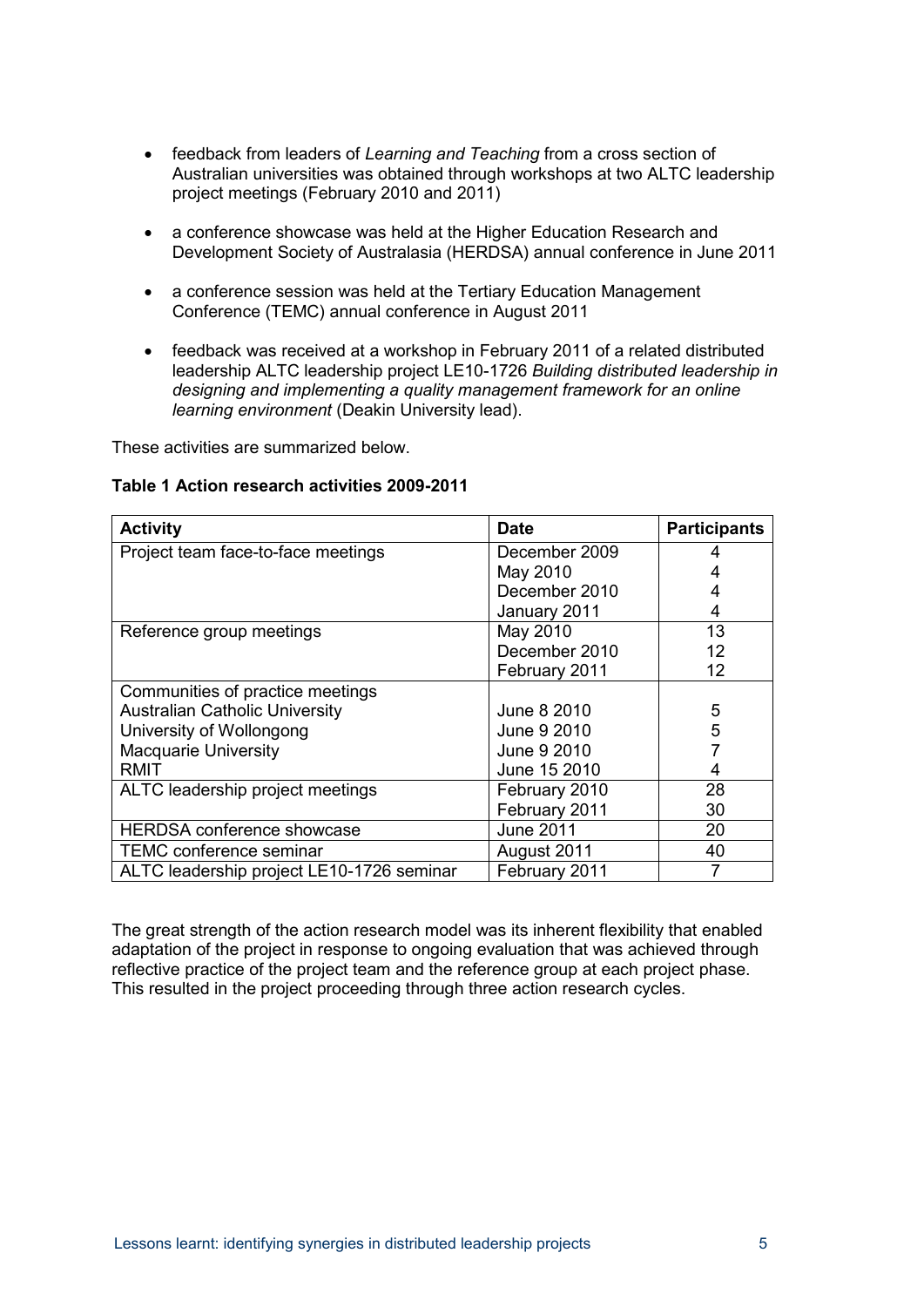- feedback from leaders of *Learning and Teaching* from a cross section of Australian universities was obtained through workshops at two ALTC leadership project meetings (February 2010 and 2011)
- a conference showcase was held at the Higher Education Research and Development Society of Australasia (HERDSA) annual conference in June 2011
- a conference session was held at the Tertiary Education Management Conference (TEMC) annual conference in August 2011
- feedback was received at a workshop in February 2011 of a related distributed leadership ALTC leadership project LE10-1726 *Building distributed leadership in designing and implementing a quality management framework for an online learning environment* (Deakin University lead).

These activities are summarized below.

**Table 1 Action research activities 2009-2011**

| Activity | Date | Participants |
|---|---|---|
| Project team face-to-face meetings | December 2009<br>May 2010<br>December 2010<br>January 2011 | 4<br>4<br>4<br>4 |
| Reference group meetings | May 2010<br>December 2010<br>February 2011 | 13<br>12<br>12 |
| Communities of practice meetings<br>Australian Catholic University<br>University of Wollongong<br>Macquarie University<br>RMIT | <br>June 8 2010<br>June 9 2010<br>June 9 2010<br>June 15 2010 | <br>5<br>5<br>7<br>4 |
| ALTC leadership project meetings | February 2010<br>February 2011 | 28<br>30 |
| HERDSA conference showcase | June 2011 | 20 |
| TEMC conference seminar | August 2011 | 40 |
| ALTC leadership project LE10-1726 seminar | February 2011 | 7 |

The great strength of the action research model was its inherent flexibility that enabled adaptation of the project in response to ongoing evaluation that was achieved through reflective practice of the project team and the reference group at each project phase. This resulted in the project proceeding through three action research cycles.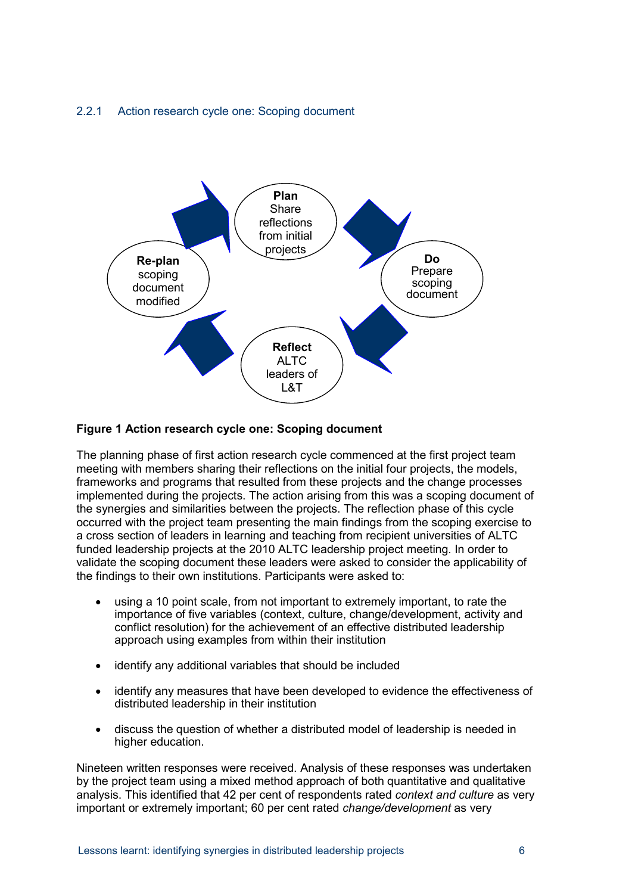### 2.2.1 Action research cycle one: Scoping document

**Plan** Share reflections from initial projects

**Do** Prepare scoping document

**Reflect** ALTC leaders of L&T

**Re-plan** scoping document modified

**Figure 1 Action research cycle one: Scoping document**

The planning phase of first action research cycle commenced at the first project team meeting with members sharing their reflections on the initial four projects, the models, frameworks and programs that resulted from these projects and the change processes implemented during the projects. The action arising from this was a scoping document of the synergies and similarities between the projects. The reflection phase of this cycle occurred with the project team presenting the main findings from the scoping exercise to a cross section of leaders in learning and teaching from recipient universities of ALTC funded leadership projects at the 2010 ALTC leadership project meeting. In order to validate the scoping document these leaders were asked to consider the applicability of the findings to their own institutions. Participants were asked to:

- using a 10 point scale, from not important to extremely important, to rate the importance of five variables (context, culture, change/development, activity and conflict resolution) for the achievement of an effective distributed leadership approach using examples from within their institution
- identify any additional variables that should be included
- identify any measures that have been developed to evidence the effectiveness of distributed leadership in their institution
- discuss the question of whether a distributed model of leadership is needed in higher education.

Nineteen written responses were received. Analysis of these responses was undertaken by the project team using a mixed method approach of both quantitative and qualitative analysis. This identified that 42 per cent of respondents rated *context and culture* as very important or extremely important; 60 per cent rated *change/development* as very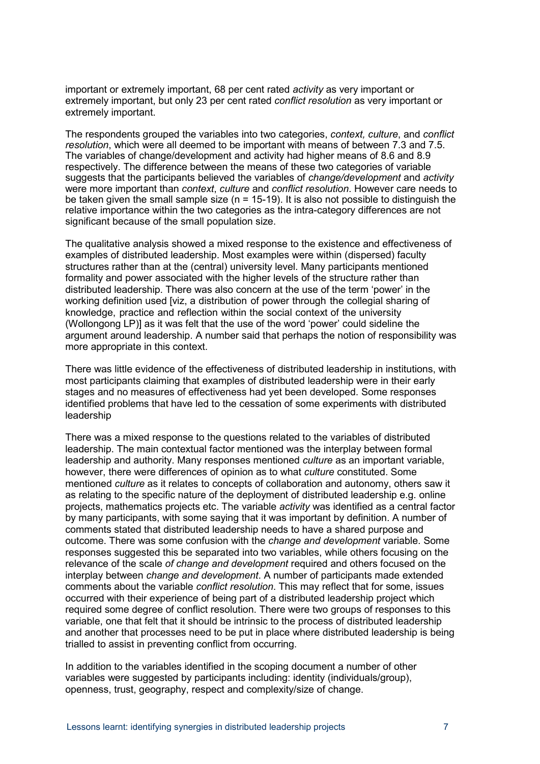important or extremely important, 68 per cent rated *activity* as very important or extremely important, but only 23 per cent rated *conflict resolution* as very important or extremely important.

The respondents grouped the variables into two categories, *context, culture*, and *conflict resolution*, which were all deemed to be important with means of between 7.3 and 7.5. The variables of change/development and activity had higher means of 8.6 and 8.9 respectively. The difference between the means of these two categories of variable suggests that the participants believed the variables of *change/development* and *activity* were more important than *context*, *culture* and *conflict resolution*. However care needs to be taken given the small sample size (n = 15-19). It is also not possible to distinguish the relative importance within the two categories as the intra-category differences are not significant because of the small population size.

The qualitative analysis showed a mixed response to the existence and effectiveness of examples of distributed leadership. Most examples were within (dispersed) faculty structures rather than at the (central) university level. Many participants mentioned formality and power associated with the higher levels of the structure rather than distributed leadership. There was also concern at the use of the term 'power' in the working definition used [viz, a distribution of power through the collegial sharing of knowledge, practice and reflection within the social context of the university (Wollongong LP)] as it was felt that the use of the word 'power' could sideline the argument around leadership. A number said that perhaps the notion of responsibility was more appropriate in this context.

There was little evidence of the effectiveness of distributed leadership in institutions, with most participants claiming that examples of distributed leadership were in their early stages and no measures of effectiveness had yet been developed. Some responses identified problems that have led to the cessation of some experiments with distributed leadership

There was a mixed response to the questions related to the variables of distributed leadership. The main contextual factor mentioned was the interplay between formal leadership and authority. Many responses mentioned *culture* as an important variable, however, there were differences of opinion as to what *culture* constituted. Some mentioned *culture* as it relates to concepts of collaboration and autonomy, others saw it as relating to the specific nature of the deployment of distributed leadership e.g. online projects, mathematics projects etc. The variable *activity* was identified as a central factor by many participants, with some saying that it was important by definition. A number of comments stated that distributed leadership needs to have a shared purpose and outcome. There was some confusion with the *change and development* variable. Some responses suggested this be separated into two variables, while others focusing on the relevance of the scale *of change and development* required and others focused on the interplay between *change and development*. A number of participants made extended comments about the variable *conflict resolution*. This may reflect that for some, issues occurred with their experience of being part of a distributed leadership project which required some degree of conflict resolution. There were two groups of responses to this variable, one that felt that it should be intrinsic to the process of distributed leadership and another that processes need to be put in place where distributed leadership is being trialled to assist in preventing conflict from occurring.

In addition to the variables identified in the scoping document a number of other variables were suggested by participants including: identity (individuals/group), openness, trust, geography, respect and complexity/size of change.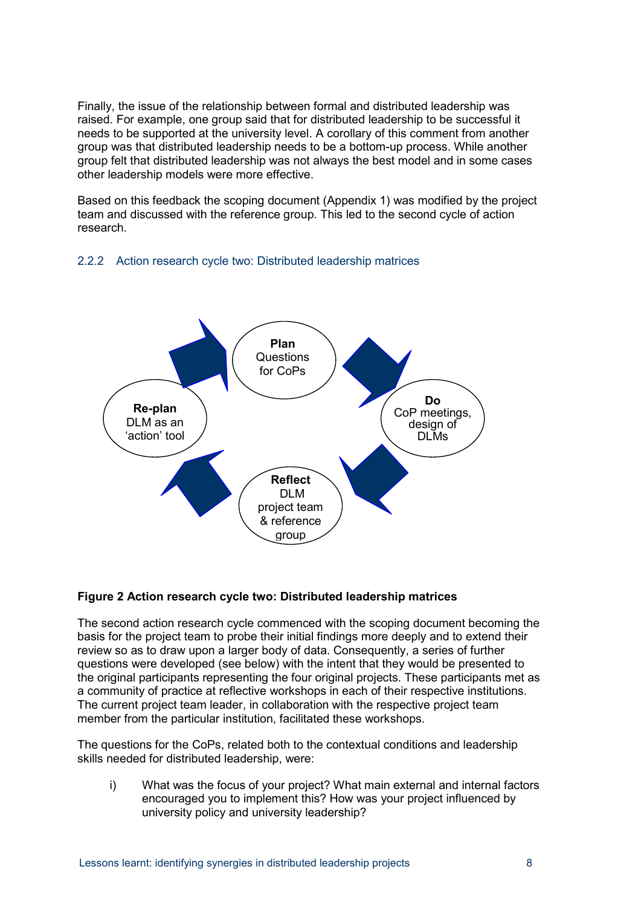Finally, the issue of the relationship between formal and distributed leadership was raised. For example, one group said that for distributed leadership to be successful it needs to be supported at the university level. A corollary of this comment from another group was that distributed leadership needs to be a bottom-up process. While another group felt that distributed leadership was not always the best model and in some cases other leadership models were more effective.

Based on this feedback the scoping document (Appendix 1) was modified by the project team and discussed with the reference group. This led to the second cycle of action research.

### 2.2.2 Action research cycle two: Distributed leadership matrices

**Plan**
Questions for CoPs

**Do**
CoP meetings, design of DLMs

**Reflect**
DLM project team & reference group

**Re-plan**
DLM as an 'action' tool

**Figure 2 Action research cycle two: Distributed leadership matrices**

The second action research cycle commenced with the scoping document becoming the basis for the project team to probe their initial findings more deeply and to extend their review so as to draw upon a larger body of data. Consequently, a series of further questions were developed (see below) with the intent that they would be presented to the original participants representing the four original projects. These participants met as a community of practice at reflective workshops in each of their respective institutions. The current project team leader, in collaboration with the respective project team member from the particular institution, facilitated these workshops.

The questions for the CoPs, related both to the contextual conditions and leadership skills needed for distributed leadership, were:

i) What was the focus of your project? What main external and internal factors encouraged you to implement this? How was your project influenced by university policy and university leadership?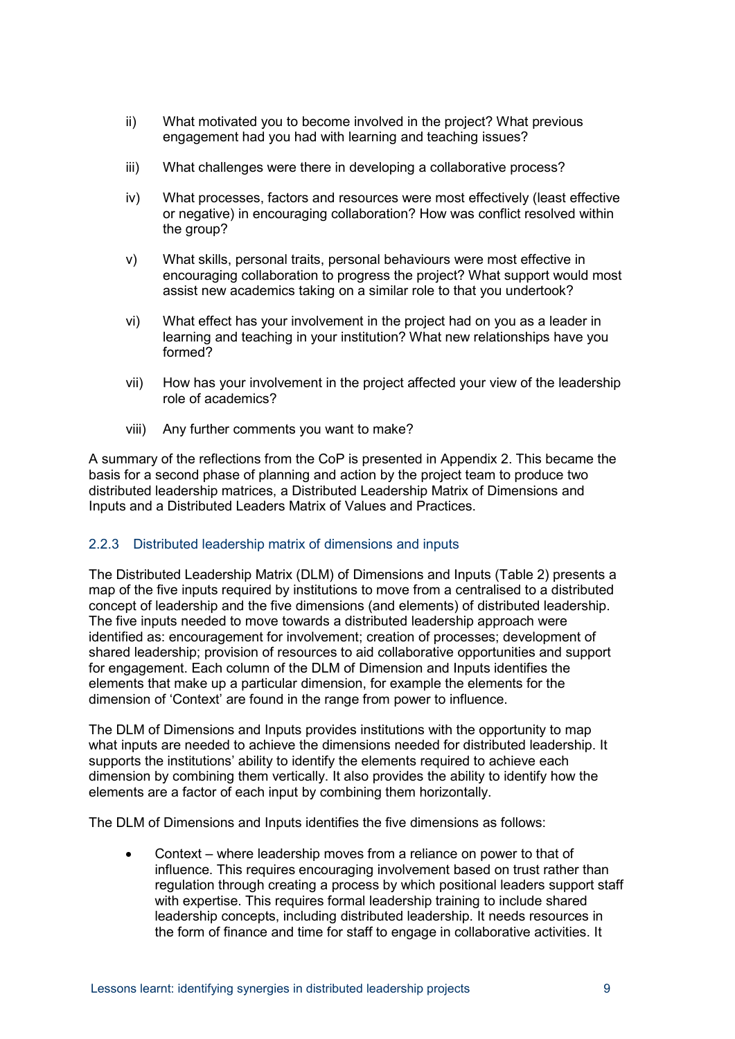ii) What motivated you to become involved in the project? What previous engagement had you had with learning and teaching issues?

iii) What challenges were there in developing a collaborative process?

iv) What processes, factors and resources were most effectively (least effective or negative) in encouraging collaboration? How was conflict resolved within the group?

v) What skills, personal traits, personal behaviours were most effective in encouraging collaboration to progress the project? What support would most assist new academics taking on a similar role to that you undertook?

vi) What effect has your involvement in the project had on you as a leader in learning and teaching in your institution? What new relationships have you formed?

vii) How has your involvement in the project affected your view of the leadership role of academics?

viii) Any further comments you want to make?

A summary of the reflections from the CoP is presented in Appendix 2. This became the basis for a second phase of planning and action by the project team to produce two distributed leadership matrices, a Distributed Leadership Matrix of Dimensions and Inputs and a Distributed Leaders Matrix of Values and Practices.

### 2.2.3 Distributed leadership matrix of dimensions and inputs

The Distributed Leadership Matrix (DLM) of Dimensions and Inputs (Table 2) presents a map of the five inputs required by institutions to move from a centralised to a distributed concept of leadership and the five dimensions (and elements) of distributed leadership. The five inputs needed to move towards a distributed leadership approach were identified as: encouragement for involvement; creation of processes; development of shared leadership; provision of resources to aid collaborative opportunities and support for engagement. Each column of the DLM of Dimension and Inputs identifies the elements that make up a particular dimension, for example the elements for the dimension of 'Context' are found in the range from power to influence.

The DLM of Dimensions and Inputs provides institutions with the opportunity to map what inputs are needed to achieve the dimensions needed for distributed leadership. It supports the institutions' ability to identify the elements required to achieve each dimension by combining them vertically. It also provides the ability to identify how the elements are a factor of each input by combining them horizontally.

The DLM of Dimensions and Inputs identifies the five dimensions as follows:

- Context – where leadership moves from a reliance on power to that of influence. This requires encouraging involvement based on trust rather than regulation through creating a process by which positional leaders support staff with expertise. This requires formal leadership training to include shared leadership concepts, including distributed leadership. It needs resources in the form of finance and time for staff to engage in collaborative activities. It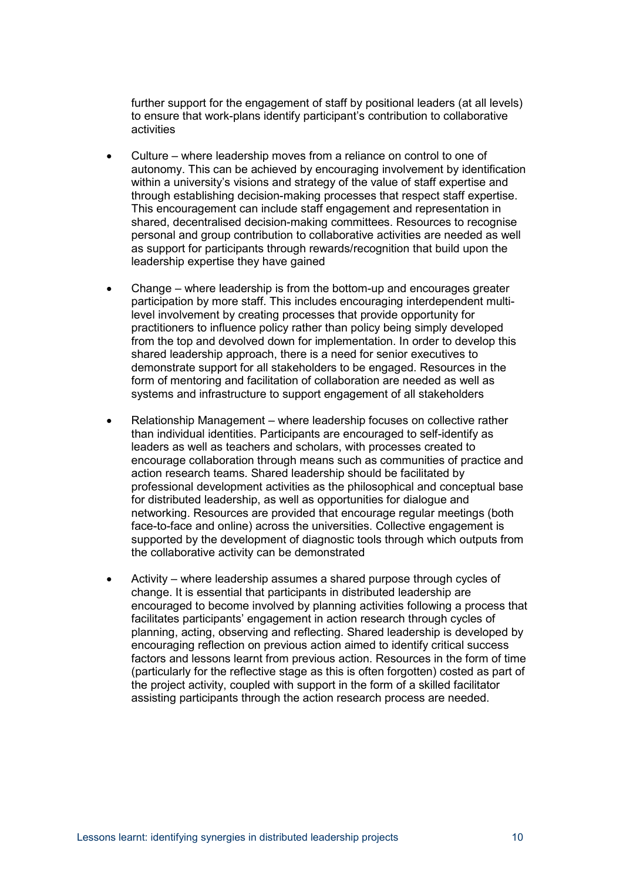further support for the engagement of staff by positional leaders (at all levels) to ensure that work-plans identify participant's contribution to collaborative activities

- Culture – where leadership moves from a reliance on control to one of autonomy. This can be achieved by encouraging involvement by identification within a university's visions and strategy of the value of staff expertise and through establishing decision-making processes that respect staff expertise. This encouragement can include staff engagement and representation in shared, decentralised decision-making committees. Resources to recognise personal and group contribution to collaborative activities are needed as well as support for participants through rewards/recognition that build upon the leadership expertise they have gained

- Change – where leadership is from the bottom-up and encourages greater participation by more staff. This includes encouraging interdependent multi-level involvement by creating processes that provide opportunity for practitioners to influence policy rather than policy being simply developed from the top and devolved down for implementation. In order to develop this shared leadership approach, there is a need for senior executives to demonstrate support for all stakeholders to be engaged. Resources in the form of mentoring and facilitation of collaboration are needed as well as systems and infrastructure to support engagement of all stakeholders

- Relationship Management – where leadership focuses on collective rather than individual identities. Participants are encouraged to self-identify as leaders as well as teachers and scholars, with processes created to encourage collaboration through means such as communities of practice and action research teams. Shared leadership should be facilitated by professional development activities as the philosophical and conceptual base for distributed leadership, as well as opportunities for dialogue and networking. Resources are provided that encourage regular meetings (both face-to-face and online) across the universities. Collective engagement is supported by the development of diagnostic tools through which outputs from the collaborative activity can be demonstrated

- Activity – where leadership assumes a shared purpose through cycles of change. It is essential that participants in distributed leadership are encouraged to become involved by planning activities following a process that facilitates participants' engagement in action research through cycles of planning, acting, observing and reflecting. Shared leadership is developed by encouraging reflection on previous action aimed to identify critical success factors and lessons learnt from previous action. Resources in the form of time (particularly for the reflective stage as this is often forgotten) costed as part of the project activity, coupled with support in the form of a skilled facilitator assisting participants through the action research process are needed.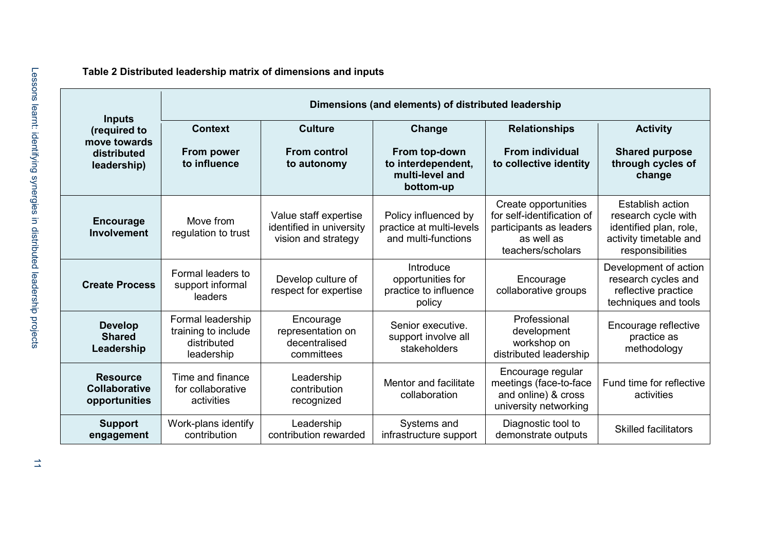**Table 2 Distributed leadership matrix of dimensions and inputs**

| Inputs (required to move towards distributed leadership) | Dimensions (and elements) of distributed leadership | | | | |
|---|---|---|---|---|---|
| | **Context**<br>**From power to influence** | **Culture**<br>**From control to autonomy** | **Change**<br>**From top-down to interdependent, multi-level and bottom-up** | **Relationships**<br>**From individual to collective identity** | **Activity**<br>**Shared purpose through cycles of change** |
| **Encourage Involvement** | Move from regulation to trust | Value staff expertise identified in university vision and strategy | Policy influenced by practice at multi-levels and multi-functions | Create opportunities for self-identification of participants as leaders as well as teachers/scholars | Establish action research cycle with identified plan, role, activity timetable and responsibilities |
| **Create Process** | Formal leaders to support informal leaders | Develop culture of respect for expertise | Introduce opportunities for practice to influence policy | Encourage collaborative groups | Development of action research cycles and reflective practice techniques and tools |
| **Develop Shared Leadership** | Formal leadership training to include distributed leadership | Encourage representation on decentralised committees | Senior executive. support involve all stakeholders | Professional development workshop on distributed leadership | Encourage reflective practice as methodology |
| **Resource Collaborative opportunities** | Time and finance for collaborative activities | Leadership contribution recognized | Mentor and facilitate collaboration | Encourage regular meetings (face-to-face and online) & cross university networking | Fund time for reflective activities |
| **Support engagement** | Work-plans identify contribution | Leadership contribution rewarded | Systems and infrastructure support | Diagnostic tool to demonstrate outputs | Skilled facilitators |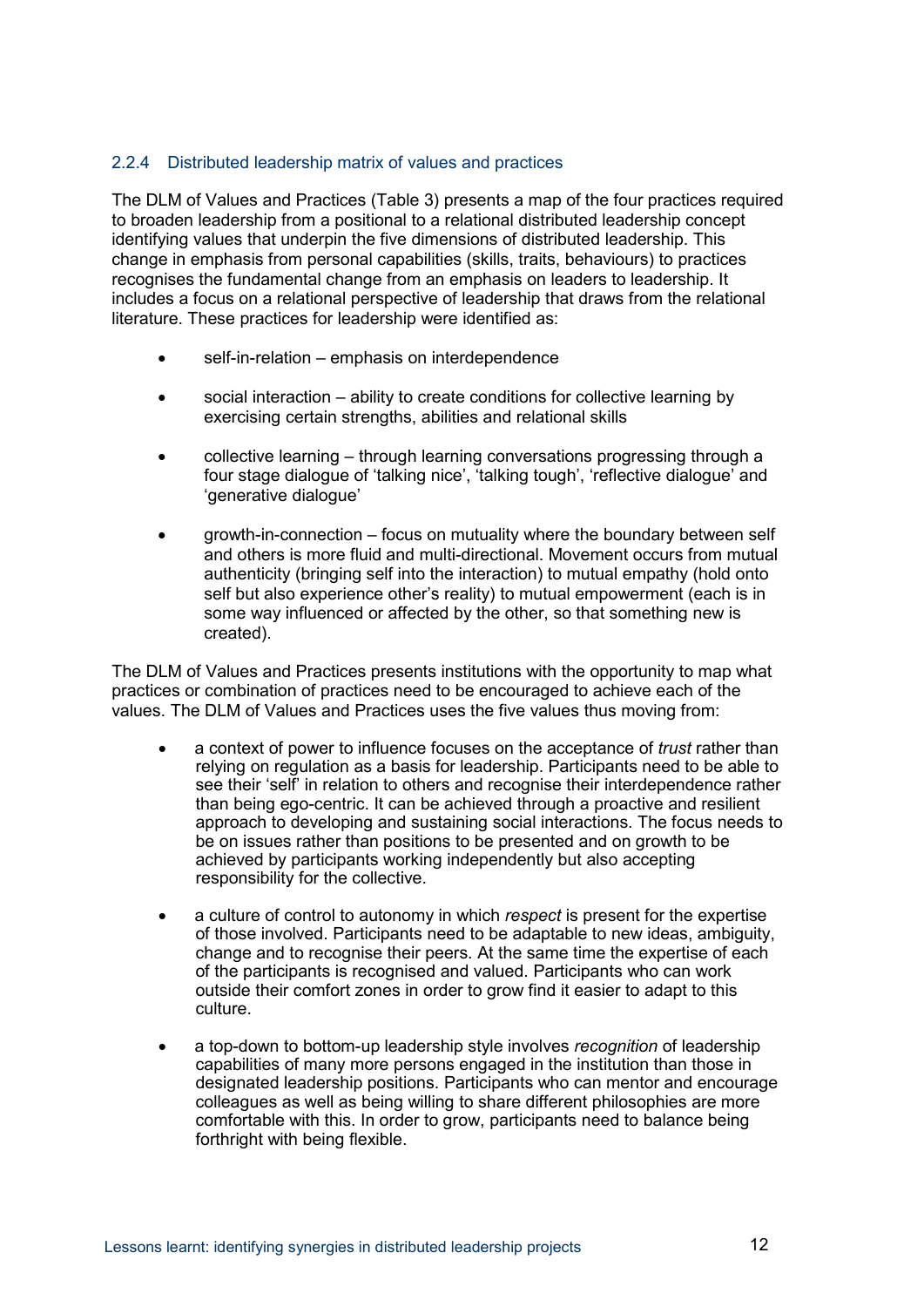### 2.2.4 Distributed leadership matrix of values and practices

The DLM of Values and Practices (Table 3) presents a map of the four practices required to broaden leadership from a positional to a relational distributed leadership concept identifying values that underpin the five dimensions of distributed leadership. This change in emphasis from personal capabilities (skills, traits, behaviours) to practices recognises the fundamental change from an emphasis on leaders to leadership. It includes a focus on a relational perspective of leadership that draws from the relational literature. These practices for leadership were identified as:

- self-in-relation – emphasis on interdependence
- social interaction – ability to create conditions for collective learning by exercising certain strengths, abilities and relational skills
- collective learning – through learning conversations progressing through a four stage dialogue of 'talking nice', 'talking tough', 'reflective dialogue' and 'generative dialogue'
- growth-in-connection – focus on mutuality where the boundary between self and others is more fluid and multi-directional. Movement occurs from mutual authenticity (bringing self into the interaction) to mutual empathy (hold onto self but also experience other's reality) to mutual empowerment (each is in some way influenced or affected by the other, so that something new is created).

The DLM of Values and Practices presents institutions with the opportunity to map what practices or combination of practices need to be encouraged to achieve each of the values. The DLM of Values and Practices uses the five values thus moving from:

- a context of power to influence focuses on the acceptance of *trust* rather than relying on regulation as a basis for leadership. Participants need to be able to see their 'self' in relation to others and recognise their interdependence rather than being ego-centric. It can be achieved through a proactive and resilient approach to developing and sustaining social interactions. The focus needs to be on issues rather than positions to be presented and on growth to be achieved by participants working independently but also accepting responsibility for the collective.
- a culture of control to autonomy in which *respect* is present for the expertise of those involved. Participants need to be adaptable to new ideas, ambiguity, change and to recognise their peers. At the same time the expertise of each of the participants is recognised and valued. Participants who can work outside their comfort zones in order to grow find it easier to adapt to this culture.
- a top-down to bottom-up leadership style involves *recognition* of leadership capabilities of many more persons engaged in the institution than those in designated leadership positions. Participants who can mentor and encourage colleagues as well as being willing to share different philosophies are more comfortable with this. In order to grow, participants need to balance being forthright with being flexible.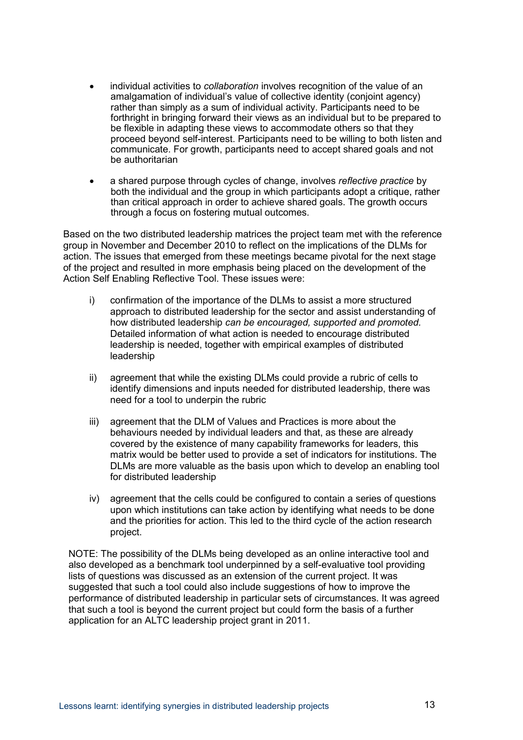- individual activities to *collaboration* involves recognition of the value of an amalgamation of individual's value of collective identity (conjoint agency) rather than simply as a sum of individual activity. Participants need to be forthright in bringing forward their views as an individual but to be prepared to be flexible in adapting these views to accommodate others so that they proceed beyond self-interest. Participants need to be willing to both listen and communicate. For growth, participants need to accept shared goals and not be authoritarian

- a shared purpose through cycles of change, involves *reflective practice* by both the individual and the group in which participants adopt a critique, rather than critical approach in order to achieve shared goals. The growth occurs through a focus on fostering mutual outcomes.

Based on the two distributed leadership matrices the project team met with the reference group in November and December 2010 to reflect on the implications of the DLMs for action. The issues that emerged from these meetings became pivotal for the next stage of the project and resulted in more emphasis being placed on the development of the Action Self Enabling Reflective Tool. These issues were:

i) confirmation of the importance of the DLMs to assist a more structured approach to distributed leadership for the sector and assist understanding of how distributed leadership *can be encouraged, supported and promoted.* Detailed information of what action is needed to encourage distributed leadership is needed, together with empirical examples of distributed leadership

ii) agreement that while the existing DLMs could provide a rubric of cells to identify dimensions and inputs needed for distributed leadership, there was need for a tool to underpin the rubric

iii) agreement that the DLM of Values and Practices is more about the behaviours needed by individual leaders and that, as these are already covered by the existence of many capability frameworks for leaders, this matrix would be better used to provide a set of indicators for institutions. The DLMs are more valuable as the basis upon which to develop an enabling tool for distributed leadership

iv) agreement that the cells could be configured to contain a series of questions upon which institutions can take action by identifying what needs to be done and the priorities for action. This led to the third cycle of the action research project.

NOTE: The possibility of the DLMs being developed as an online interactive tool and also developed as a benchmark tool underpinned by a self-evaluative tool providing lists of questions was discussed as an extension of the current project. It was suggested that such a tool could also include suggestions of how to improve the performance of distributed leadership in particular sets of circumstances. It was agreed that such a tool is beyond the current project but could form the basis of a further application for an ALTC leadership project grant in 2011.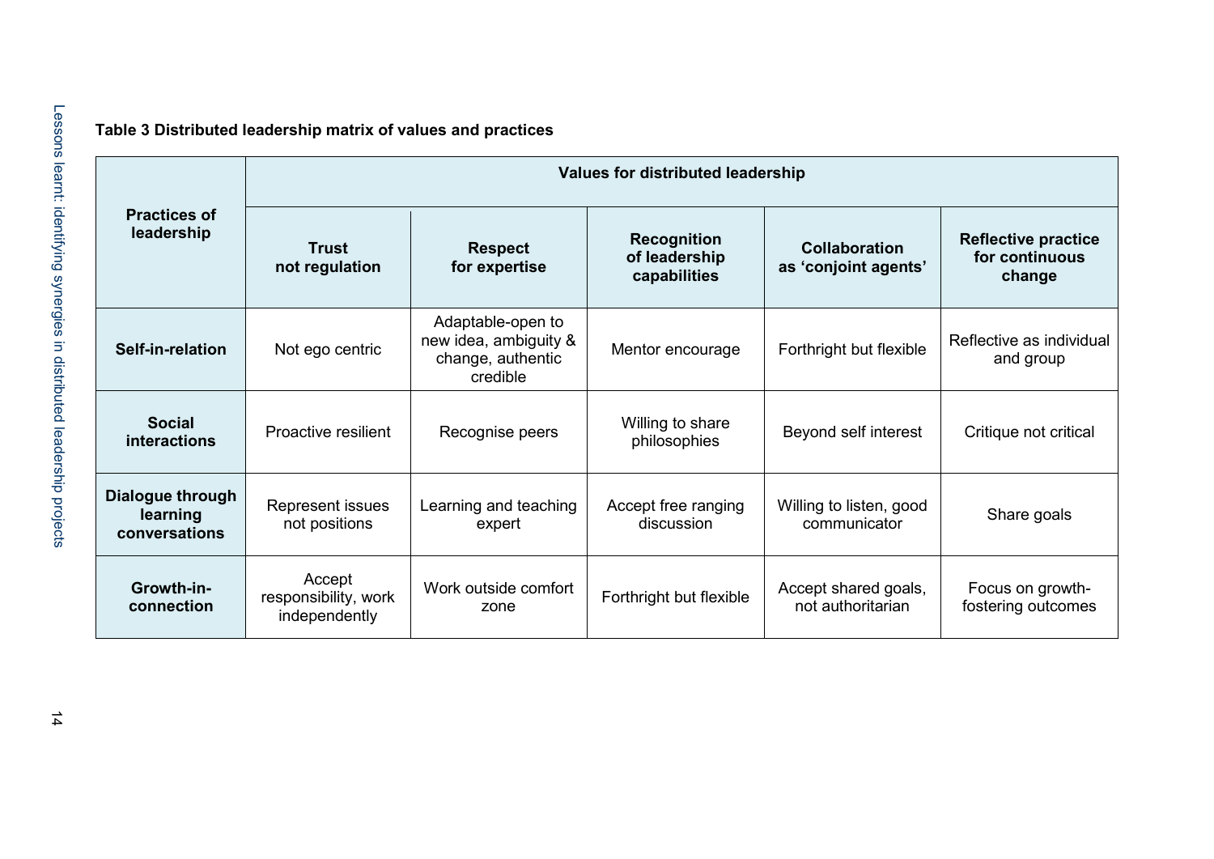**Table 3 Distributed leadership matrix of values and practices**

| Practices of leadership | Values for distributed leadership | | | | |
|---|---|---|---|---|---|
| | **Trust not regulation** | **Respect for expertise** | **Recognition of leadership capabilities** | **Collaboration as 'conjoint agents'** | **Reflective practice for continuous change** |
| **Self-in-relation** | Not ego centric | Adaptable-open to new idea, ambiguity & change, authentic credible | Mentor encourage | Forthright but flexible | Reflective as individual and group |
| **Social interactions** | Proactive resilient | Recognise peers | Willing to share philosophies | Beyond self interest | Critique not critical |
| **Dialogue through learning conversations** | Represent issues not positions | Learning and teaching expert | Accept free ranging discussion | Willing to listen, good communicator | Share goals |
| **Growth-in-connection** | Accept responsibility, work independently | Work outside comfort zone | Forthright but flexible | Accept shared goals, not authoritarian | Focus on growth-fostering outcomes |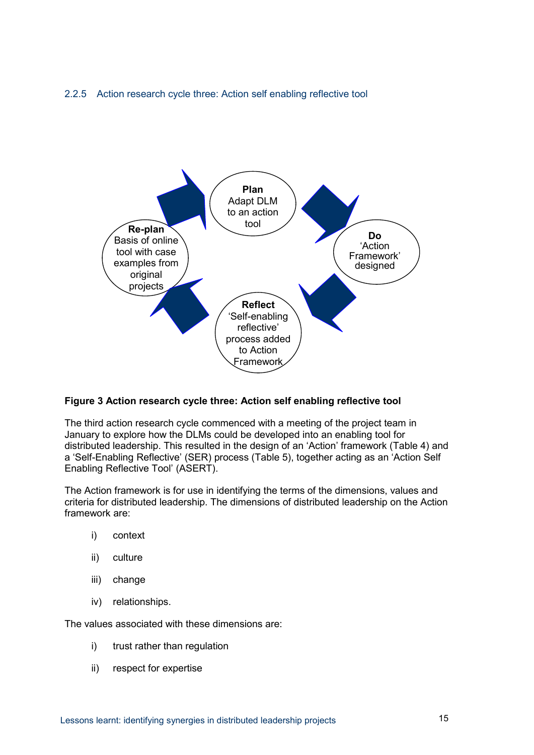### 2.2.5 Action research cycle three: Action self enabling reflective tool

**Plan**
Adapt DLM to an action tool

**Do**
'Action Framework' designed

**Reflect**
'Self-enabling reflective' process added to Action Framework

**Re-plan**
Basis of online tool with case examples from original projects

**Figure 3 Action research cycle three: Action self enabling reflective tool**

The third action research cycle commenced with a meeting of the project team in January to explore how the DLMs could be developed into an enabling tool for distributed leadership. This resulted in the design of an 'Action' framework (Table 4) and a 'Self-Enabling Reflective' (SER) process (Table 5), together acting as an 'Action Self Enabling Reflective Tool' (ASERT).

The Action framework is for use in identifying the terms of the dimensions, values and criteria for distributed leadership. The dimensions of distributed leadership on the Action framework are:

i) context

ii) culture

iii) change

iv) relationships.

The values associated with these dimensions are:

i) trust rather than regulation

ii) respect for expertise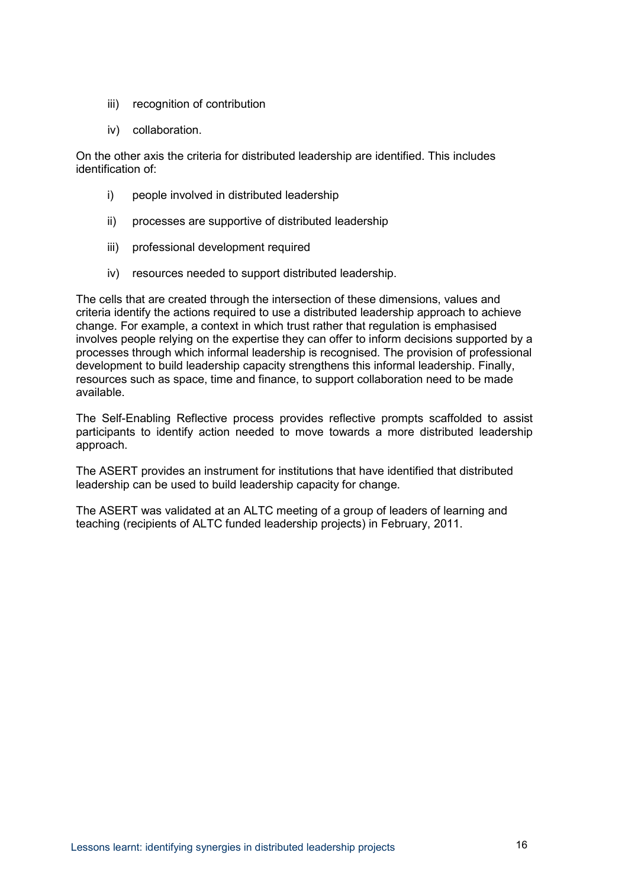iii) recognition of contribution

iv) collaboration.

On the other axis the criteria for distributed leadership are identified. This includes identification of:

i) people involved in distributed leadership

ii) processes are supportive of distributed leadership

iii) professional development required

iv) resources needed to support distributed leadership.

The cells that are created through the intersection of these dimensions, values and criteria identify the actions required to use a distributed leadership approach to achieve change. For example, a context in which trust rather that regulation is emphasised involves people relying on the expertise they can offer to inform decisions supported by a processes through which informal leadership is recognised. The provision of professional development to build leadership capacity strengthens this informal leadership. Finally, resources such as space, time and finance, to support collaboration need to be made available.

The Self-Enabling Reflective process provides reflective prompts scaffolded to assist participants to identify action needed to move towards a more distributed leadership approach.

The ASERT provides an instrument for institutions that have identified that distributed leadership can be used to build leadership capacity for change.

The ASERT was validated at an ALTC meeting of a group of leaders of learning and teaching (recipients of ALTC funded leadership projects) in February, 2011.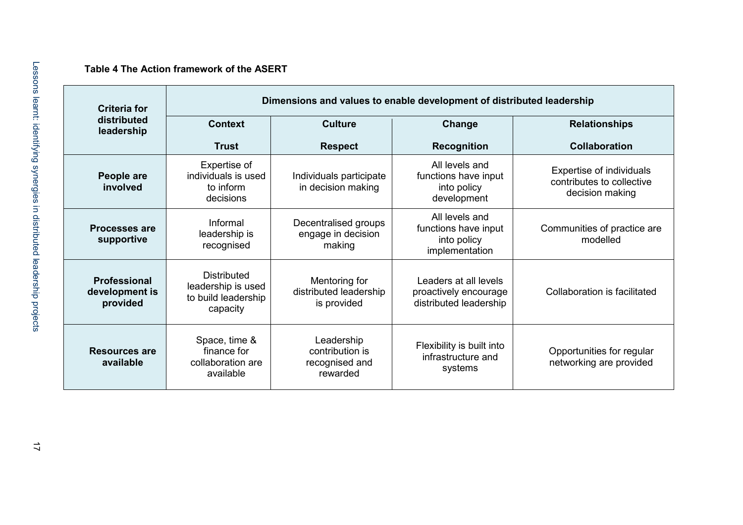**Table 4 The Action framework of the ASERT**

| Criteria for distributed leadership | Dimensions and values to enable development of distributed leadership | | | |
|---|---|---|---|---|
| | **Context**<br>**Trust** | **Culture**<br>**Respect** | **Change**<br>**Recognition** | **Relationships**<br>**Collaboration** |
| **People are involved** | Expertise of individuals is used to inform decisions | Individuals participate in decision making | All levels and functions have input into policy development | Expertise of individuals contributes to collective decision making |
| **Processes are supportive** | Informal leadership is recognised | Decentralised groups engage in decision making | All levels and functions have input into policy implementation | Communities of practice are modelled |
| **Professional development is provided** | Distributed leadership is used to build leadership capacity | Mentoring for distributed leadership is provided | Leaders at all levels proactively encourage distributed leadership | Collaboration is facilitated |
| **Resources are available** | Space, time & finance for collaboration are available | Leadership contribution is recognised and rewarded | Flexibility is built into infrastructure and systems | Opportunities for regular networking are provided |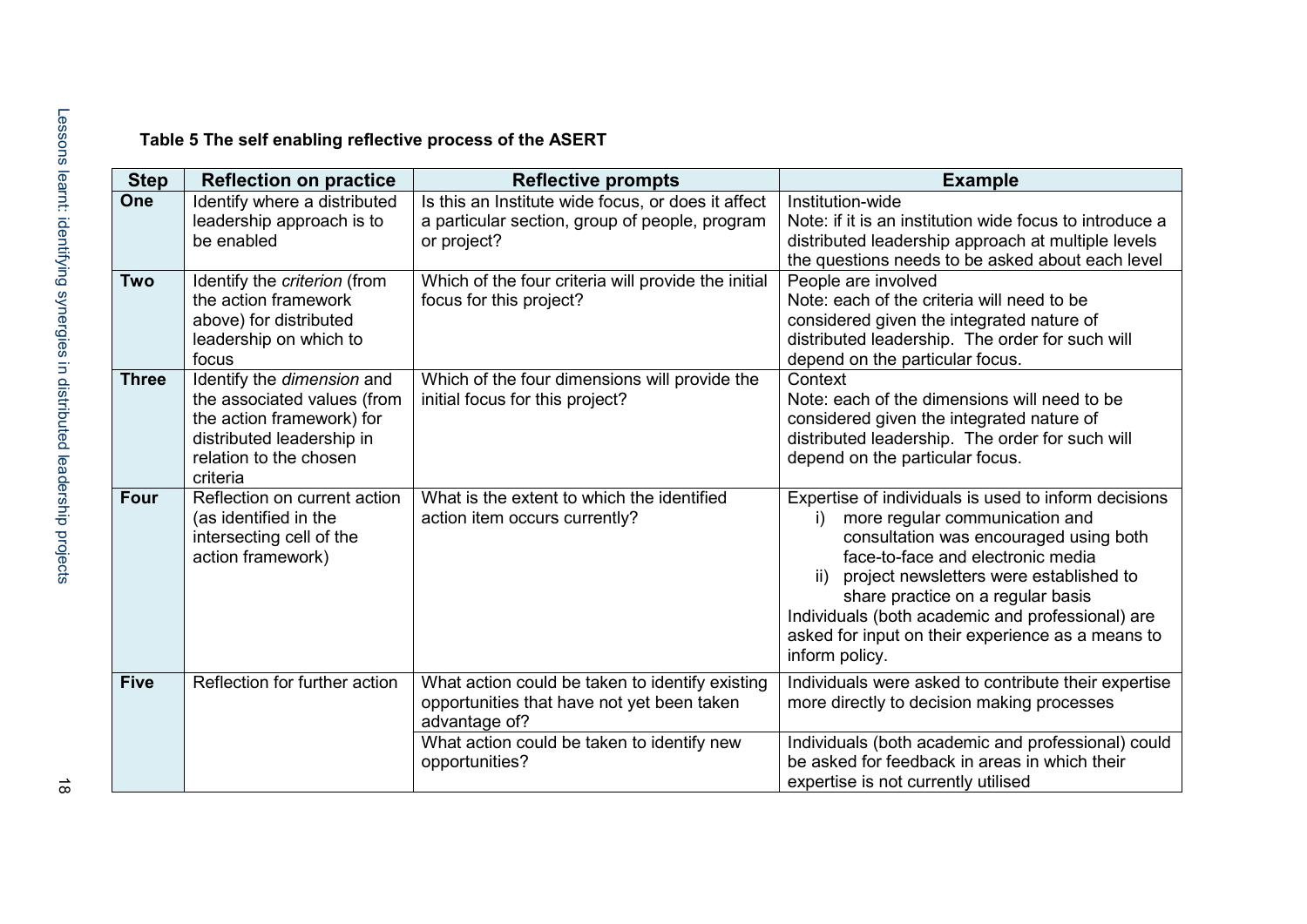**Table 5 The self enabling reflective process of the ASERT**

| Step | Reflection on practice | Reflective prompts | Example |
|---|---|---|---|
| **One** | Identify where a distributed leadership approach is to be enabled | Is this an Institute wide focus, or does it affect a particular section, group of people, program or project? | Institution-wide<br>Note: if it is an institution wide focus to introduce a distributed leadership approach at multiple levels the questions needs to be asked about each level |
| **Two** | Identify the *criterion* (from the action framework above) for distributed leadership on which to focus | Which of the four criteria will provide the initial focus for this project? | People are involved<br>Note: each of the criteria will need to be considered given the integrated nature of distributed leadership. The order for such will depend on the particular focus. |
| **Three** | Identify the *dimension* and the associated values (from the action framework) for distributed leadership in relation to the chosen criteria | Which of the four dimensions will provide the initial focus for this project? | Context<br>Note: each of the dimensions will need to be considered given the integrated nature of distributed leadership. The order for such will depend on the particular focus. |
| **Four** | Reflection on current action (as identified in the intersecting cell of the action framework) | What is the extent to which the identified action item occurs currently? | Expertise of individuals is used to inform decisions<br>i) more regular communication and consultation was encouraged using both face-to-face and electronic media<br>ii) project newsletters were established to share practice on a regular basis<br>Individuals (both academic and professional) are asked for input on their experience as a means to inform policy. |
| **Five** | Reflection for further action | What action could be taken to identify existing opportunities that have not yet been taken advantage of? | Individuals were asked to contribute their expertise more directly to decision making processes |
| | | What action could be taken to identify new opportunities? | Individuals (both academic and professional) could be asked for feedback in areas in which their expertise is not currently utilised |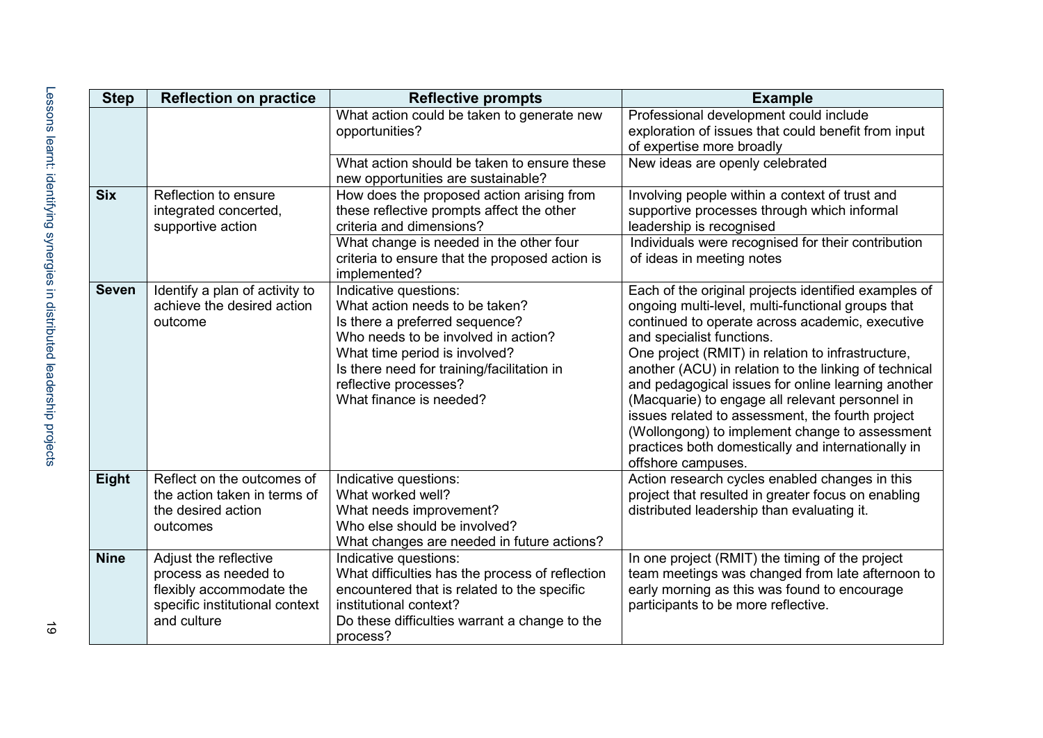| Step | Reflection on practice | Reflective prompts | Example |
|---|---|---|---|
| | | What action could be taken to generate new opportunities? | Professional development could include exploration of issues that could benefit from input of expertise more broadly |
| | | What action should be taken to ensure these new opportunities are sustainable? | New ideas are openly celebrated |
| **Six** | Reflection to ensure integrated concerted, supportive action | How does the proposed action arising from these reflective prompts affect the other criteria and dimensions? | Involving people within a context of trust and supportive processes through which informal leadership is recognised |
| | | What change is needed in the other four criteria to ensure that the proposed action is implemented? | Individuals were recognised for their contribution of ideas in meeting notes |
| **Seven** | Identify a plan of activity to achieve the desired action outcome | Indicative questions:<br>What action needs to be taken?<br>Is there a preferred sequence?<br>Who needs to be involved in action?<br>What time period is involved?<br>Is there need for training/facilitation in reflective processes?<br>What finance is needed? | Each of the original projects identified examples of ongoing multi-level, multi-functional groups that continued to operate across academic, executive and specialist functions.<br>One project (RMIT) in relation to infrastructure, another (ACU) in relation to the linking of technical and pedagogical issues for online learning another (Macquarie) to engage all relevant personnel in issues related to assessment, the fourth project (Wollongong) to implement change to assessment practices both domestically and internationally in offshore campuses. |
| **Eight** | Reflect on the outcomes of the action taken in terms of the desired action outcomes | Indicative questions:<br>What worked well?<br>What needs improvement?<br>Who else should be involved?<br>What changes are needed in future actions? | Action research cycles enabled changes in this project that resulted in greater focus on enabling distributed leadership than evaluating it. |
| **Nine** | Adjust the reflective process as needed to flexibly accommodate the specific institutional context and culture | Indicative questions:<br>What difficulties has the process of reflection encountered that is related to the specific institutional context?<br>Do these difficulties warrant a change to the process? | In one project (RMIT) the timing of the project team meetings was changed from late afternoon to early morning as this was found to encourage participants to be more reflective. |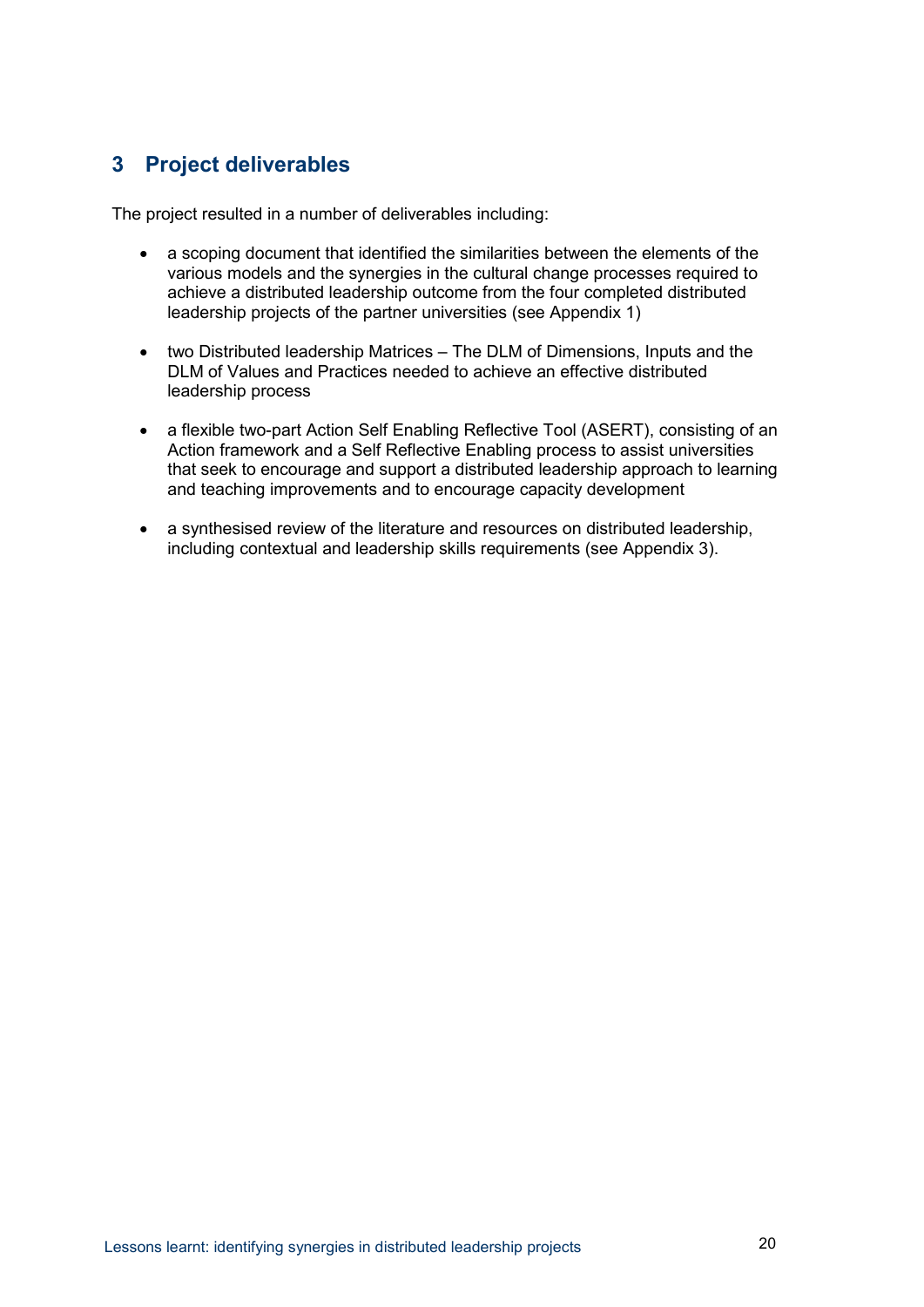## 3 Project deliverables

The project resulted in a number of deliverables including:

- a scoping document that identified the similarities between the elements of the various models and the synergies in the cultural change processes required to achieve a distributed leadership outcome from the four completed distributed leadership projects of the partner universities (see Appendix 1)

- two Distributed leadership Matrices – The DLM of Dimensions, Inputs and the DLM of Values and Practices needed to achieve an effective distributed leadership process

- a flexible two-part Action Self Enabling Reflective Tool (ASERT), consisting of an Action framework and a Self Reflective Enabling process to assist universities that seek to encourage and support a distributed leadership approach to learning and teaching improvements and to encourage capacity development

- a synthesised review of the literature and resources on distributed leadership, including contextual and leadership skills requirements (see Appendix 3).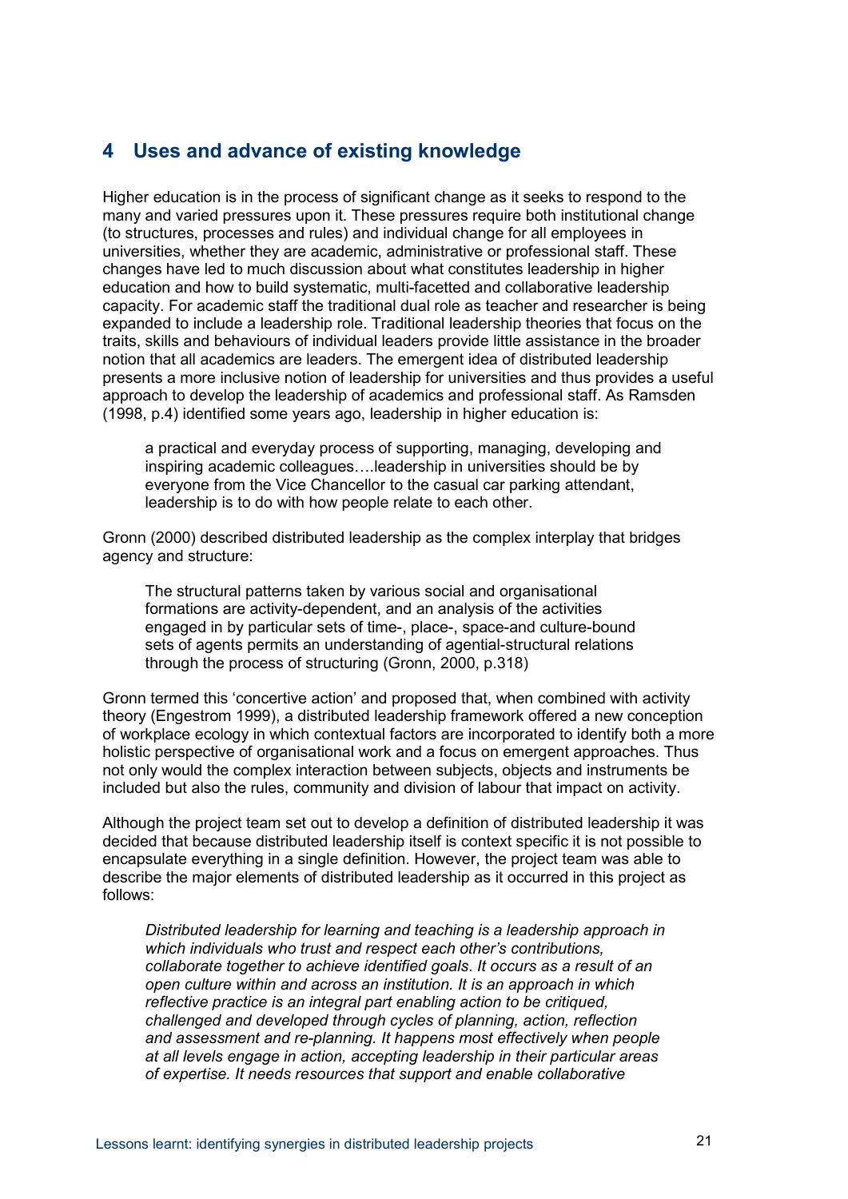## 4 Uses and advance of existing knowledge

Higher education is in the process of significant change as it seeks to respond to the many and varied pressures upon it. These pressures require both institutional change (to structures, processes and rules) and individual change for all employees in universities, whether they are academic, administrative or professional staff. These changes have led to much discussion about what constitutes leadership in higher education and how to build systematic, multi-facetted and collaborative leadership capacity. For academic staff the traditional dual role as teacher and researcher is being expanded to include a leadership role. Traditional leadership theories that focus on the traits, skills and behaviours of individual leaders provide little assistance in the broader notion that all academics are leaders. The emergent idea of distributed leadership presents a more inclusive notion of leadership for universities and thus provides a useful approach to develop the leadership of academics and professional staff. As Ramsden (1998, p.4) identified some years ago, leadership in higher education is:

> a practical and everyday process of supporting, managing, developing and inspiring academic colleagues….leadership in universities should be by everyone from the Vice Chancellor to the casual car parking attendant, leadership is to do with how people relate to each other.

Gronn (2000) described distributed leadership as the complex interplay that bridges agency and structure:

> The structural patterns taken by various social and organisational formations are activity-dependent, and an analysis of the activities engaged in by particular sets of time-, place-, space-and culture-bound sets of agents permits an understanding of agential-structural relations through the process of structuring (Gronn, 2000, p.318)

Gronn termed this 'concertive action' and proposed that, when combined with activity theory (Engestrom 1999), a distributed leadership framework offered a new conception of workplace ecology in which contextual factors are incorporated to identify both a more holistic perspective of organisational work and a focus on emergent approaches. Thus not only would the complex interaction between subjects, objects and instruments be included but also the rules, community and division of labour that impact on activity.

Although the project team set out to develop a definition of distributed leadership it was decided that because distributed leadership itself is context specific it is not possible to encapsulate everything in a single definition. However, the project team was able to describe the major elements of distributed leadership as it occurred in this project as follows:

> *Distributed leadership for learning and teaching is a leadership approach in which individuals who trust and respect each other's contributions, collaborate together to achieve identified goals. It occurs as a result of an open culture within and across an institution. It is an approach in which reflective practice is an integral part enabling action to be critiqued, challenged and developed through cycles of planning, action, reflection and assessment and re-planning. It happens most effectively when people at all levels engage in action, accepting leadership in their particular areas of expertise. It needs resources that support and enable collaborative*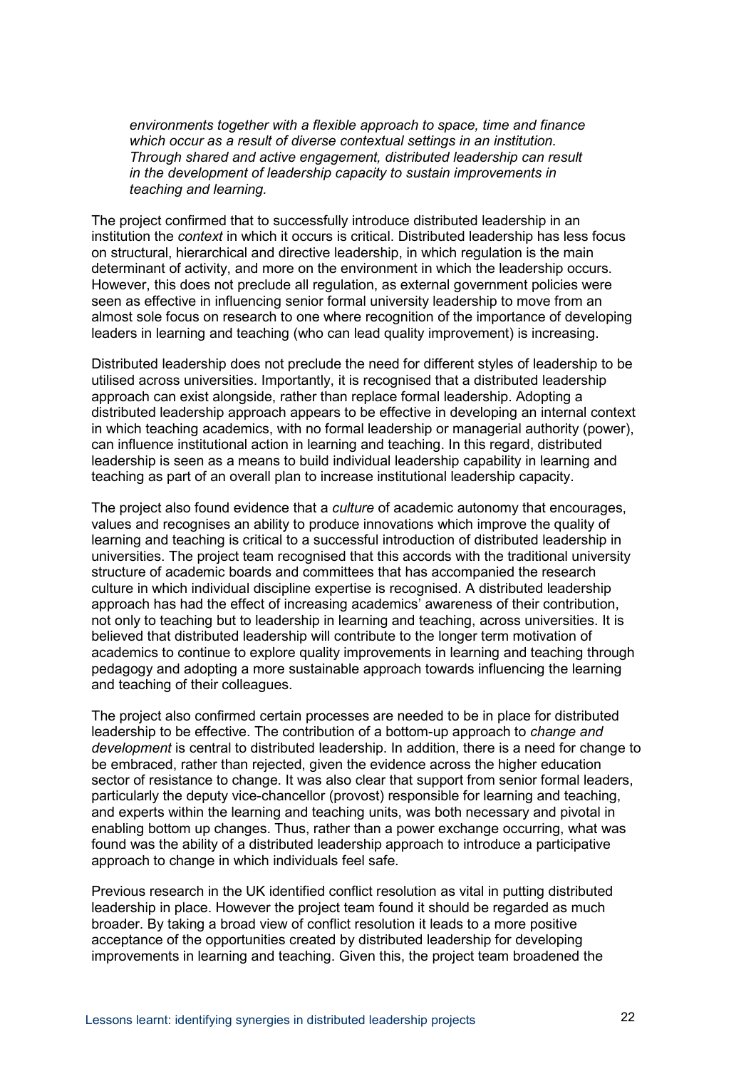*environments together with a flexible approach to space, time and finance which occur as a result of diverse contextual settings in an institution. Through shared and active engagement, distributed leadership can result in the development of leadership capacity to sustain improvements in teaching and learning.*

The project confirmed that to successfully introduce distributed leadership in an institution the *context* in which it occurs is critical. Distributed leadership has less focus on structural, hierarchical and directive leadership, in which regulation is the main determinant of activity, and more on the environment in which the leadership occurs. However, this does not preclude all regulation, as external government policies were seen as effective in influencing senior formal university leadership to move from an almost sole focus on research to one where recognition of the importance of developing leaders in learning and teaching (who can lead quality improvement) is increasing.

Distributed leadership does not preclude the need for different styles of leadership to be utilised across universities. Importantly, it is recognised that a distributed leadership approach can exist alongside, rather than replace formal leadership. Adopting a distributed leadership approach appears to be effective in developing an internal context in which teaching academics, with no formal leadership or managerial authority (power), can influence institutional action in learning and teaching. In this regard, distributed leadership is seen as a means to build individual leadership capability in learning and teaching as part of an overall plan to increase institutional leadership capacity.

The project also found evidence that a *culture* of academic autonomy that encourages, values and recognises an ability to produce innovations which improve the quality of learning and teaching is critical to a successful introduction of distributed leadership in universities. The project team recognised that this accords with the traditional university structure of academic boards and committees that has accompanied the research culture in which individual discipline expertise is recognised. A distributed leadership approach has had the effect of increasing academics' awareness of their contribution, not only to teaching but to leadership in learning and teaching, across universities. It is believed that distributed leadership will contribute to the longer term motivation of academics to continue to explore quality improvements in learning and teaching through pedagogy and adopting a more sustainable approach towards influencing the learning and teaching of their colleagues.

The project also confirmed certain processes are needed to be in place for distributed leadership to be effective. The contribution of a bottom-up approach to *change and development* is central to distributed leadership. In addition, there is a need for change to be embraced, rather than rejected, given the evidence across the higher education sector of resistance to change. It was also clear that support from senior formal leaders, particularly the deputy vice-chancellor (provost) responsible for learning and teaching, and experts within the learning and teaching units, was both necessary and pivotal in enabling bottom up changes. Thus, rather than a power exchange occurring, what was found was the ability of a distributed leadership approach to introduce a participative approach to change in which individuals feel safe.

Previous research in the UK identified conflict resolution as vital in putting distributed leadership in place. However the project team found it should be regarded as much broader. By taking a broad view of conflict resolution it leads to a more positive acceptance of the opportunities created by distributed leadership for developing improvements in learning and teaching. Given this, the project team broadened the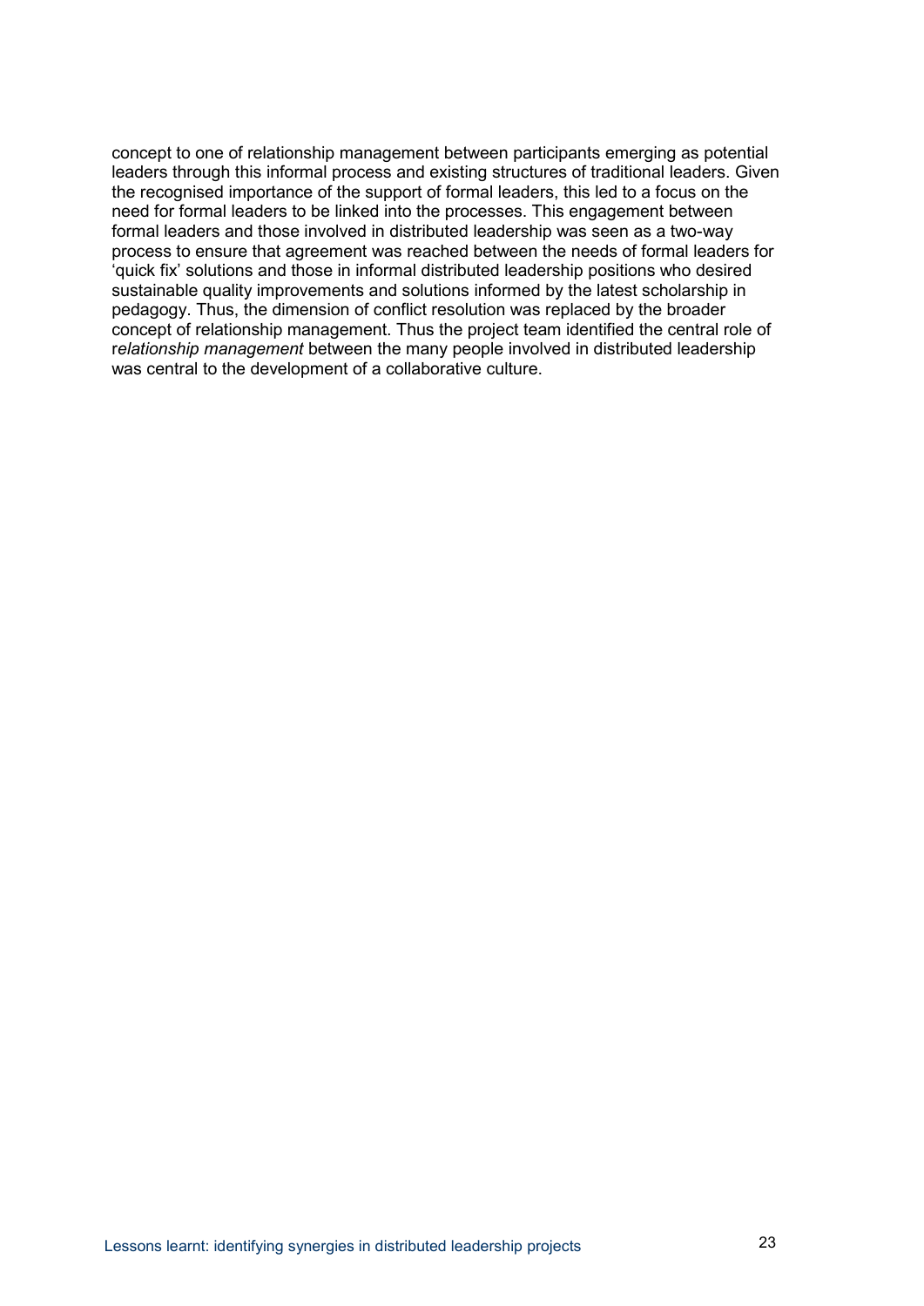concept to one of relationship management between participants emerging as potential leaders through this informal process and existing structures of traditional leaders. Given the recognised importance of the support of formal leaders, this led to a focus on the need for formal leaders to be linked into the processes. This engagement between formal leaders and those involved in distributed leadership was seen as a two-way process to ensure that agreement was reached between the needs of formal leaders for 'quick fix' solutions and those in informal distributed leadership positions who desired sustainable quality improvements and solutions informed by the latest scholarship in pedagogy. Thus, the dimension of conflict resolution was replaced by the broader concept of relationship management. Thus the project team identified the central role of r*elationship management* between the many people involved in distributed leadership was central to the development of a collaborative culture.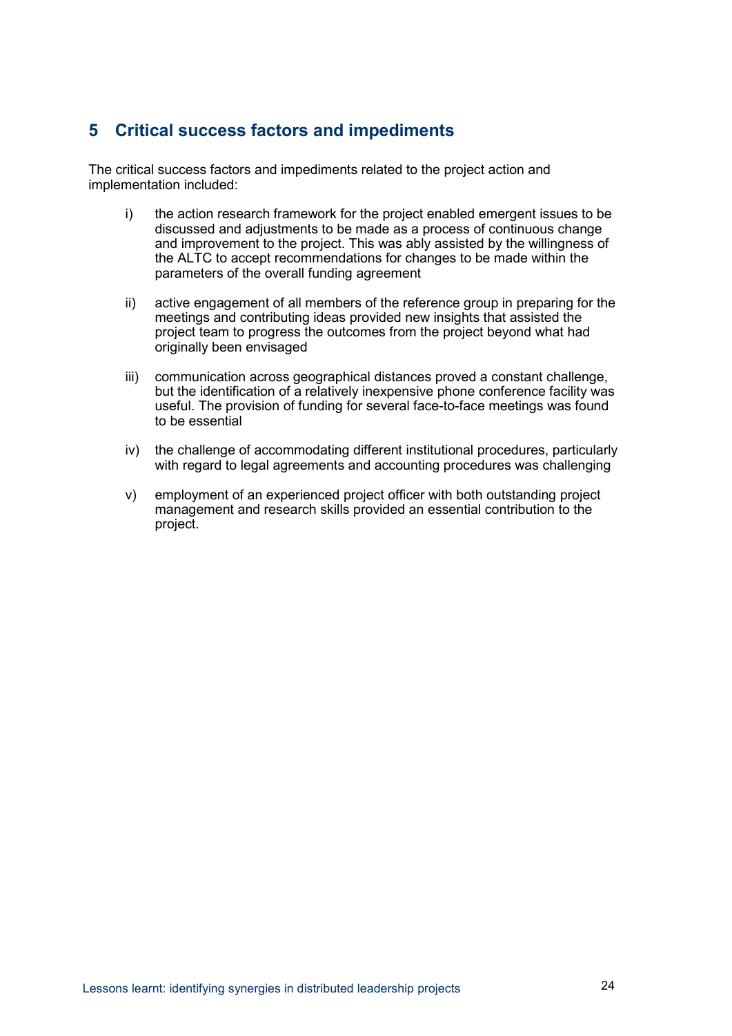## 5 Critical success factors and impediments

The critical success factors and impediments related to the project action and implementation included:

i) the action research framework for the project enabled emergent issues to be discussed and adjustments to be made as a process of continuous change and improvement to the project. This was ably assisted by the willingness of the ALTC to accept recommendations for changes to be made within the parameters of the overall funding agreement

ii) active engagement of all members of the reference group in preparing for the meetings and contributing ideas provided new insights that assisted the project team to progress the outcomes from the project beyond what had originally been envisaged

iii) communication across geographical distances proved a constant challenge, but the identification of a relatively inexpensive phone conference facility was useful. The provision of funding for several face-to-face meetings was found to be essential

iv) the challenge of accommodating different institutional procedures, particularly with regard to legal agreements and accounting procedures was challenging

v) employment of an experienced project officer with both outstanding project management and research skills provided an essential contribution to the project.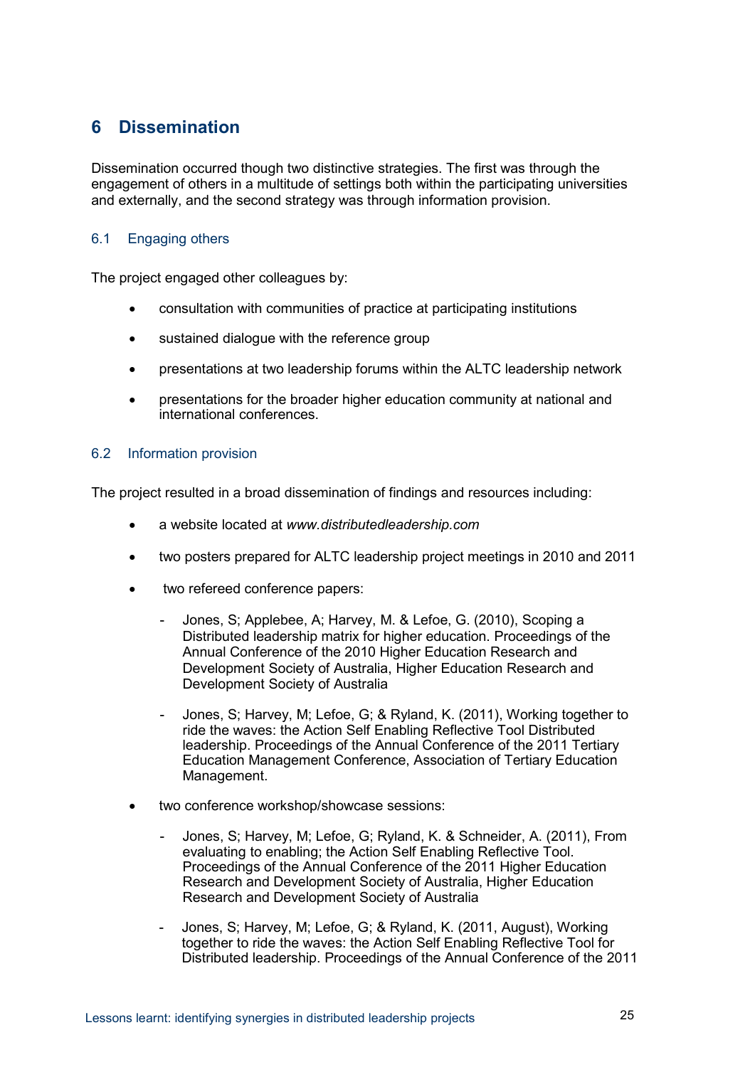# 6 Dissemination

Dissemination occurred though two distinctive strategies. The first was through the engagement of others in a multitude of settings both within the participating universities and externally, and the second strategy was through information provision.

## 6.1 Engaging others

The project engaged other colleagues by:

- consultation with communities of practice at participating institutions
- sustained dialogue with the reference group
- presentations at two leadership forums within the ALTC leadership network
- presentations for the broader higher education community at national and international conferences.

## 6.2 Information provision

The project resulted in a broad dissemination of findings and resources including:

- a website located at *www.distributedleadership.com*
- two posters prepared for ALTC leadership project meetings in 2010 and 2011
- two refereed conference papers:
  - Jones, S; Applebee, A; Harvey, M. & Lefoe, G. (2010), Scoping a Distributed leadership matrix for higher education. Proceedings of the Annual Conference of the 2010 Higher Education Research and Development Society of Australia, Higher Education Research and Development Society of Australia
  - Jones, S; Harvey, M; Lefoe, G; & Ryland, K. (2011), Working together to ride the waves: the Action Self Enabling Reflective Tool Distributed leadership. Proceedings of the Annual Conference of the 2011 Tertiary Education Management Conference, Association of Tertiary Education Management.
- two conference workshop/showcase sessions:
  - Jones, S; Harvey, M; Lefoe, G; Ryland, K. & Schneider, A. (2011), From evaluating to enabling; the Action Self Enabling Reflective Tool. Proceedings of the Annual Conference of the 2011 Higher Education Research and Development Society of Australia, Higher Education Research and Development Society of Australia
  - Jones, S; Harvey, M; Lefoe, G; & Ryland, K. (2011, August), Working together to ride the waves: the Action Self Enabling Reflective Tool for Distributed leadership. Proceedings of the Annual Conference of the 2011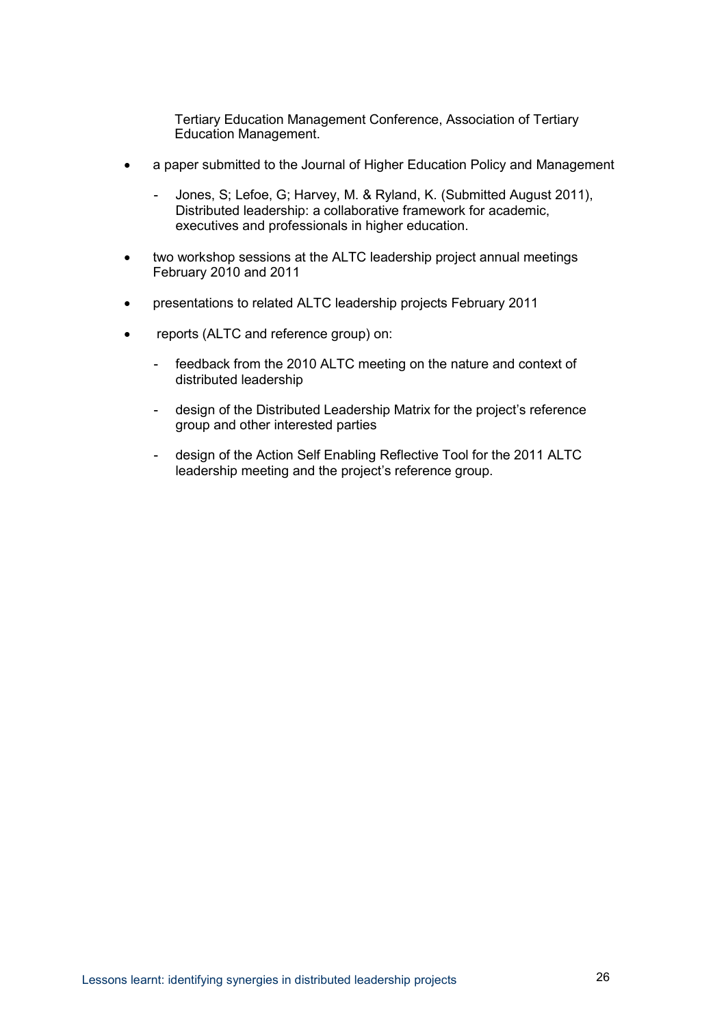Tertiary Education Management Conference, Association of Tertiary Education Management.

- a paper submitted to the Journal of Higher Education Policy and Management
  - Jones, S; Lefoe, G; Harvey, M. & Ryland, K. (Submitted August 2011), Distributed leadership: a collaborative framework for academic, executives and professionals in higher education.
- two workshop sessions at the ALTC leadership project annual meetings February 2010 and 2011
- presentations to related ALTC leadership projects February 2011
- reports (ALTC and reference group) on:
  - feedback from the 2010 ALTC meeting on the nature and context of distributed leadership
  - design of the Distributed Leadership Matrix for the project's reference group and other interested parties
  - design of the Action Self Enabling Reflective Tool for the 2011 ALTC leadership meeting and the project's reference group.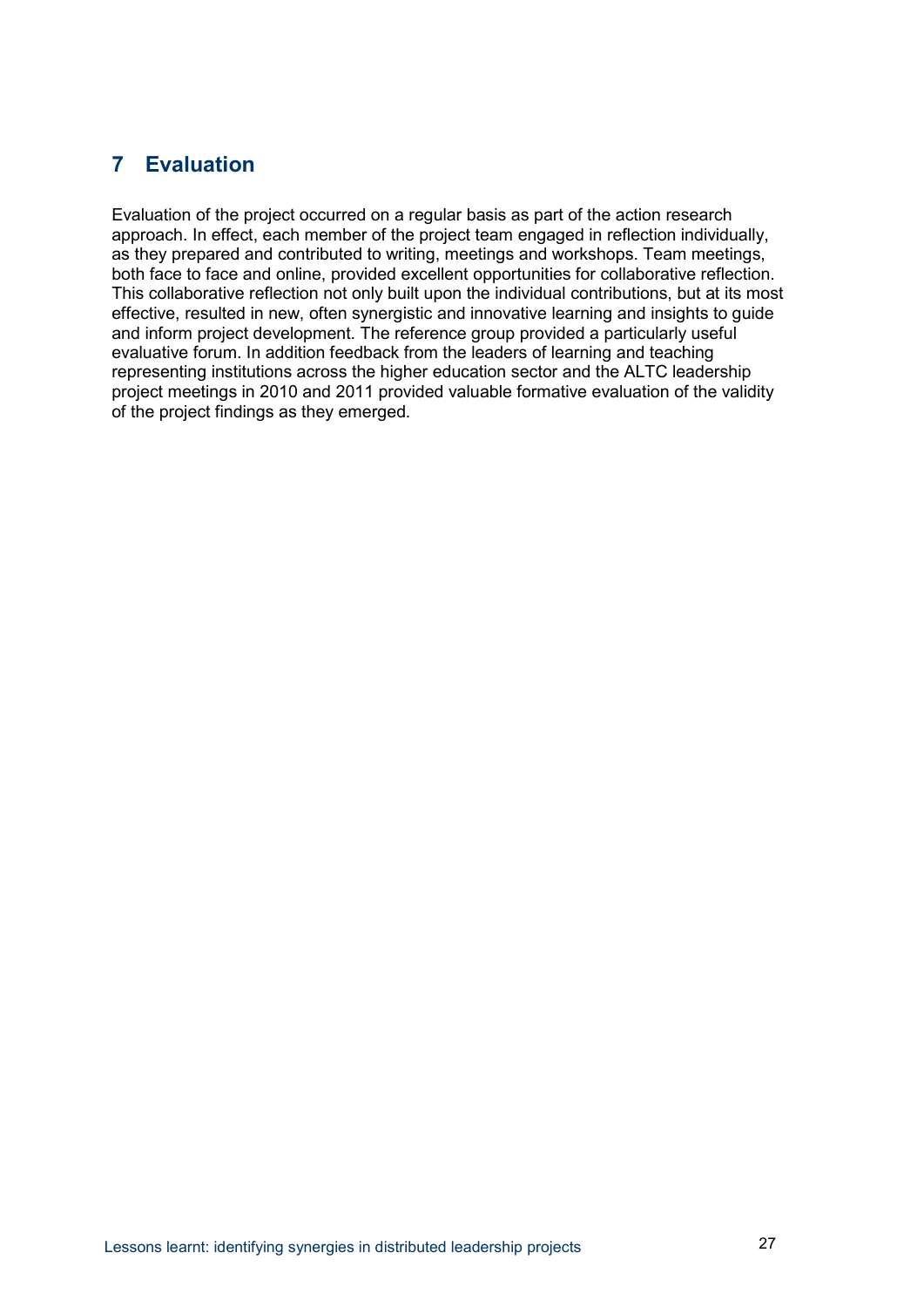# 7 Evaluation

Evaluation of the project occurred on a regular basis as part of the action research approach. In effect, each member of the project team engaged in reflection individually, as they prepared and contributed to writing, meetings and workshops. Team meetings, both face to face and online, provided excellent opportunities for collaborative reflection. This collaborative reflection not only built upon the individual contributions, but at its most effective, resulted in new, often synergistic and innovative learning and insights to guide and inform project development. The reference group provided a particularly useful evaluative forum. In addition feedback from the leaders of learning and teaching representing institutions across the higher education sector and the ALTC leadership project meetings in 2010 and 2011 provided valuable formative evaluation of the validity of the project findings as they emerged.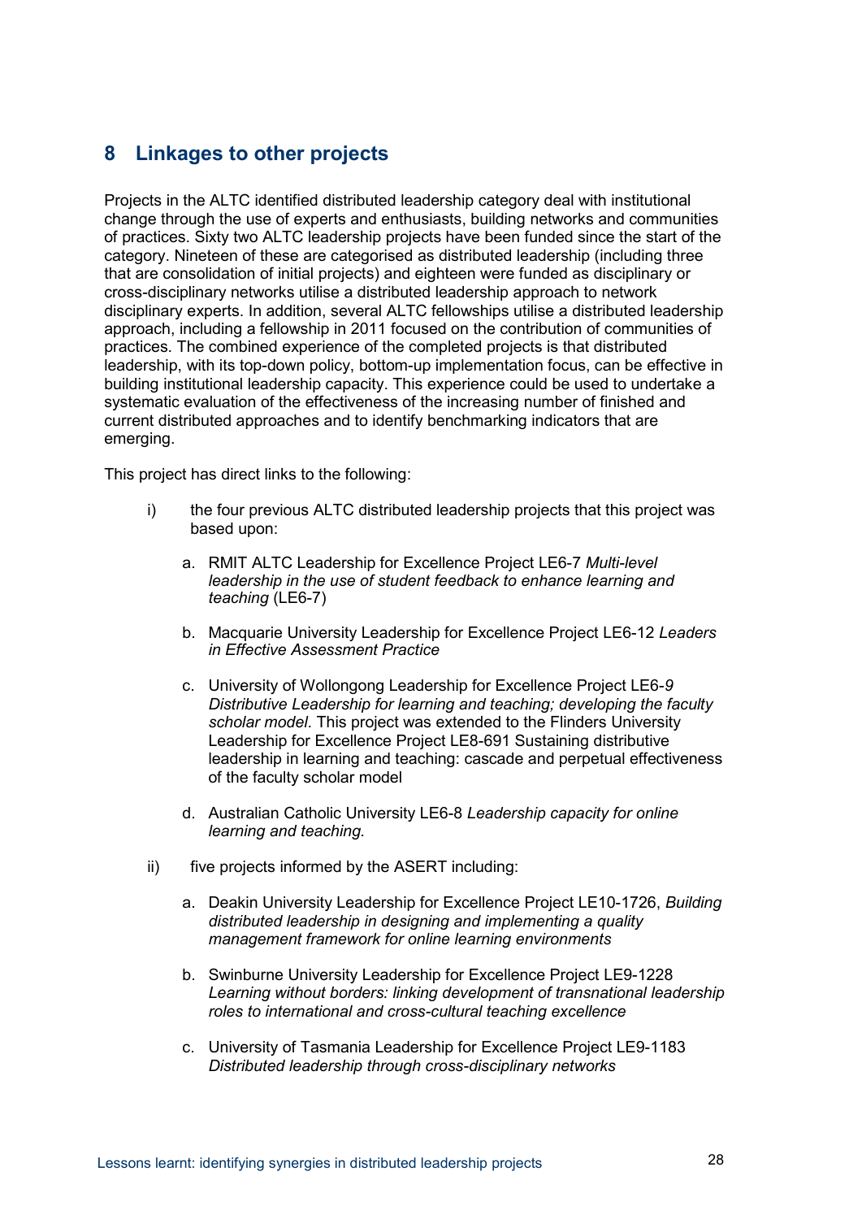## 8 Linkages to other projects

Projects in the ALTC identified distributed leadership category deal with institutional change through the use of experts and enthusiasts, building networks and communities of practices. Sixty two ALTC leadership projects have been funded since the start of the category. Nineteen of these are categorised as distributed leadership (including three that are consolidation of initial projects) and eighteen were funded as disciplinary or cross-disciplinary networks utilise a distributed leadership approach to network disciplinary experts. In addition, several ALTC fellowships utilise a distributed leadership approach, including a fellowship in 2011 focused on the contribution of communities of practices. The combined experience of the completed projects is that distributed leadership, with its top-down policy, bottom-up implementation focus, can be effective in building institutional leadership capacity. This experience could be used to undertake a systematic evaluation of the effectiveness of the increasing number of finished and current distributed approaches and to identify benchmarking indicators that are emerging.

This project has direct links to the following:

i) the four previous ALTC distributed leadership projects that this project was based upon:

   a. RMIT ALTC Leadership for Excellence Project LE6-7 *Multi-level leadership in the use of student feedback to enhance learning and teaching* (LE6-7)

   b. Macquarie University Leadership for Excellence Project LE6-12 *Leaders in Effective Assessment Practice*

   c. University of Wollongong Leadership for Excellence Project LE6-*9 Distributive Leadership for learning and teaching; developing the faculty scholar model*. This project was extended to the Flinders University Leadership for Excellence Project LE8-691 Sustaining distributive leadership in learning and teaching: cascade and perpetual effectiveness of the faculty scholar model

   d. Australian Catholic University LE6-8 *Leadership capacity for online learning and teaching.*

ii) five projects informed by the ASERT including:

   a. Deakin University Leadership for Excellence Project LE10-1726, *Building distributed leadership in designing and implementing a quality management framework for online learning environments*

   b. Swinburne University Leadership for Excellence Project LE9-1228 *Learning without borders: linking development of transnational leadership roles to international and cross-cultural teaching excellence*

   c. University of Tasmania Leadership for Excellence Project LE9-1183 *Distributed leadership through cross-disciplinary networks*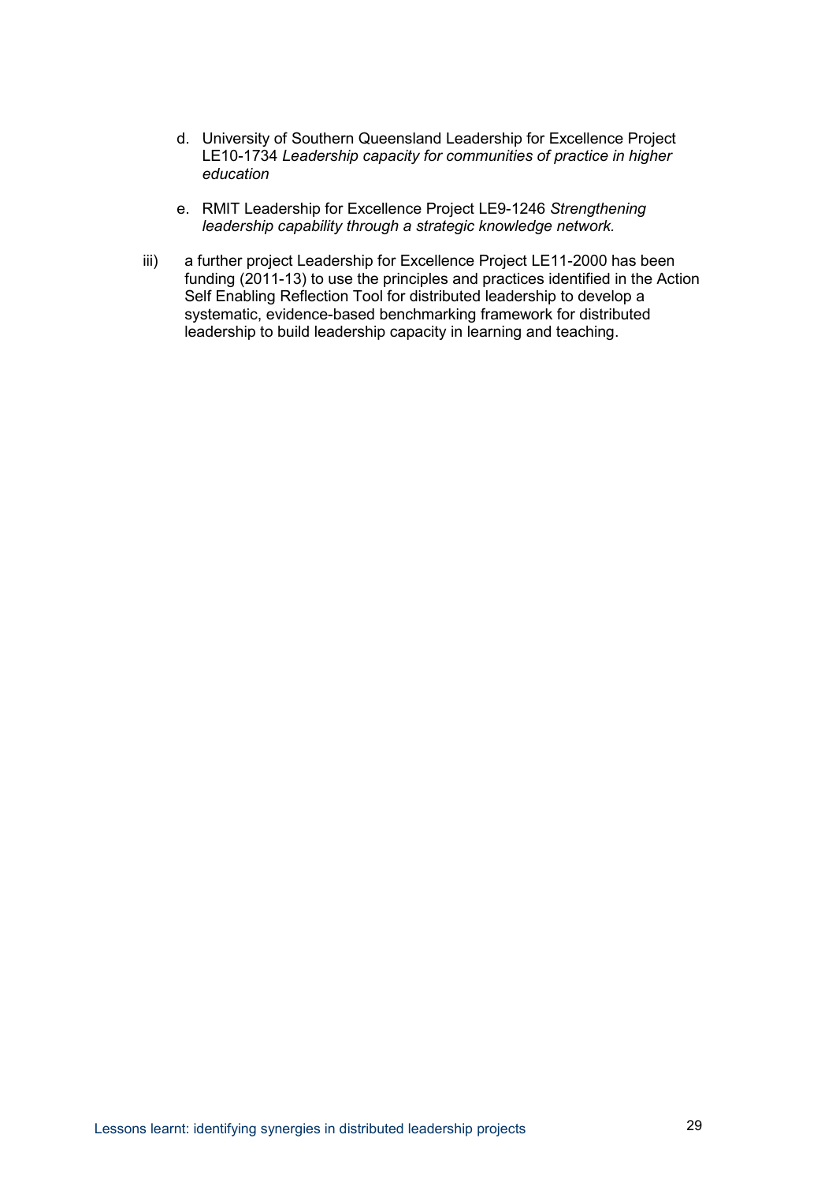d. University of Southern Queensland Leadership for Excellence Project LE10-1734 *Leadership capacity for communities of practice in higher education*

e. RMIT Leadership for Excellence Project LE9-1246 *Strengthening leadership capability through a strategic knowledge network.*

iii) a further project Leadership for Excellence Project LE11-2000 has been funding (2011-13) to use the principles and practices identified in the Action Self Enabling Reflection Tool for distributed leadership to develop a systematic, evidence-based benchmarking framework for distributed leadership to build leadership capacity in learning and teaching.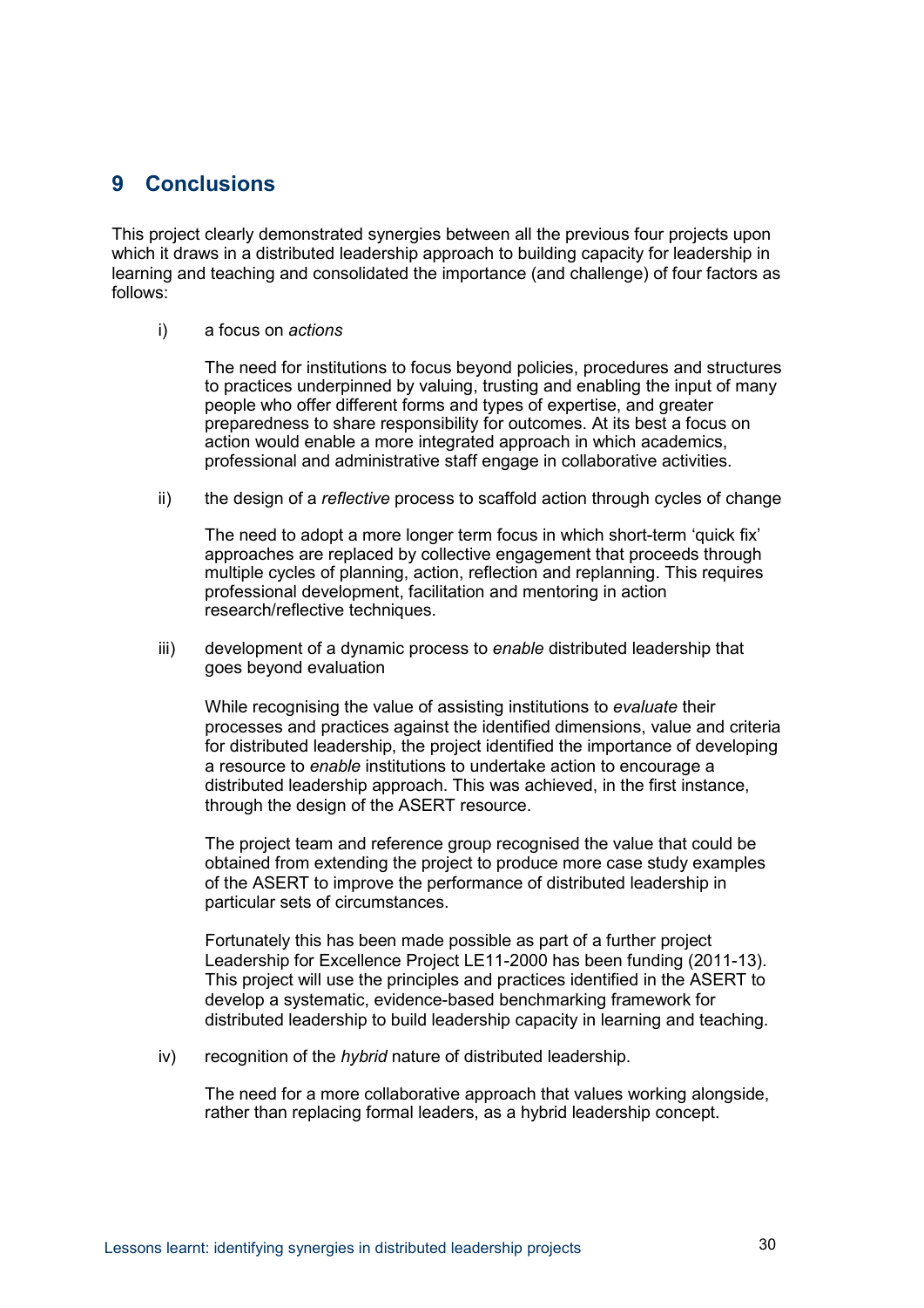## 9 Conclusions

This project clearly demonstrated synergies between all the previous four projects upon which it draws in a distributed leadership approach to building capacity for leadership in learning and teaching and consolidated the importance (and challenge) of four factors as follows:

i) a focus on *actions*

The need for institutions to focus beyond policies, procedures and structures to practices underpinned by valuing, trusting and enabling the input of many people who offer different forms and types of expertise, and greater preparedness to share responsibility for outcomes. At its best a focus on action would enable a more integrated approach in which academics, professional and administrative staff engage in collaborative activities.

ii) the design of a *reflective* process to scaffold action through cycles of change

The need to adopt a more longer term focus in which short-term 'quick fix' approaches are replaced by collective engagement that proceeds through multiple cycles of planning, action, reflection and replanning. This requires professional development, facilitation and mentoring in action research/reflective techniques.

iii) development of a dynamic process to *enable* distributed leadership that goes beyond evaluation

While recognising the value of assisting institutions to *evaluate* their processes and practices against the identified dimensions, value and criteria for distributed leadership, the project identified the importance of developing a resource to *enable* institutions to undertake action to encourage a distributed leadership approach. This was achieved, in the first instance, through the design of the ASERT resource.

The project team and reference group recognised the value that could be obtained from extending the project to produce more case study examples of the ASERT to improve the performance of distributed leadership in particular sets of circumstances.

Fortunately this has been made possible as part of a further project Leadership for Excellence Project LE11-2000 has been funding (2011-13). This project will use the principles and practices identified in the ASERT to develop a systematic, evidence-based benchmarking framework for distributed leadership to build leadership capacity in learning and teaching.

iv) recognition of the *hybrid* nature of distributed leadership.

The need for a more collaborative approach that values working alongside, rather than replacing formal leaders, as a hybrid leadership concept.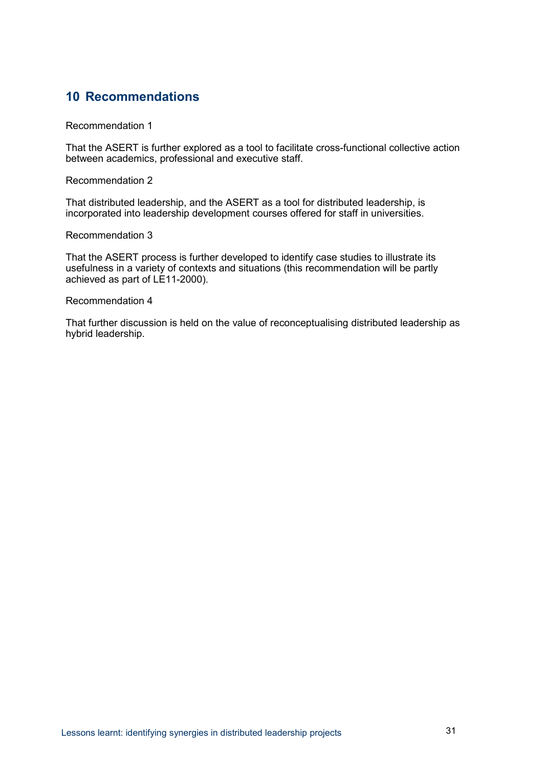# 10 Recommendations

Recommendation 1

That the ASERT is further explored as a tool to facilitate cross-functional collective action between academics, professional and executive staff.

Recommendation 2

That distributed leadership, and the ASERT as a tool for distributed leadership, is incorporated into leadership development courses offered for staff in universities.

Recommendation 3

That the ASERT process is further developed to identify case studies to illustrate its usefulness in a variety of contexts and situations (this recommendation will be partly achieved as part of LE11-2000).

Recommendation 4

That further discussion is held on the value of reconceptualising distributed leadership as hybrid leadership.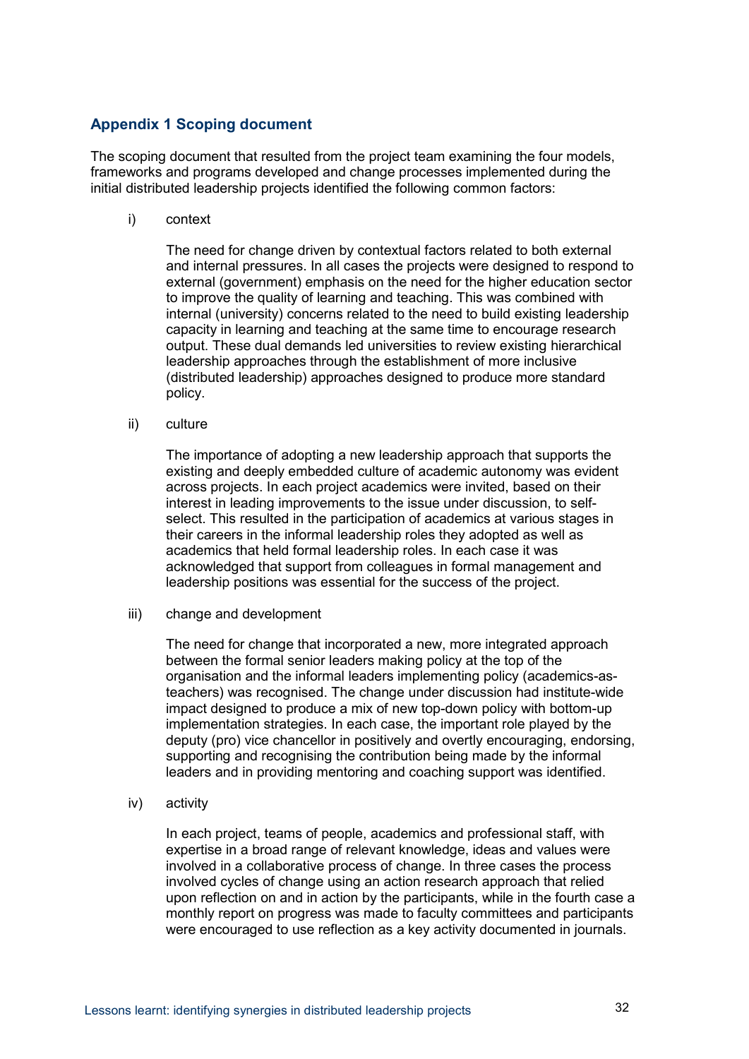## Appendix 1 Scoping document

The scoping document that resulted from the project team examining the four models, frameworks and programs developed and change processes implemented during the initial distributed leadership projects identified the following common factors:

i) context

The need for change driven by contextual factors related to both external and internal pressures. In all cases the projects were designed to respond to external (government) emphasis on the need for the higher education sector to improve the quality of learning and teaching. This was combined with internal (university) concerns related to the need to build existing leadership capacity in learning and teaching at the same time to encourage research output. These dual demands led universities to review existing hierarchical leadership approaches through the establishment of more inclusive (distributed leadership) approaches designed to produce more standard policy.

ii) culture

The importance of adopting a new leadership approach that supports the existing and deeply embedded culture of academic autonomy was evident across projects. In each project academics were invited, based on their interest in leading improvements to the issue under discussion, to self-select. This resulted in the participation of academics at various stages in their careers in the informal leadership roles they adopted as well as academics that held formal leadership roles. In each case it was acknowledged that support from colleagues in formal management and leadership positions was essential for the success of the project.

iii) change and development

The need for change that incorporated a new, more integrated approach between the formal senior leaders making policy at the top of the organisation and the informal leaders implementing policy (academics-as-teachers) was recognised. The change under discussion had institute-wide impact designed to produce a mix of new top-down policy with bottom-up implementation strategies. In each case, the important role played by the deputy (pro) vice chancellor in positively and overtly encouraging, endorsing, supporting and recognising the contribution being made by the informal leaders and in providing mentoring and coaching support was identified.

iv) activity

In each project, teams of people, academics and professional staff, with expertise in a broad range of relevant knowledge, ideas and values were involved in a collaborative process of change. In three cases the process involved cycles of change using an action research approach that relied upon reflection on and in action by the participants, while in the fourth case a monthly report on progress was made to faculty committees and participants were encouraged to use reflection as a key activity documented in journals.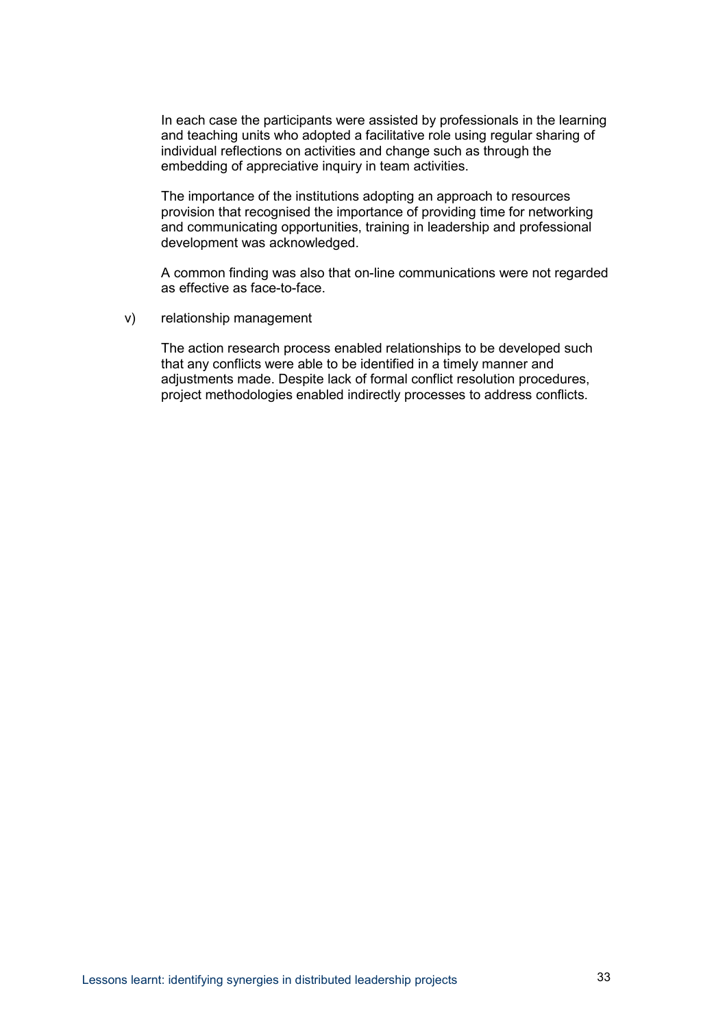In each case the participants were assisted by professionals in the learning and teaching units who adopted a facilitative role using regular sharing of individual reflections on activities and change such as through the embedding of appreciative inquiry in team activities.

The importance of the institutions adopting an approach to resources provision that recognised the importance of providing time for networking and communicating opportunities, training in leadership and professional development was acknowledged.

A common finding was also that on-line communications were not regarded as effective as face-to-face.

v) relationship management

The action research process enabled relationships to be developed such that any conflicts were able to be identified in a timely manner and adjustments made. Despite lack of formal conflict resolution procedures, project methodologies enabled indirectly processes to address conflicts.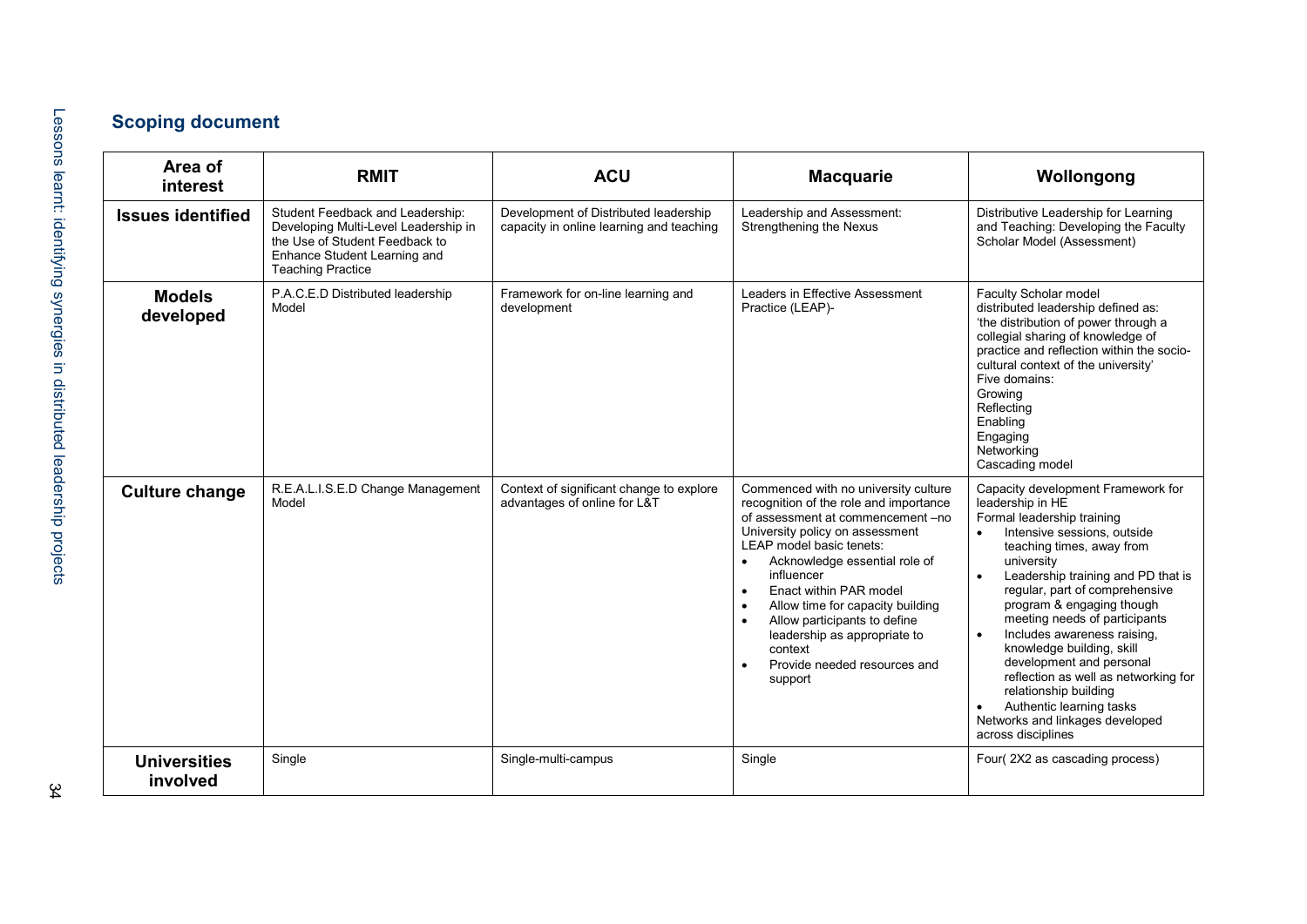## Scoping document

| Area of interest | RMIT | ACU | Macquarie | Wollongong |
|---|---|---|---|---|
| **Issues identified** | Student Feedback and Leadership: Developing Multi-Level Leadership in the Use of Student Feedback to Enhance Student Learning and Teaching Practice | Development of Distributed leadership capacity in online learning and teaching | Leadership and Assessment: Strengthening the Nexus | Distributive Leadership for Learning and Teaching: Developing the Faculty Scholar Model (Assessment) |
| **Models developed** | P.A.C.E.D Distributed leadership Model | Framework for on-line learning and development | Leaders in Effective Assessment Practice (LEAP)- | Faculty Scholar model<br>distributed leadership defined as: 'the distribution of power through a collegial sharing of knowledge of practice and reflection within the socio-cultural context of the university'<br>Five domains:<br>Growing<br>Reflecting<br>Enabling<br>Engaging<br>Networking<br>Cascading model |
| **Culture change** | R.E.A.L.I.S.E.D Change Management Model | Context of significant change to explore advantages of online for L&T | Commenced with no university culture recognition of the role and importance of assessment at commencement –no University policy on assessment<br>LEAP model basic tenets:<br>• Acknowledge essential role of influencer<br>• Enact within PAR model<br>• Allow time for capacity building<br>• Allow participants to define leadership as appropriate to context<br>• Provide needed resources and support | Capacity development Framework for leadership in HE<br>Formal leadership training<br>• Intensive sessions, outside teaching times, away from university<br>• Leadership training and PD that is regular, part of comprehensive program & engaging though meeting needs of participants<br>• Includes awareness raising, knowledge building, skill development and personal reflection as well as networking for relationship building<br>• Authentic learning tasks<br>Networks and linkages developed across disciplines |
| **Universities involved** | Single | Single-multi-campus | Single | Four( 2X2 as cascading process) |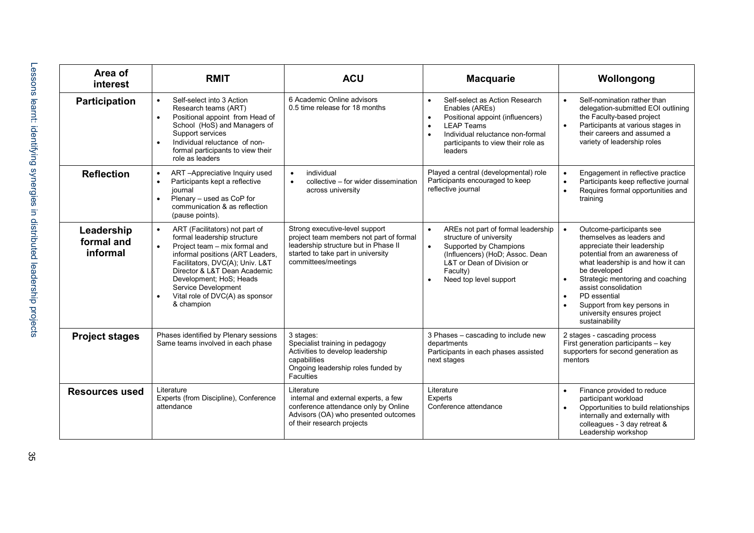| Area of interest | RMIT | ACU | Macquarie | Wollongong |
|---|---|---|---|---|
| **Participation** | • Self-select into 3 Action Research teams (ART)<br>• Positional appoint from Head of School (HoS) and Managers of Support services<br>• Individual reluctance of non-formal participants to view their role as leaders | 6 Academic Online advisors<br>0.5 time release for 18 months | • Self-select as Action Research Enables (AREs)<br>• Positional appoint (influencers)<br>• LEAP Teams<br>• Individual reluctance non-formal participants to view their role as leaders | • Self-nomination rather than delegation-submitted EOI outlining the Faculty-based project<br>• Participants at various stages in their careers and assumed a variety of leadership roles |
| **Reflection** | • ART –Appreciative Inquiry used<br>• Participants kept a reflective journal<br>• Plenary – used as CoP for communication & as reflection (pause points). | • individual<br>• collective – for wider dissemination across university | Played a central (developmental) role<br>Participants encouraged to keep reflective journal | • Engagement in reflective practice<br>• Participants keep reflective journal<br>• Requires formal opportunities and training |
| **Leadership formal and informal** | • ART (Facilitators) not part of formal leadership structure<br>• Project team – mix formal and informal positions (ART Leaders, Facilitators, DVC(A); Univ. L&T Director & L&T Dean Academic Development; HoS; Heads Service Development<br>• Vital role of DVC(A) as sponsor & champion | Strong executive-level support<br>project team members not part of formal leadership structure but in Phase II started to take part in university committees/meetings | • AREs not part of formal leadership structure of university<br>• Supported by Champions (Influencers) (HoD; Assoc. Dean L&T or Dean of Division or Faculty)<br>• Need top level support | • Outcome-participants see themselves as leaders and appreciate their leadership potential from an awareness of what leadership is and how it can be developed<br>• Strategic mentoring and coaching assist consolidation<br>• PD essential<br>• Support from key persons in university ensures project sustainability |
| **Project stages** | Phases identified by Plenary sessions<br>Same teams involved in each phase | 3 stages:<br>Specialist training in pedagogy<br>Activities to develop leadership capabilities<br>Ongoing leadership roles funded by Faculties | 3 Phases – cascading to include new departments<br>Participants in each phases assisted next stages | 2 stages - cascading process<br>First generation participants – key supporters for second generation as mentors |
| **Resources used** | Literature<br>Experts (from Discipline), Conference attendance | Literature<br>internal and external experts, a few conference attendance only by Online Advisors (OA) who presented outcomes of their research projects | Literature<br>Experts<br>Conference attendance | • Finance provided to reduce participant workload<br>• Opportunities to build relationships internally and externally with colleagues - 3 day retreat & Leadership workshop |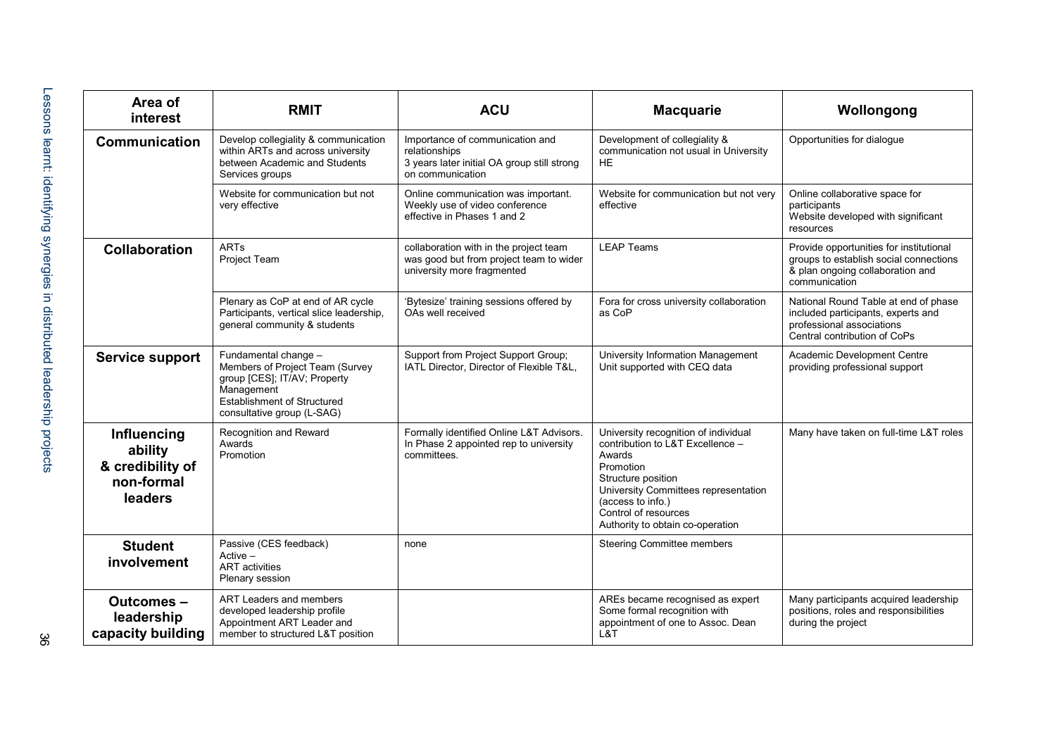| Area of interest | RMIT | ACU | Macquarie | Wollongong |
|---|---|---|---|---|
| **Communication** | Develop collegiality & communication within ARTs and across university between Academic and Students Services groups | Importance of communication and relationships<br>3 years later initial OA group still strong on communication | Development of collegiality & communication not usual in University HE | Opportunities for dialogue |
| | Website for communication but not very effective | Online communication was important. Weekly use of video conference effective in Phases 1 and 2 | Website for communication but not very effective | Online collaborative space for participants<br>Website developed with significant resources |
| **Collaboration** | ARTs<br>Project Team | collaboration with in the project team was good but from project team to wider university more fragmented | LEAP Teams | Provide opportunities for institutional groups to establish social connections & plan ongoing collaboration and communication |
| | Plenary as CoP at end of AR cycle<br>Participants, vertical slice leadership, general community & students | 'Bytesize' training sessions offered by OAs well received | Fora for cross university collaboration as CoP | National Round Table at end of phase included participants, experts and professional associations<br>Central contribution of CoPs |
| **Service support** | Fundamental change –<br>Members of Project Team (Survey group [CES]; IT/AV; Property Management<br>Establishment of Structured consultative group (L-SAG) | Support from Project Support Group; IATL Director, Director of Flexible T&L, | University Information Management Unit supported with CEQ data | Academic Development Centre providing professional support |
| **Influencing ability & credibility of non-formal leaders** | Recognition and Reward<br>Awards<br>Promotion | Formally identified Online L&T Advisors. In Phase 2 appointed rep to university committees. | University recognition of individual contribution to L&T Excellence –<br>Awards<br>Promotion<br>Structure position<br>University Committees representation (access to info.)<br>Control of resources<br>Authority to obtain co-operation | Many have taken on full-time L&T roles |
| **Student involvement** | Passive (CES feedback)<br>Active –<br>ART activities<br>Plenary session | none | Steering Committee members | |
| **Outcomes – leadership capacity building** | ART Leaders and members developed leadership profile<br>Appointment ART Leader and member to structured L&T position | | AREs became recognised as expert<br>Some formal recognition with appointment of one to Assoc. Dean L&T | Many participants acquired leadership positions, roles and responsibilities during the project |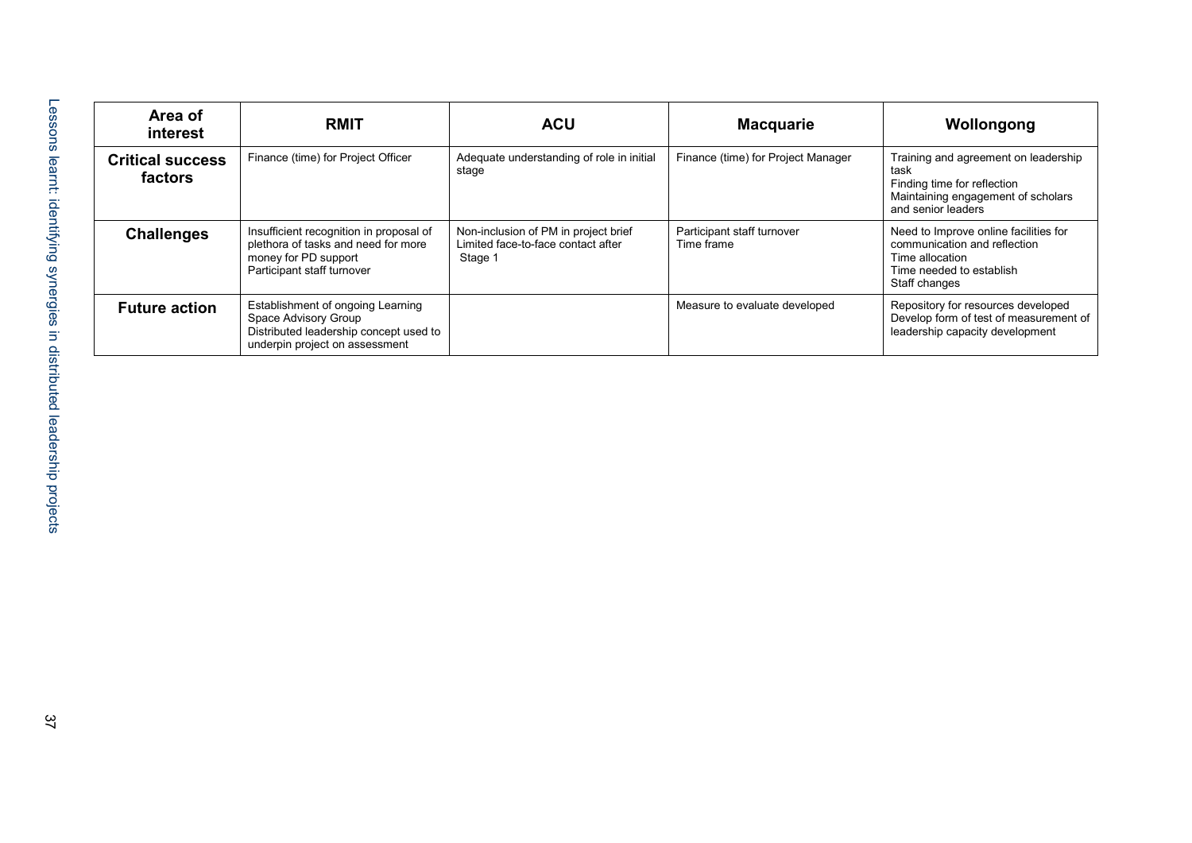| Area of interest | RMIT | ACU | Macquarie | Wollongong |
|---|---|---|---|---|
| **Critical success factors** | Finance (time) for Project Officer | Adequate understanding of role in initial stage | Finance (time) for Project Manager | Training and agreement on leadership task<br>Finding time for reflection<br>Maintaining engagement of scholars and senior leaders |
| **Challenges** | Insufficient recognition in proposal of plethora of tasks and need for more money for PD support<br>Participant staff turnover | Non-inclusion of PM in project brief<br>Limited face-to-face contact after Stage 1 | Participant staff turnover<br>Time frame | Need to Improve online facilities for communication and reflection<br>Time allocation<br>Time needed to establish<br>Staff changes |
| **Future action** | Establishment of ongoing Learning Space Advisory Group<br>Distributed leadership concept used to underpin project on assessment | | Measure to evaluate developed | Repository for resources developed<br>Develop form of test of measurement of leadership capacity development |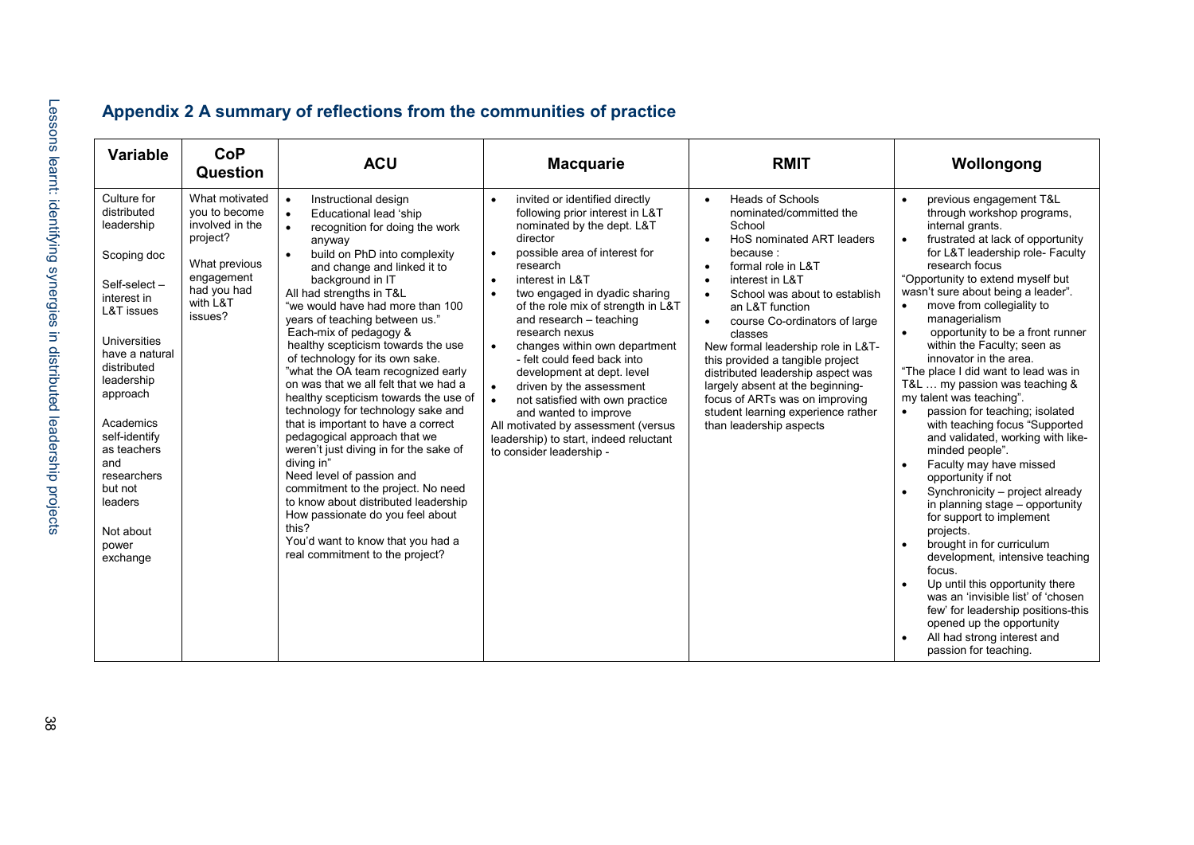## Appendix 2 A summary of reflections from the communities of practice

| Variable | CoP Question | ACU | Macquarie | RMIT | Wollongong |
|---|---|---|---|---|---|
| Culture for distributed leadership<br><br>Scoping doc<br><br>Self-select – interest in L&T issues<br><br>Universities have a natural distributed leadership approach<br><br>Academics self-identify as teachers and researchers but not leaders<br><br>Not about power exchange | What motivated you to become involved in the project?<br><br>What previous engagement had you had with L&T issues? | • Instructional design<br>• Educational lead 'ship<br>• recognition for doing the work anyway<br>• build on PhD into complexity and change and linked it to background in IT<br>All had strengths in T&L<br>"we would have had more than 100 years of teaching between us."<br>Each-mix of pedagogy & healthy scepticism towards the use of technology for its own sake.<br>"what the OA team recognized early on was that we all felt that we had a healthy scepticism towards the use of technology for technology sake and that is important to have a correct pedagogical approach that we weren't just diving in for the sake of diving in"<br>Need level of passion and commitment to the project. No need to know about distributed leadership How passionate do you feel about this?<br>You'd want to know that you had a real commitment to the project? | • invited or identified directly following prior interest in L&T nominated by the dept. L&T director<br>• possible area of interest for research<br>• interest in L&T<br>• two engaged in dyadic sharing of the role mix of strength in L&T and research – teaching research nexus<br>• changes within own department - felt could feed back into development at dept. level<br>• driven by the assessment<br>• not satisfied with own practice and wanted to improve<br>All motivated by assessment (versus leadership) to start, indeed reluctant to consider leadership - | • Heads of Schools nominated/committed the School<br>• HoS nominated ART leaders because :<br>• formal role in L&T<br>• interest in L&T<br>• School was about to establish an L&T function<br>• course Co-ordinators of large classes<br>New formal leadership role in L&T- this provided a tangible project distributed leadership aspect was largely absent at the beginning- focus of ARTs was on improving student learning experience rather than leadership aspects | • previous engagement T&L through workshop programs, internal grants.<br>• frustrated at lack of opportunity for L&T leadership role- Faculty research focus<br>"Opportunity to extend myself but wasn't sure about being a leader".<br>• move from collegiality to managerialism<br>• opportunity to be a front runner within the Faculty; seen as innovator in the area.<br>"The place I did want to lead was in T&L … my passion was teaching & my talent was teaching".<br>• passion for teaching; isolated with teaching focus "Supported and validated, working with like-minded people".<br>• Faculty may have missed opportunity if not<br>• Synchronicity – project already in planning stage – opportunity for support to implement projects.<br>• brought in for curriculum development, intensive teaching focus.<br>• Up until this opportunity there was an 'invisible list' of 'chosen few' for leadership positions-this opened up the opportunity<br>• All had strong interest and passion for teaching. |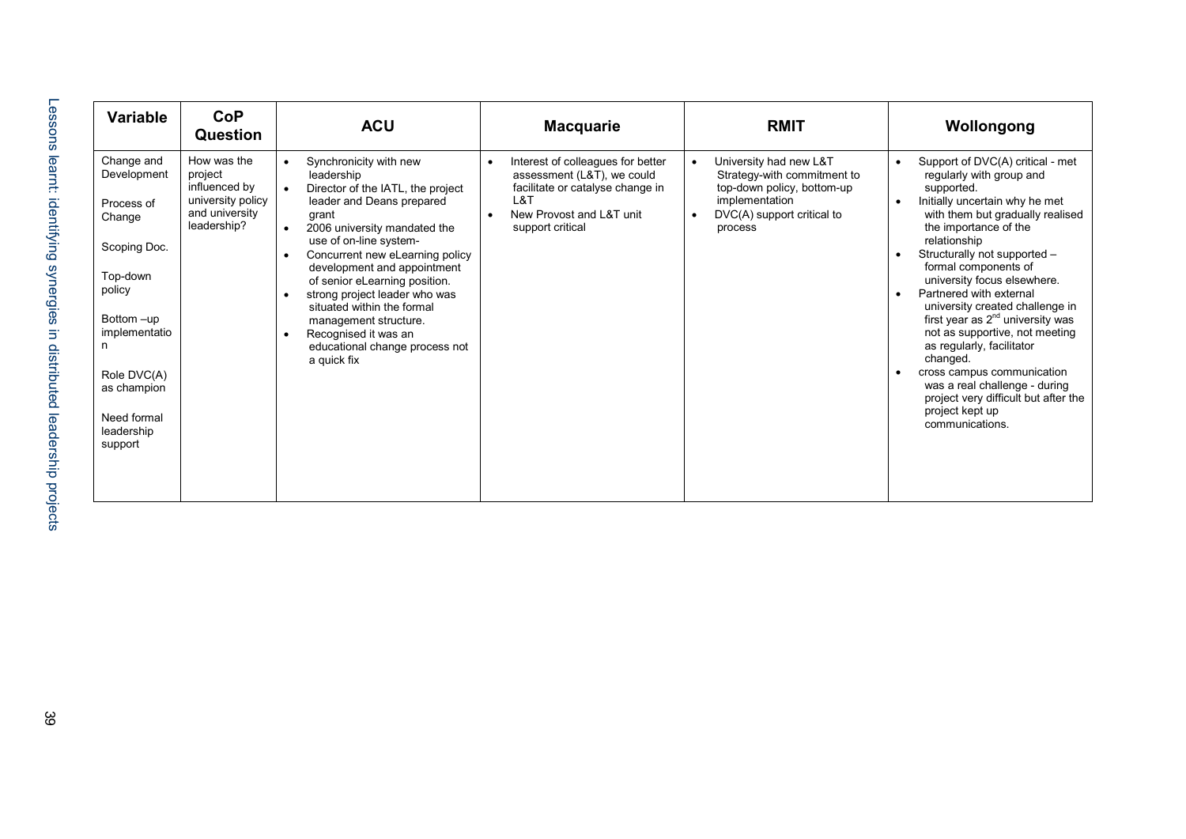| Variable | CoP Question | ACU | Macquarie | RMIT | Wollongong |
|---|---|---|---|---|---|
| Change and Development<br><br>Process of Change<br><br>Scoping Doc.<br><br>Top-down policy<br><br>Bottom –up implementation<br><br>Role DVC(A) as champion<br><br>Need formal leadership support | How was the project influenced by university policy and university leadership? | • Synchronicity with new leadership<br>• Director of the IATL, the project leader and Deans prepared grant<br>• 2006 university mandated the use of on-line system-<br>• Concurrent new eLearning policy development and appointment of senior eLearning position.<br>• strong project leader who was situated within the formal management structure.<br>• Recognised it was an educational change process not a quick fix | • Interest of colleagues for better assessment (L&T), we could facilitate or catalyse change in L&T<br>• New Provost and L&T unit support critical | • University had new L&T Strategy-with commitment to top-down policy, bottom-up implementation<br>• DVC(A) support critical to process | • Support of DVC(A) critical - met regularly with group and supported.<br>• Initially uncertain why he met with them but gradually realised the importance of the relationship<br>• Structurally not supported – formal components of university focus elsewhere.<br>• Partnered with external university created challenge in first year as 2nd university was not as supportive, not meeting as regularly, facilitator changed.<br>• cross campus communication was a real challenge - during project very difficult but after the project kept up communications. |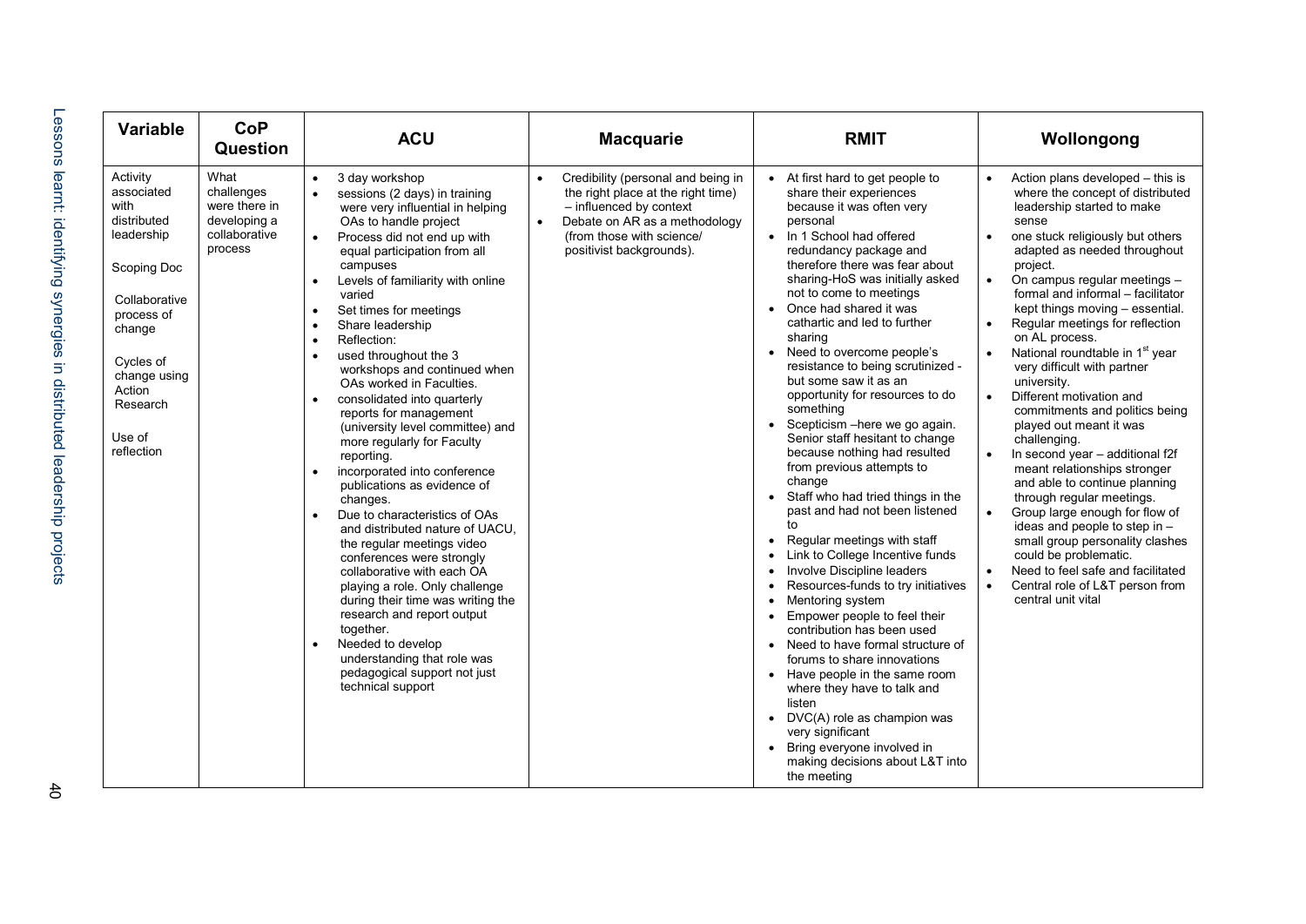| Variable | CoP Question | ACU | Macquarie | RMIT | Wollongong |
|---|---|---|---|---|---|
| Activity associated with distributed leadership<br><br>Scoping Doc<br><br>Collaborative process of change<br><br>Cycles of change using Action Research<br><br>Use of reflection | What challenges were there in developing a collaborative process | • 3 day workshop<br>• sessions (2 days) in training were very influential in helping OAs to handle project<br>• Process did not end up with equal participation from all campuses<br>• Levels of familiarity with online varied<br>• Set times for meetings<br>• Share leadership<br>• Reflection:<br>• used throughout the 3 workshops and continued when OAs worked in Faculties.<br>• consolidated into quarterly reports for management (university level committee) and more regularly for Faculty reporting.<br>• incorporated into conference publications as evidence of changes.<br>• Due to characteristics of OAs and distributed nature of UACU, the regular meetings video conferences were strongly collaborative with each OA playing a role. Only challenge during their time was writing the research and report output together.<br>• Needed to develop understanding that role was pedagogical support not just technical support | • Credibility (personal and being in the right place at the right time) – influenced by context<br>• Debate on AR as a methodology (from those with science/ positivist backgrounds). | • At first hard to get people to share their experiences because it was often very personal<br>• In 1 School had offered redundancy package and therefore there was fear about sharing-HoS was initially asked not to come to meetings<br>• Once had shared it was cathartic and led to further sharing<br>• Need to overcome people's resistance to being scrutinized - but some saw it as an opportunity for resources to do something<br>• Scepticism –here we go again. Senior staff hesitant to change because nothing had resulted from previous attempts to change<br>• Staff who had tried things in the past and had not been listened to<br>• Regular meetings with staff<br>• Link to College Incentive funds<br>• Involve Discipline leaders<br>• Resources-funds to try initiatives<br>• Mentoring system<br>• Empower people to feel their contribution has been used<br>• Need to have formal structure of forums to share innovations<br>• Have people in the same room where they have to talk and listen<br>• DVC(A) role as champion was very significant<br>• Bring everyone involved in making decisions about L&T into the meeting | • Action plans developed – this is where the concept of distributed leadership started to make sense<br>• one stuck religiously but others adapted as needed throughout project.<br>• On campus regular meetings – formal and informal – facilitator kept things moving – essential.<br>• Regular meetings for reflection on AL process.<br>• National roundtable in 1st year very difficult with partner university.<br>• Different motivation and commitments and politics being played out meant it was challenging.<br>• In second year – additional f2f meant relationships stronger and able to continue planning through regular meetings.<br>• Group large enough for flow of ideas and people to step in – small group personality clashes could be problematic.<br>• Need to feel safe and facilitated<br>• Central role of L&T person from central unit vital |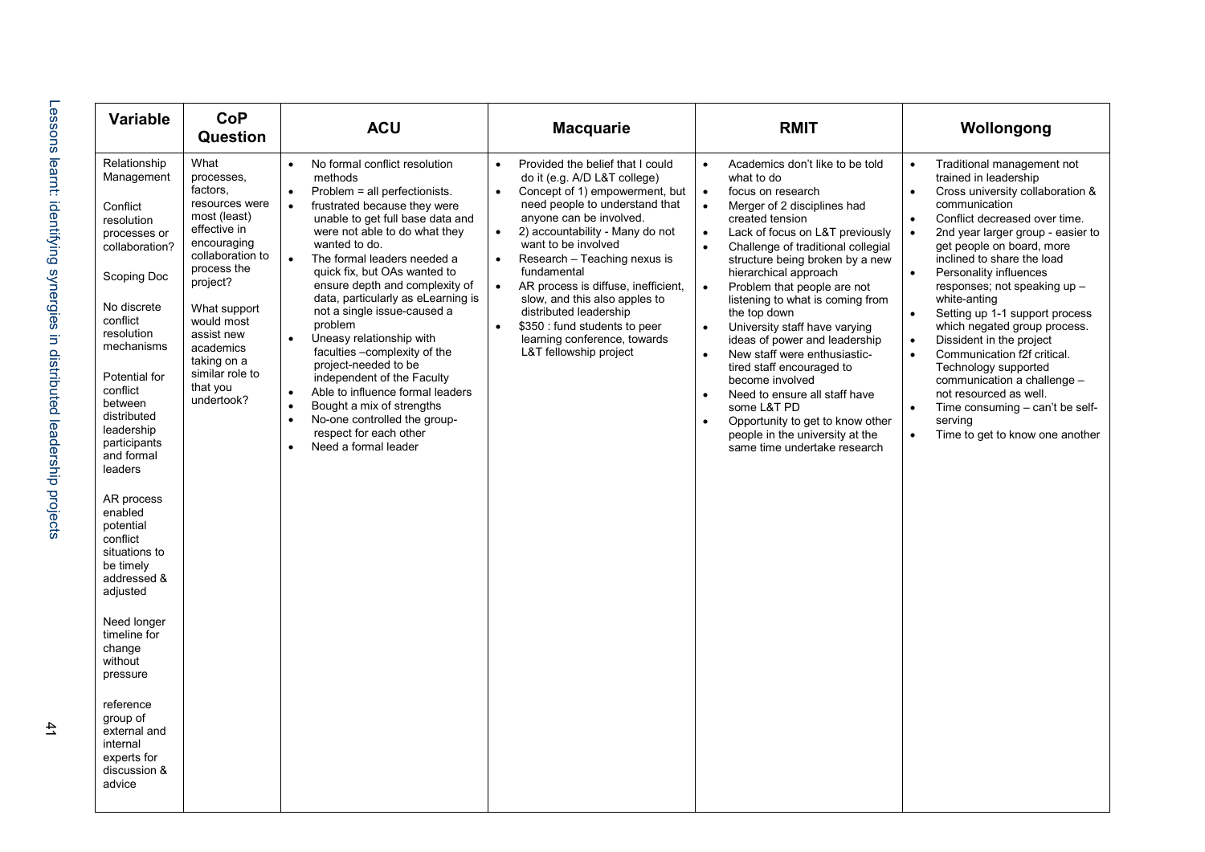| Variable | CoP Question | ACU | Macquarie | RMIT | Wollongong |
|---|---|---|---|---|---|
| Relationship Management<br><br>Conflict resolution processes or collaboration?<br><br>Scoping Doc<br><br>No discrete conflict resolution mechanisms<br><br>Potential for conflict between distributed leadership participants and formal leaders<br><br>AR process enabled potential conflict situations to be timely addressed & adjusted<br><br>Need longer timeline for change without pressure<br><br>reference group of external and internal experts for discussion & advice | What processes, factors, resources were most (least) effective in encouraging collaboration to process the project?<br><br>What support would most assist new academics taking on a similar role to that you undertook? | • No formal conflict resolution methods<br>• Problem = all perfectionists.<br>• frustrated because they were unable to get full base data and were not able to do what they wanted to do.<br>• The formal leaders needed a quick fix, but OAs wanted to ensure depth and complexity of data, particularly as eLearning is not a single issue-caused a problem<br>• Uneasy relationship with faculties –complexity of the project-needed to be independent of the Faculty<br>• Able to influence formal leaders<br>• Bought a mix of strengths<br>• No-one controlled the group- respect for each other<br>• Need a formal leader | • Provided the belief that I could do it (e.g. A/D L&T college)<br>• Concept of 1) empowerment, but need people to understand that anyone can be involved.<br>• 2) accountability - Many do not want to be involved<br>• Research – Teaching nexus is fundamental<br>• AR process is diffuse, inefficient, slow, and this also apples to distributed leadership<br>• $350 : fund students to peer learning conference, towards L&T fellowship project | • Academics don't like to be told what to do<br>• focus on research<br>• Merger of 2 disciplines had created tension<br>• Lack of focus on L&T previously<br>• Challenge of traditional collegial structure being broken by a new hierarchical approach<br>• Problem that people are not listening to what is coming from the top down<br>• University staff have varying ideas of power and leadership<br>• New staff were enthusiastic- tired staff encouraged to become involved<br>• Need to ensure all staff have some L&T PD<br>• Opportunity to get to know other people in the university at the same time undertake research | • Traditional management not trained in leadership<br>• Cross university collaboration & communication<br>• Conflict decreased over time.<br>• 2nd year larger group - easier to get people on board, more inclined to share the load<br>• Personality influences responses; not speaking up – white-anting<br>• Setting up 1-1 support process which negated group process.<br>• Dissident in the project<br>• Communication f2f critical. Technology supported communication a challenge – not resourced as well.<br>• Time consuming – can't be self-serving<br>• Time to get to know one another |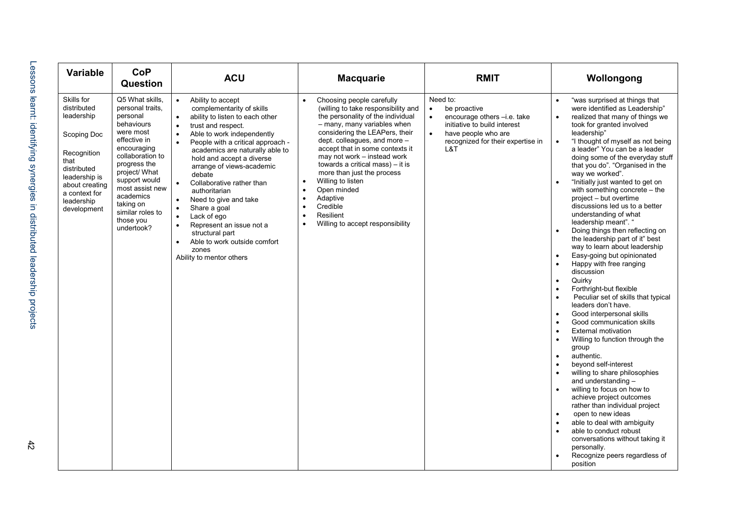| Variable | CoP Question | ACU | Macquarie | RMIT | Wollongong |
|---|---|---|---|---|---|
| Skills for distributed leadership<br><br>Scoping Doc<br><br>Recognition that distributed leadership is about creating a context for leadership development | Q5 What skills, personal traits, personal behaviours were most effective in encouraging collaboration to progress the project/ What support would most assist new academics taking on similar roles to those you undertook? | • Ability to accept complementarity of skills<br>• ability to listen to each other<br>• trust and respect.<br>• Able to work independently<br>• People with a critical approach - academics are naturally able to hold and accept a diverse arrange of views-academic debate<br>• Collaborative rather than authoritarian<br>• Need to give and take<br>• Share a goal<br>• Lack of ego<br>• Represent an issue not a structural part<br>• Able to work outside comfort zones<br>Ability to mentor others | • Choosing people carefully (willing to take responsibility and the personality of the individual – many, many variables when considering the LEAPers, their dept. colleagues, and more – accept that in some contexts it may not work – instead work towards a critical mass) – it is more than just the process<br>• Willing to listen<br>• Open minded<br>• Adaptive<br>• Credible<br>• Resilient<br>• Willing to accept responsibility | Need to:<br>• be proactive<br>• encourage others –i.e. take initiative to build interest<br>• have people who are recognized for their expertise in L&T | • "was surprised at things that were identified as Leadership"<br>• realized that many of things we took for granted involved leadership"<br>• "I thought of myself as not being a leader" You can be a leader doing some of the everyday stuff that you do". "Organised in the way we worked".<br>• "Initially just wanted to get on with something concrete – the project – but overtime discussions led us to a better understanding of what leadership meant". "<br>• Doing things then reflecting on the leadership part of it" best way to learn about leadership<br>• Easy-going but opinionated<br>• Happy with free ranging discussion<br>• Quirky<br>• Forthright-but flexible<br>• Peculiar set of skills that typical leaders don't have.<br>• Good interpersonal skills<br>• Good communication skills<br>• External motivation<br>• Willing to function through the group<br>• authentic.<br>• beyond self-interest<br>• willing to share philosophies and understanding –<br>• willing to focus on how to achieve project outcomes rather than individual project<br>• open to new ideas<br>• able to deal with ambiguity<br>• able to conduct robust conversations without taking it personally.<br>• Recognize peers regardless of position |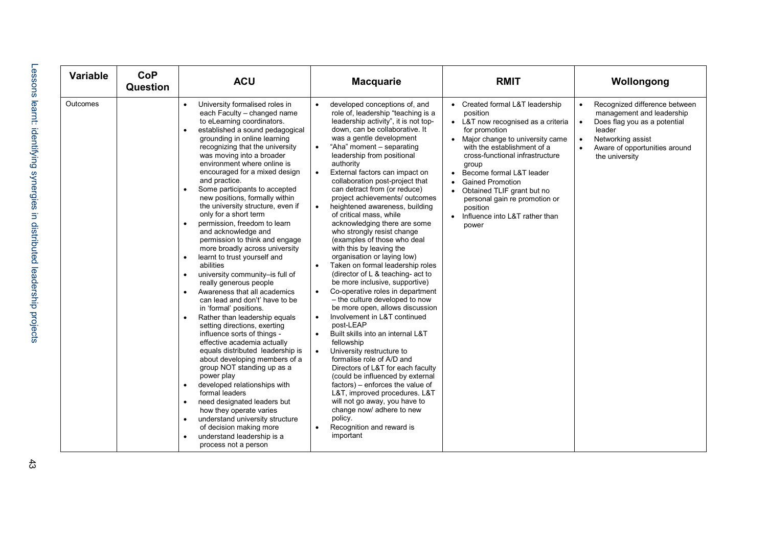| Variable | CoP Question | ACU | Macquarie | RMIT | Wollongong |
|---|---|---|---|---|---|
| Outcomes | | • University formalised roles in each Faculty – changed name to eLearning coordinators.<br>• established a sound pedagogical grounding in online learning recognizing that the university was moving into a broader environment where online is encouraged for a mixed design and practice.<br>• Some participants to accepted new positions, formally within the university structure, even if only for a short term<br>• permission, freedom to learn and acknowledge and permission to think and engage more broadly across university<br>• learnt to trust yourself and abilities<br>• university community–is full of really generous people<br>• Awareness that all academics can lead and don't' have to be in 'formal' positions.<br>• Rather than leadership equals setting directions, exerting influence sorts of things - effective academia actually equals distributed leadership is about developing members of a group NOT standing up as a power play<br>• developed relationships with formal leaders<br>• need designated leaders but how they operate varies<br>• understand university structure of decision making more<br>• understand leadership is a process not a person | • developed conceptions of, and role of, leadership "teaching is a leadership activity", it is not top-down, can be collaborative. It was a gentle development<br>• "Aha" moment – separating leadership from positional authority<br>• External factors can impact on collaboration post-project that can detract from (or reduce) project achievements/ outcomes<br>• heightened awareness, building of critical mass, while acknowledging there are some who strongly resist change (examples of those who deal with this by leaving the organisation or laying low)<br>• Taken on formal leadership roles (director of L & teaching- act to be more inclusive, supportive)<br>• Co-operative roles in department – the culture developed to now be more open, allows discussion<br>• Involvement in L&T continued post-LEAP<br>• Built skills into an internal L&T fellowship<br>• University restructure to formalise role of A/D and Directors of L&T for each faculty (could be influenced by external factors) – enforces the value of L&T, improved procedures. L&T will not go away, you have to change now/ adhere to new policy.<br>• Recognition and reward is important | • Created formal L&T leadership position<br>• L&T now recognised as a criteria for promotion<br>• Major change to university came with the establishment of a cross-functional infrastructure group<br>• Become formal L&T leader<br>• Gained Promotion<br>• Obtained TLIF grant but no personal gain re promotion or position<br>• Influence into L&T rather than power | • Recognized difference between management and leadership<br>• Does flag you as a potential leader<br>• Networking assist<br>• Aware of opportunities around the university |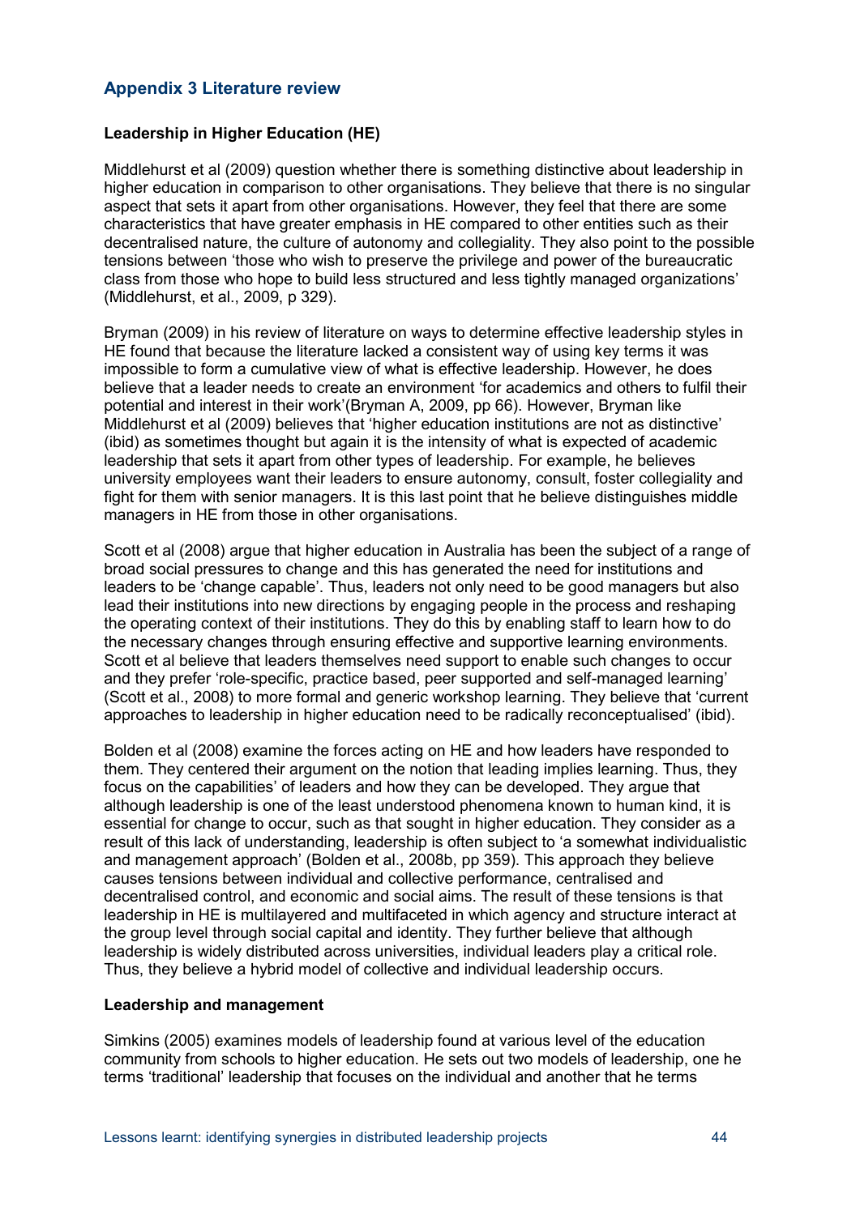## Appendix 3 Literature review

### Leadership in Higher Education (HE)

Middlehurst et al (2009) question whether there is something distinctive about leadership in higher education in comparison to other organisations. They believe that there is no singular aspect that sets it apart from other organisations. However, they feel that there are some characteristics that have greater emphasis in HE compared to other entities such as their decentralised nature, the culture of autonomy and collegiality. They also point to the possible tensions between 'those who wish to preserve the privilege and power of the bureaucratic class from those who hope to build less structured and less tightly managed organizations' (Middlehurst, et al., 2009, p 329).

Bryman (2009) in his review of literature on ways to determine effective leadership styles in HE found that because the literature lacked a consistent way of using key terms it was impossible to form a cumulative view of what is effective leadership. However, he does believe that a leader needs to create an environment 'for academics and others to fulfil their potential and interest in their work'(Bryman A, 2009, pp 66). However, Bryman like Middlehurst et al (2009) believes that 'higher education institutions are not as distinctive' (ibid) as sometimes thought but again it is the intensity of what is expected of academic leadership that sets it apart from other types of leadership. For example, he believes university employees want their leaders to ensure autonomy, consult, foster collegiality and fight for them with senior managers. It is this last point that he believe distinguishes middle managers in HE from those in other organisations.

Scott et al (2008) argue that higher education in Australia has been the subject of a range of broad social pressures to change and this has generated the need for institutions and leaders to be 'change capable'. Thus, leaders not only need to be good managers but also lead their institutions into new directions by engaging people in the process and reshaping the operating context of their institutions. They do this by enabling staff to learn how to do the necessary changes through ensuring effective and supportive learning environments. Scott et al believe that leaders themselves need support to enable such changes to occur and they prefer 'role-specific, practice based, peer supported and self-managed learning' (Scott et al., 2008) to more formal and generic workshop learning. They believe that 'current approaches to leadership in higher education need to be radically reconceptualised' (ibid).

Bolden et al (2008) examine the forces acting on HE and how leaders have responded to them. They centered their argument on the notion that leading implies learning. Thus, they focus on the capabilities' of leaders and how they can be developed. They argue that although leadership is one of the least understood phenomena known to human kind, it is essential for change to occur, such as that sought in higher education. They consider as a result of this lack of understanding, leadership is often subject to 'a somewhat individualistic and management approach' (Bolden et al., 2008b, pp 359). This approach they believe causes tensions between individual and collective performance, centralised and decentralised control, and economic and social aims. The result of these tensions is that leadership in HE is multilayered and multifaceted in which agency and structure interact at the group level through social capital and identity. They further believe that although leadership is widely distributed across universities, individual leaders play a critical role. Thus, they believe a hybrid model of collective and individual leadership occurs.

### Leadership and management

Simkins (2005) examines models of leadership found at various level of the education community from schools to higher education. He sets out two models of leadership, one he terms 'traditional' leadership that focuses on the individual and another that he terms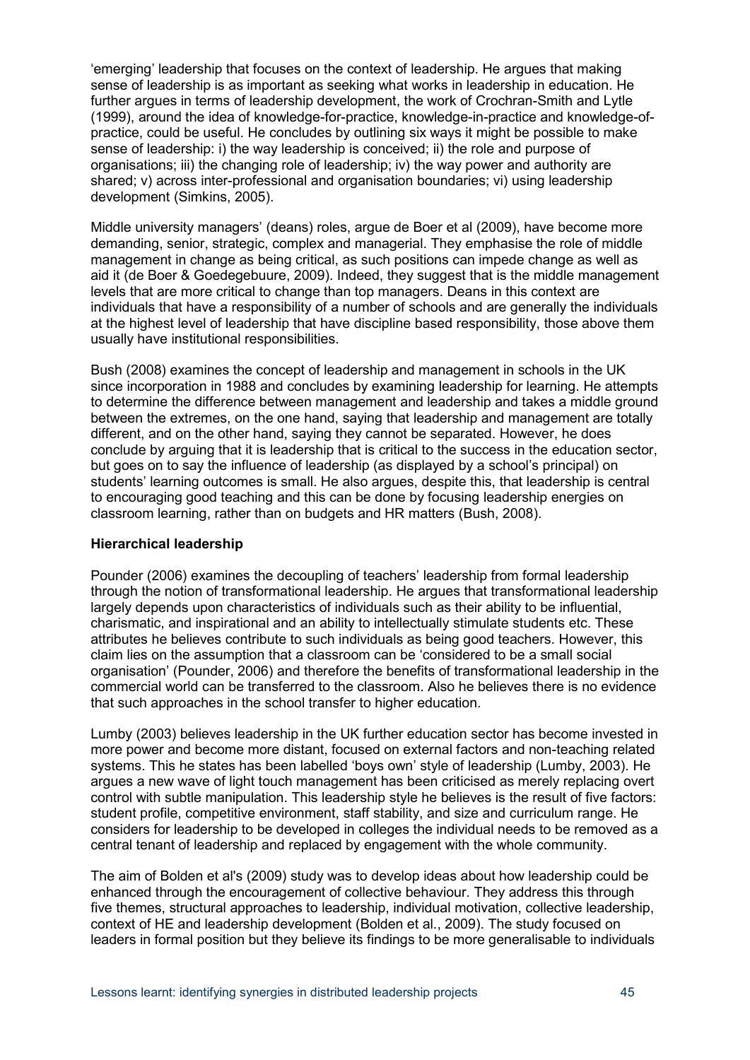'emerging' leadership that focuses on the context of leadership. He argues that making sense of leadership is as important as seeking what works in leadership in education. He further argues in terms of leadership development, the work of Crochran-Smith and Lytle (1999), around the idea of knowledge-for-practice, knowledge-in-practice and knowledge-of-practice, could be useful. He concludes by outlining six ways it might be possible to make sense of leadership: i) the way leadership is conceived; ii) the role and purpose of organisations; iii) the changing role of leadership; iv) the way power and authority are shared; v) across inter-professional and organisation boundaries; vi) using leadership development (Simkins, 2005).

Middle university managers' (deans) roles, argue de Boer et al (2009), have become more demanding, senior, strategic, complex and managerial. They emphasise the role of middle management in change as being critical, as such positions can impede change as well as aid it (de Boer & Goedegebuure, 2009). Indeed, they suggest that is the middle management levels that are more critical to change than top managers. Deans in this context are individuals that have a responsibility of a number of schools and are generally the individuals at the highest level of leadership that have discipline based responsibility, those above them usually have institutional responsibilities.

Bush (2008) examines the concept of leadership and management in schools in the UK since incorporation in 1988 and concludes by examining leadership for learning. He attempts to determine the difference between management and leadership and takes a middle ground between the extremes, on the one hand, saying that leadership and management are totally different, and on the other hand, saying they cannot be separated. However, he does conclude by arguing that it is leadership that is critical to the success in the education sector, but goes on to say the influence of leadership (as displayed by a school's principal) on students' learning outcomes is small. He also argues, despite this, that leadership is central to encouraging good teaching and this can be done by focusing leadership energies on classroom learning, rather than on budgets and HR matters (Bush, 2008).

**Hierarchical leadership**

Pounder (2006) examines the decoupling of teachers' leadership from formal leadership through the notion of transformational leadership. He argues that transformational leadership largely depends upon characteristics of individuals such as their ability to be influential, charismatic, and inspirational and an ability to intellectually stimulate students etc. These attributes he believes contribute to such individuals as being good teachers. However, this claim lies on the assumption that a classroom can be 'considered to be a small social organisation' (Pounder, 2006) and therefore the benefits of transformational leadership in the commercial world can be transferred to the classroom. Also he believes there is no evidence that such approaches in the school transfer to higher education.

Lumby (2003) believes leadership in the UK further education sector has become invested in more power and become more distant, focused on external factors and non-teaching related systems. This he states has been labelled 'boys own' style of leadership (Lumby, 2003). He argues a new wave of light touch management has been criticised as merely replacing overt control with subtle manipulation. This leadership style he believes is the result of five factors: student profile, competitive environment, staff stability, and size and curriculum range. He considers for leadership to be developed in colleges the individual needs to be removed as a central tenant of leadership and replaced by engagement with the whole community.

The aim of Bolden et al's (2009) study was to develop ideas about how leadership could be enhanced through the encouragement of collective behaviour. They address this through five themes, structural approaches to leadership, individual motivation, collective leadership, context of HE and leadership development (Bolden et al., 2009). The study focused on leaders in formal position but they believe its findings to be more generalisable to individuals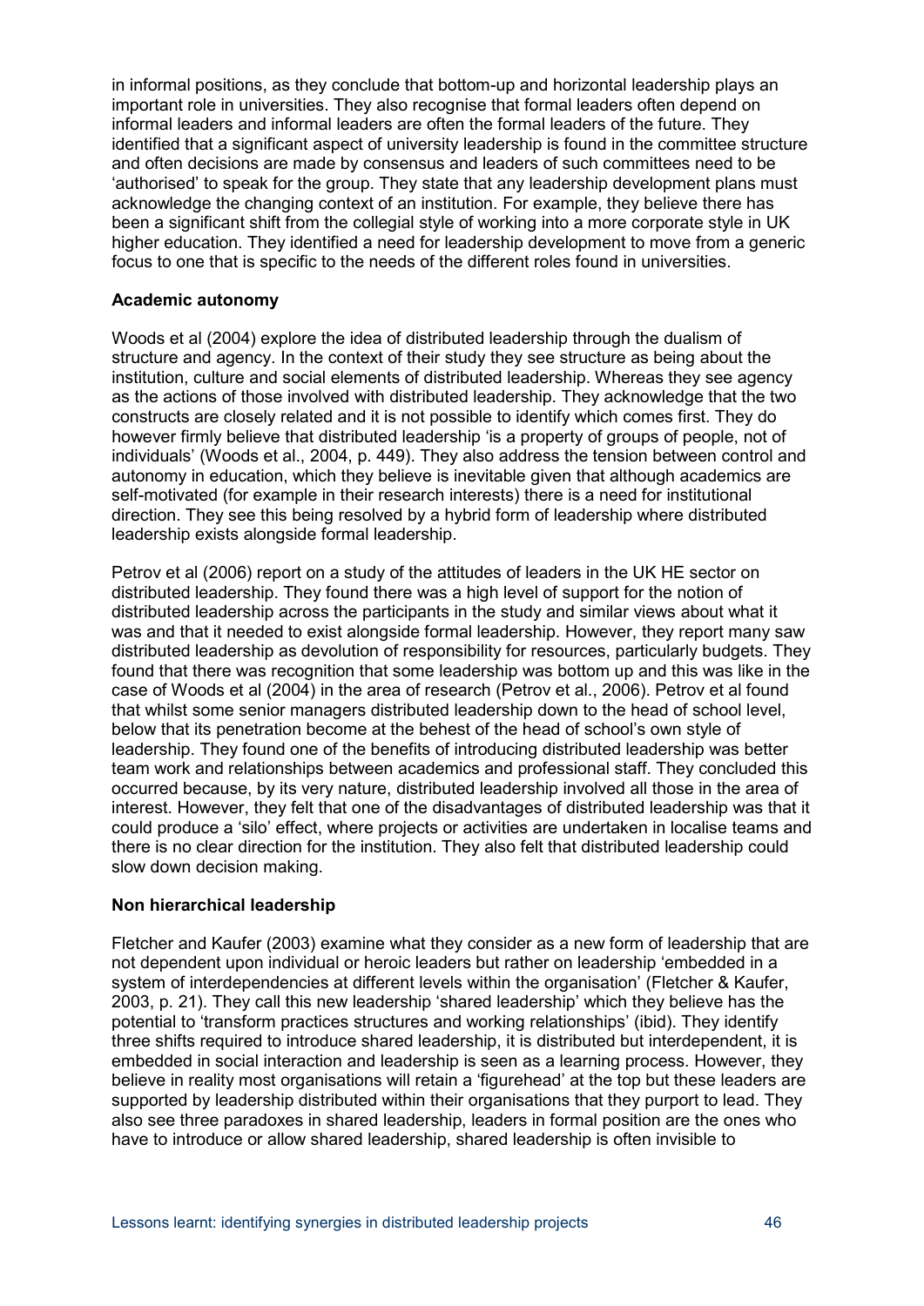in informal positions, as they conclude that bottom-up and horizontal leadership plays an important role in universities. They also recognise that formal leaders often depend on informal leaders and informal leaders are often the formal leaders of the future. They identified that a significant aspect of university leadership is found in the committee structure and often decisions are made by consensus and leaders of such committees need to be 'authorised' to speak for the group. They state that any leadership development plans must acknowledge the changing context of an institution. For example, they believe there has been a significant shift from the collegial style of working into a more corporate style in UK higher education. They identified a need for leadership development to move from a generic focus to one that is specific to the needs of the different roles found in universities.

**Academic autonomy**

Woods et al (2004) explore the idea of distributed leadership through the dualism of structure and agency. In the context of their study they see structure as being about the institution, culture and social elements of distributed leadership. Whereas they see agency as the actions of those involved with distributed leadership. They acknowledge that the two constructs are closely related and it is not possible to identify which comes first. They do however firmly believe that distributed leadership 'is a property of groups of people, not of individuals' (Woods et al., 2004, p. 449). They also address the tension between control and autonomy in education, which they believe is inevitable given that although academics are self-motivated (for example in their research interests) there is a need for institutional direction. They see this being resolved by a hybrid form of leadership where distributed leadership exists alongside formal leadership.

Petrov et al (2006) report on a study of the attitudes of leaders in the UK HE sector on distributed leadership. They found there was a high level of support for the notion of distributed leadership across the participants in the study and similar views about what it was and that it needed to exist alongside formal leadership. However, they report many saw distributed leadership as devolution of responsibility for resources, particularly budgets. They found that there was recognition that some leadership was bottom up and this was like in the case of Woods et al (2004) in the area of research (Petrov et al., 2006). Petrov et al found that whilst some senior managers distributed leadership down to the head of school level, below that its penetration become at the behest of the head of school's own style of leadership. They found one of the benefits of introducing distributed leadership was better team work and relationships between academics and professional staff. They concluded this occurred because, by its very nature, distributed leadership involved all those in the area of interest. However, they felt that one of the disadvantages of distributed leadership was that it could produce a 'silo' effect, where projects or activities are undertaken in localise teams and there is no clear direction for the institution. They also felt that distributed leadership could slow down decision making.

**Non hierarchical leadership**

Fletcher and Kaufer (2003) examine what they consider as a new form of leadership that are not dependent upon individual or heroic leaders but rather on leadership 'embedded in a system of interdependencies at different levels within the organisation' (Fletcher & Kaufer, 2003, p. 21). They call this new leadership 'shared leadership' which they believe has the potential to 'transform practices structures and working relationships' (ibid). They identify three shifts required to introduce shared leadership, it is distributed but interdependent, it is embedded in social interaction and leadership is seen as a learning process. However, they believe in reality most organisations will retain a 'figurehead' at the top but these leaders are supported by leadership distributed within their organisations that they purport to lead. They also see three paradoxes in shared leadership, leaders in formal position are the ones who have to introduce or allow shared leadership, shared leadership is often invisible to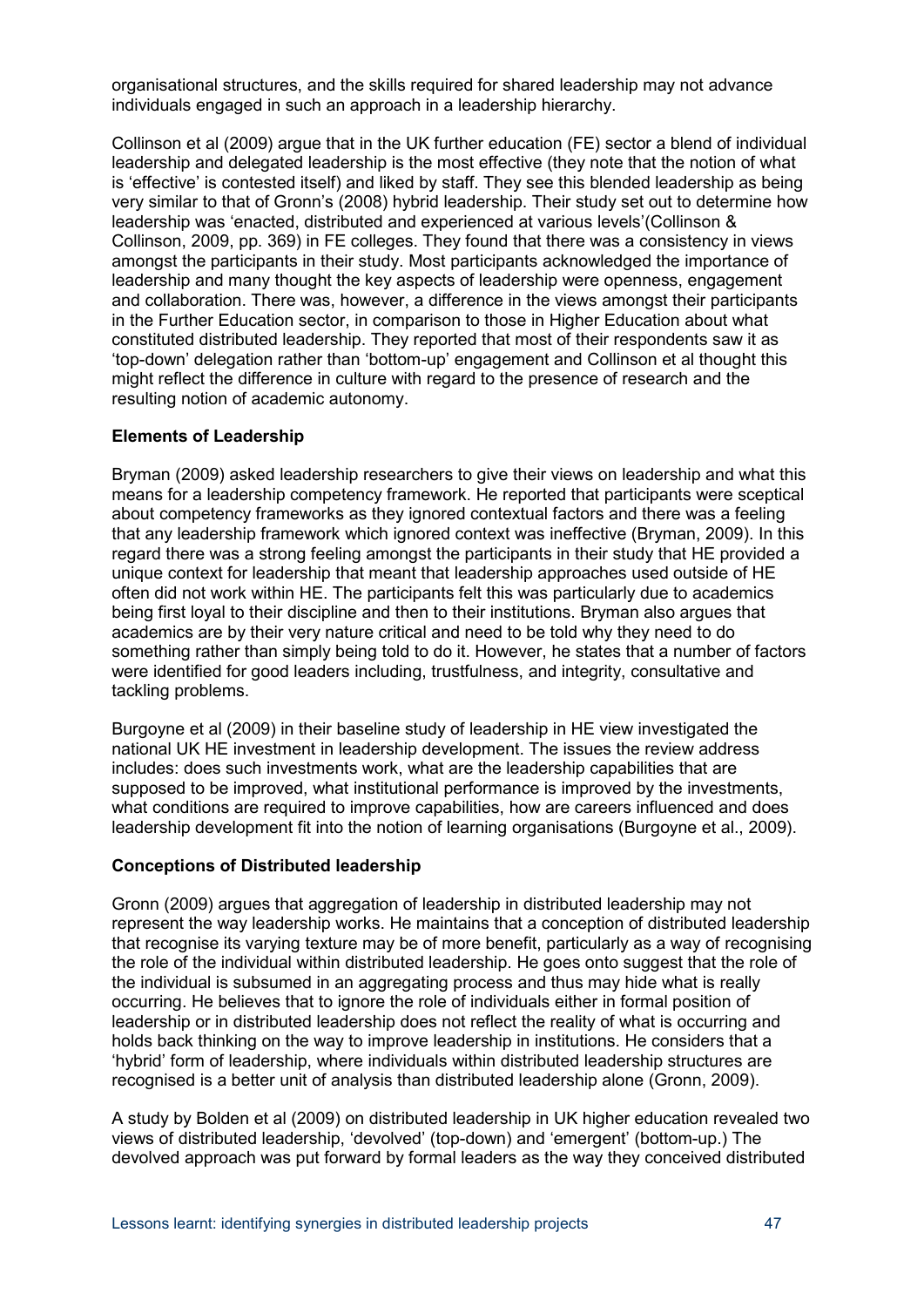organisational structures, and the skills required for shared leadership may not advance individuals engaged in such an approach in a leadership hierarchy.

Collinson et al (2009) argue that in the UK further education (FE) sector a blend of individual leadership and delegated leadership is the most effective (they note that the notion of what is 'effective' is contested itself) and liked by staff. They see this blended leadership as being very similar to that of Gronn's (2008) hybrid leadership. Their study set out to determine how leadership was 'enacted, distributed and experienced at various levels'(Collinson & Collinson, 2009, pp. 369) in FE colleges. They found that there was a consistency in views amongst the participants in their study. Most participants acknowledged the importance of leadership and many thought the key aspects of leadership were openness, engagement and collaboration. There was, however, a difference in the views amongst their participants in the Further Education sector, in comparison to those in Higher Education about what constituted distributed leadership. They reported that most of their respondents saw it as 'top-down' delegation rather than 'bottom-up' engagement and Collinson et al thought this might reflect the difference in culture with regard to the presence of research and the resulting notion of academic autonomy.

**Elements of Leadership**

Bryman (2009) asked leadership researchers to give their views on leadership and what this means for a leadership competency framework. He reported that participants were sceptical about competency frameworks as they ignored contextual factors and there was a feeling that any leadership framework which ignored context was ineffective (Bryman, 2009). In this regard there was a strong feeling amongst the participants in their study that HE provided a unique context for leadership that meant that leadership approaches used outside of HE often did not work within HE. The participants felt this was particularly due to academics being first loyal to their discipline and then to their institutions. Bryman also argues that academics are by their very nature critical and need to be told why they need to do something rather than simply being told to do it. However, he states that a number of factors were identified for good leaders including, trustfulness, and integrity, consultative and tackling problems.

Burgoyne et al (2009) in their baseline study of leadership in HE view investigated the national UK HE investment in leadership development. The issues the review address includes: does such investments work, what are the leadership capabilities that are supposed to be improved, what institutional performance is improved by the investments, what conditions are required to improve capabilities, how are careers influenced and does leadership development fit into the notion of learning organisations (Burgoyne et al., 2009).

**Conceptions of Distributed leadership**

Gronn (2009) argues that aggregation of leadership in distributed leadership may not represent the way leadership works. He maintains that a conception of distributed leadership that recognise its varying texture may be of more benefit, particularly as a way of recognising the role of the individual within distributed leadership. He goes onto suggest that the role of the individual is subsumed in an aggregating process and thus may hide what is really occurring. He believes that to ignore the role of individuals either in formal position of leadership or in distributed leadership does not reflect the reality of what is occurring and holds back thinking on the way to improve leadership in institutions. He considers that a 'hybrid' form of leadership, where individuals within distributed leadership structures are recognised is a better unit of analysis than distributed leadership alone (Gronn, 2009).

A study by Bolden et al (2009) on distributed leadership in UK higher education revealed two views of distributed leadership, 'devolved' (top-down) and 'emergent' (bottom-up.) The devolved approach was put forward by formal leaders as the way they conceived distributed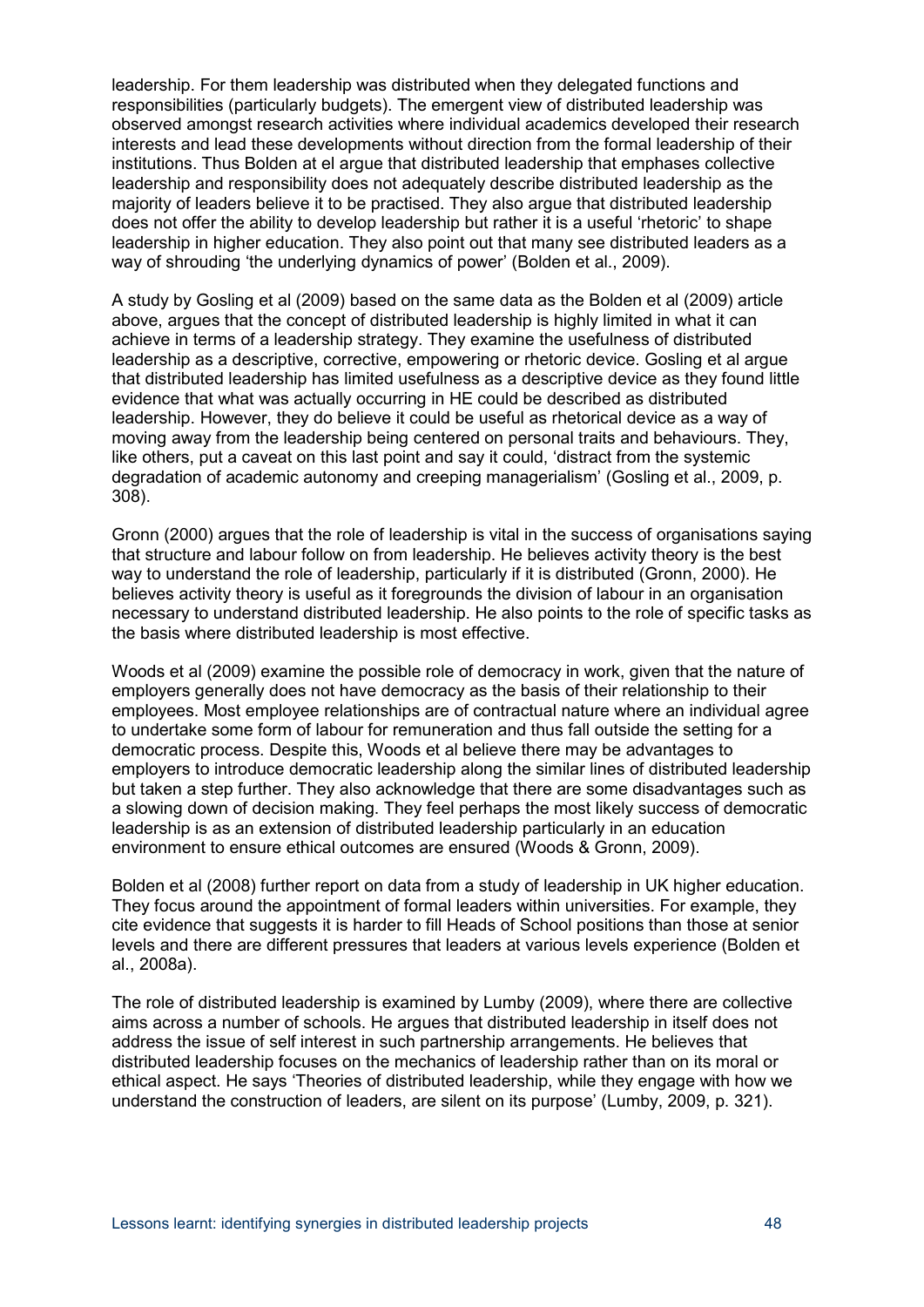leadership. For them leadership was distributed when they delegated functions and responsibilities (particularly budgets). The emergent view of distributed leadership was observed amongst research activities where individual academics developed their research interests and lead these developments without direction from the formal leadership of their institutions. Thus Bolden at el argue that distributed leadership that emphases collective leadership and responsibility does not adequately describe distributed leadership as the majority of leaders believe it to be practised. They also argue that distributed leadership does not offer the ability to develop leadership but rather it is a useful 'rhetoric' to shape leadership in higher education. They also point out that many see distributed leaders as a way of shrouding 'the underlying dynamics of power' (Bolden et al., 2009).

A study by Gosling et al (2009) based on the same data as the Bolden et al (2009) article above, argues that the concept of distributed leadership is highly limited in what it can achieve in terms of a leadership strategy. They examine the usefulness of distributed leadership as a descriptive, corrective, empowering or rhetoric device. Gosling et al argue that distributed leadership has limited usefulness as a descriptive device as they found little evidence that what was actually occurring in HE could be described as distributed leadership. However, they do believe it could be useful as rhetorical device as a way of moving away from the leadership being centered on personal traits and behaviours. They, like others, put a caveat on this last point and say it could, 'distract from the systemic degradation of academic autonomy and creeping managerialism' (Gosling et al., 2009, p. 308).

Gronn (2000) argues that the role of leadership is vital in the success of organisations saying that structure and labour follow on from leadership. He believes activity theory is the best way to understand the role of leadership, particularly if it is distributed (Gronn, 2000). He believes activity theory is useful as it foregrounds the division of labour in an organisation necessary to understand distributed leadership. He also points to the role of specific tasks as the basis where distributed leadership is most effective.

Woods et al (2009) examine the possible role of democracy in work, given that the nature of employers generally does not have democracy as the basis of their relationship to their employees. Most employee relationships are of contractual nature where an individual agree to undertake some form of labour for remuneration and thus fall outside the setting for a democratic process. Despite this, Woods et al believe there may be advantages to employers to introduce democratic leadership along the similar lines of distributed leadership but taken a step further. They also acknowledge that there are some disadvantages such as a slowing down of decision making. They feel perhaps the most likely success of democratic leadership is as an extension of distributed leadership particularly in an education environment to ensure ethical outcomes are ensured (Woods & Gronn, 2009).

Bolden et al (2008) further report on data from a study of leadership in UK higher education. They focus around the appointment of formal leaders within universities. For example, they cite evidence that suggests it is harder to fill Heads of School positions than those at senior levels and there are different pressures that leaders at various levels experience (Bolden et al., 2008a).

The role of distributed leadership is examined by Lumby (2009), where there are collective aims across a number of schools. He argues that distributed leadership in itself does not address the issue of self interest in such partnership arrangements. He believes that distributed leadership focuses on the mechanics of leadership rather than on its moral or ethical aspect. He says 'Theories of distributed leadership, while they engage with how we understand the construction of leaders, are silent on its purpose' (Lumby, 2009, p. 321).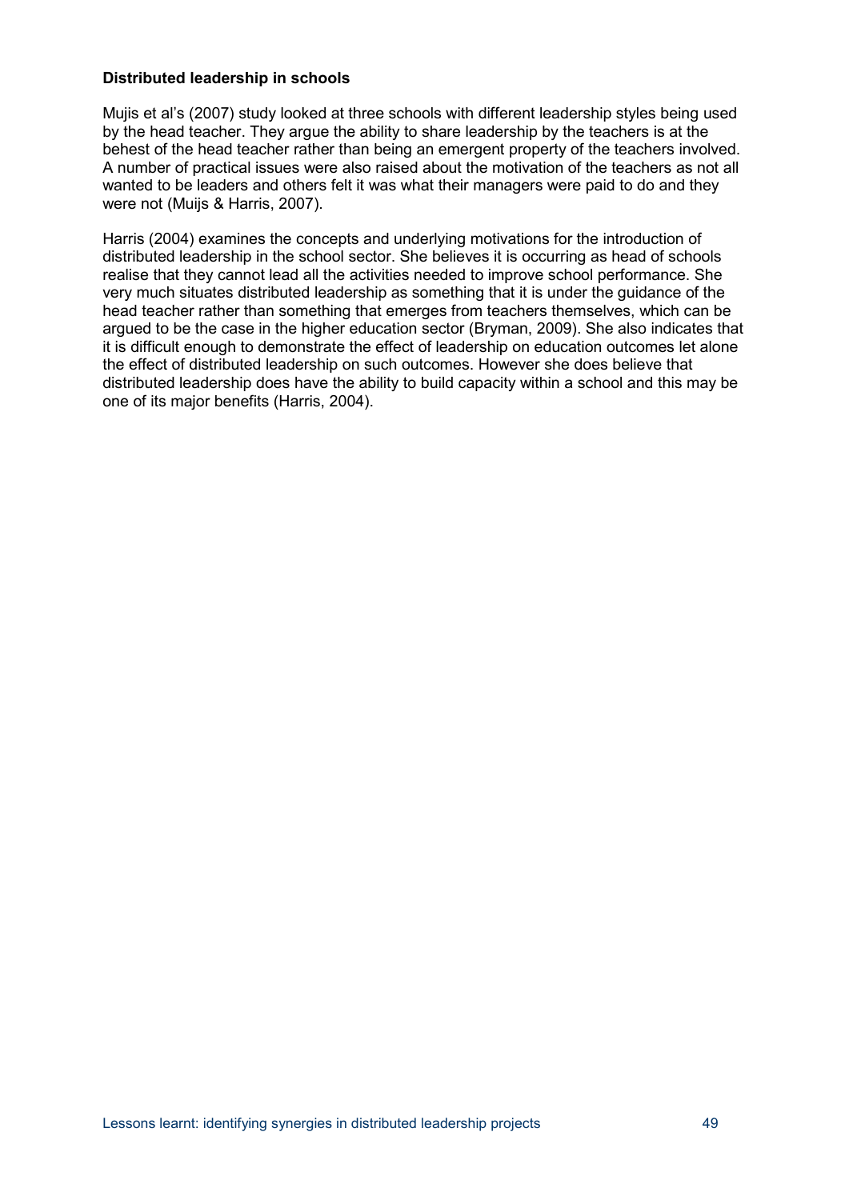**Distributed leadership in schools**

Mujis et al's (2007) study looked at three schools with different leadership styles being used by the head teacher. They argue the ability to share leadership by the teachers is at the behest of the head teacher rather than being an emergent property of the teachers involved. A number of practical issues were also raised about the motivation of the teachers as not all wanted to be leaders and others felt it was what their managers were paid to do and they were not (Muijs & Harris, 2007).

Harris (2004) examines the concepts and underlying motivations for the introduction of distributed leadership in the school sector. She believes it is occurring as head of schools realise that they cannot lead all the activities needed to improve school performance. She very much situates distributed leadership as something that it is under the guidance of the head teacher rather than something that emerges from teachers themselves, which can be argued to be the case in the higher education sector (Bryman, 2009). She also indicates that it is difficult enough to demonstrate the effect of leadership on education outcomes let alone the effect of distributed leadership on such outcomes. However she does believe that distributed leadership does have the ability to build capacity within a school and this may be one of its major benefits (Harris, 2004).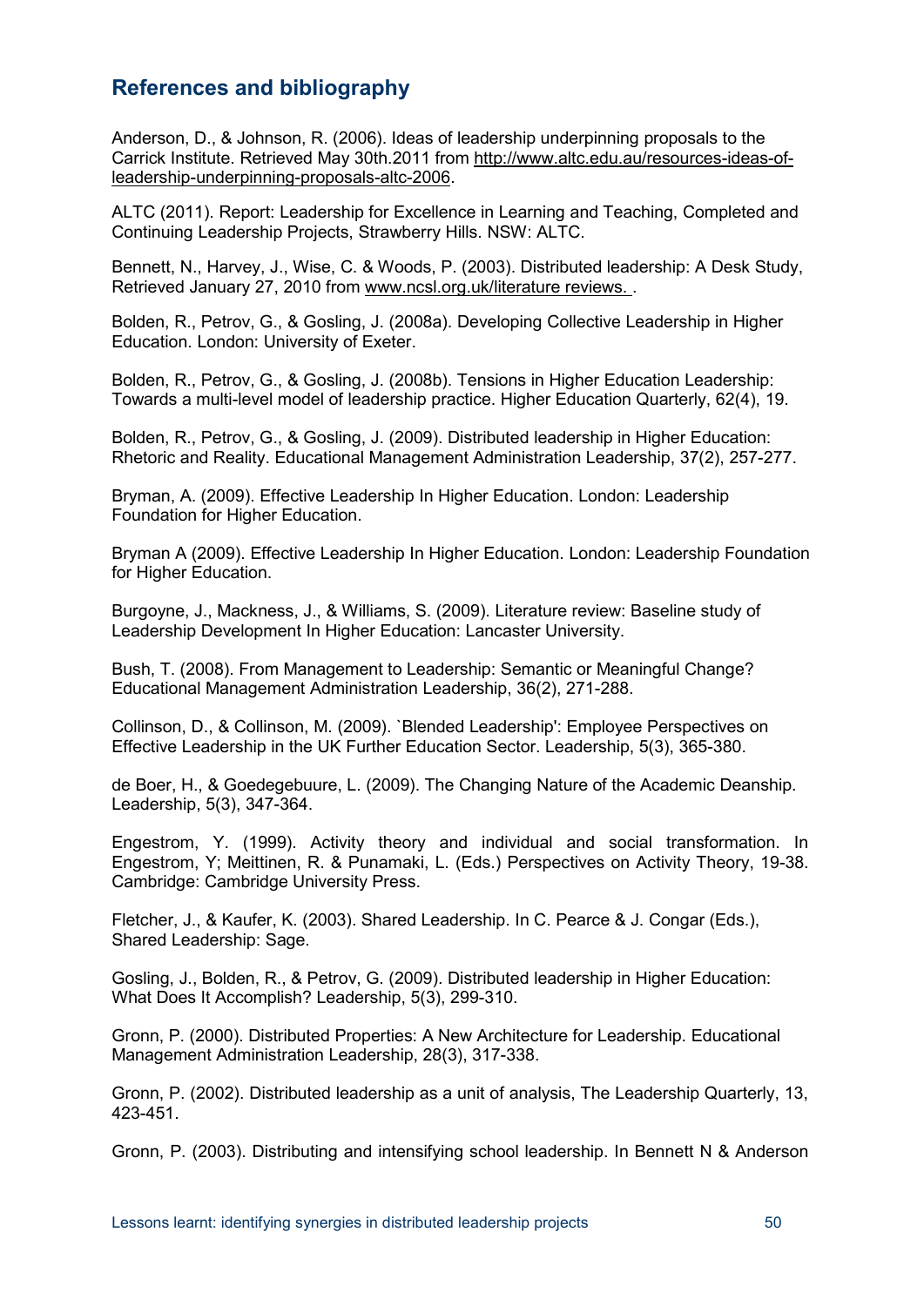## References and bibliography

Anderson, D., & Johnson, R. (2006). Ideas of leadership underpinning proposals to the Carrick Institute. Retrieved May 30th.2011 from http://www.altc.edu.au/resources-ideas-of-leadership-underpinning-proposals-altc-2006.

ALTC (2011). Report: Leadership for Excellence in Learning and Teaching, Completed and Continuing Leadership Projects, Strawberry Hills. NSW: ALTC.

Bennett, N., Harvey, J., Wise, C. & Woods, P. (2003). Distributed leadership: A Desk Study, Retrieved January 27, 2010 from www.ncsl.org.uk/literature reviews. .

Bolden, R., Petrov, G., & Gosling, J. (2008a). Developing Collective Leadership in Higher Education. London: University of Exeter.

Bolden, R., Petrov, G., & Gosling, J. (2008b). Tensions in Higher Education Leadership: Towards a multi-level model of leadership practice. Higher Education Quarterly, 62(4), 19.

Bolden, R., Petrov, G., & Gosling, J. (2009). Distributed leadership in Higher Education: Rhetoric and Reality. Educational Management Administration Leadership, 37(2), 257-277.

Bryman, A. (2009). Effective Leadership In Higher Education. London: Leadership Foundation for Higher Education.

Bryman A (2009). Effective Leadership In Higher Education. London: Leadership Foundation for Higher Education.

Burgoyne, J., Mackness, J., & Williams, S. (2009). Literature review: Baseline study of Leadership Development In Higher Education: Lancaster University.

Bush, T. (2008). From Management to Leadership: Semantic or Meaningful Change? Educational Management Administration Leadership, 36(2), 271-288.

Collinson, D., & Collinson, M. (2009). `Blended Leadership': Employee Perspectives on Effective Leadership in the UK Further Education Sector. Leadership, 5(3), 365-380.

de Boer, H., & Goedegebuure, L. (2009). The Changing Nature of the Academic Deanship. Leadership, 5(3), 347-364.

Engestrom, Y. (1999). Activity theory and individual and social transformation. In Engestrom, Y; Meittinen, R. & Punamaki, L. (Eds.) Perspectives on Activity Theory, 19-38. Cambridge: Cambridge University Press.

Fletcher, J., & Kaufer, K. (2003). Shared Leadership. In C. Pearce & J. Congar (Eds.), Shared Leadership: Sage.

Gosling, J., Bolden, R., & Petrov, G. (2009). Distributed leadership in Higher Education: What Does It Accomplish? Leadership, 5(3), 299-310.

Gronn, P. (2000). Distributed Properties: A New Architecture for Leadership. Educational Management Administration Leadership, 28(3), 317-338.

Gronn, P. (2002). Distributed leadership as a unit of analysis, The Leadership Quarterly, 13, 423-451.

Gronn, P. (2003). Distributing and intensifying school leadership. In Bennett N & Anderson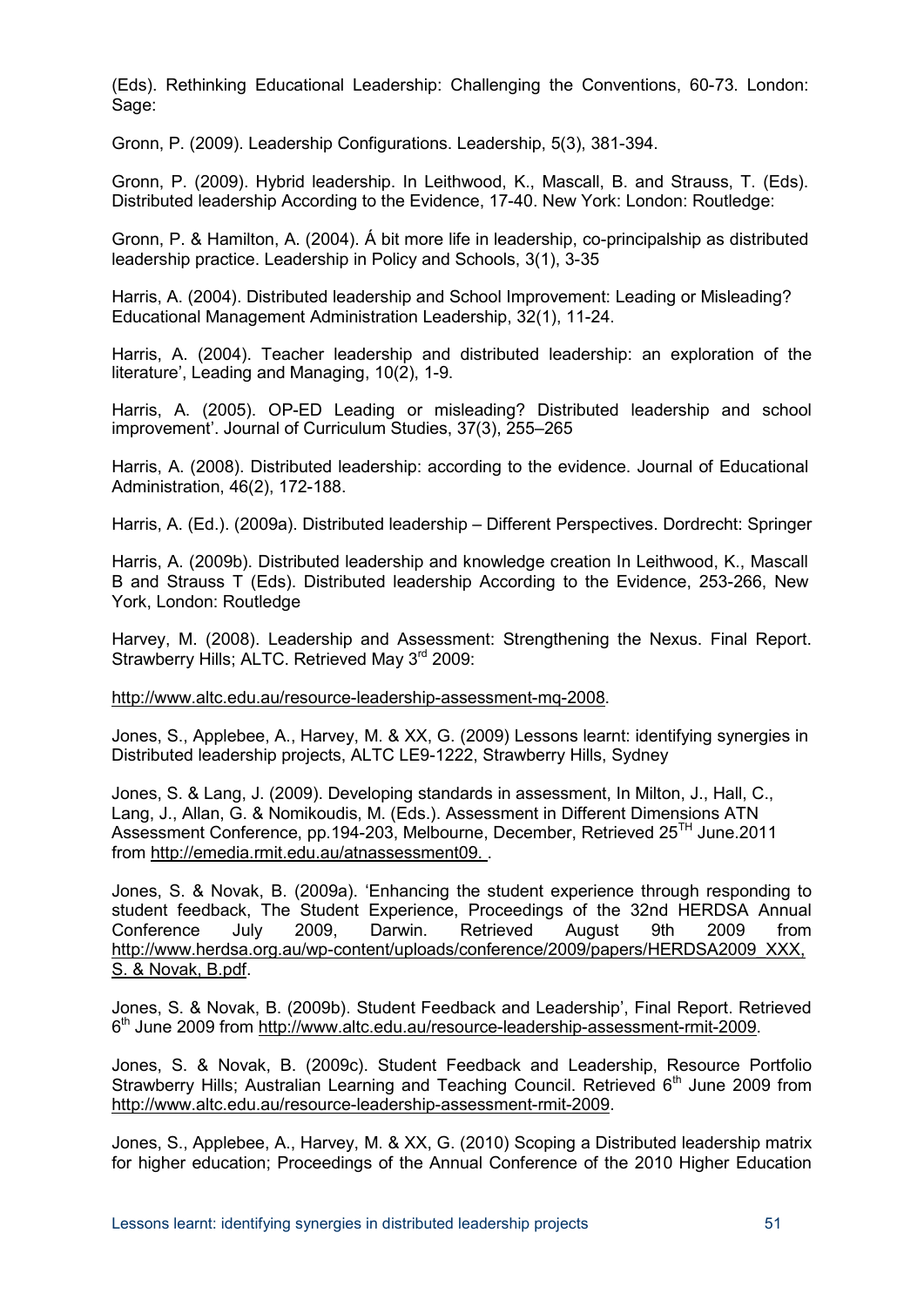(Eds). Rethinking Educational Leadership: Challenging the Conventions, 60-73. London: Sage:

Gronn, P. (2009). Leadership Configurations. Leadership, 5(3), 381-394.

Gronn, P. (2009). Hybrid leadership. In Leithwood, K., Mascall, B. and Strauss, T. (Eds). Distributed leadership According to the Evidence, 17-40. New York: London: Routledge:

Gronn, P. & Hamilton, A. (2004). Á bit more life in leadership, co-principalship as distributed leadership practice. Leadership in Policy and Schools, 3(1), 3-35

Harris, A. (2004). Distributed leadership and School Improvement: Leading or Misleading? Educational Management Administration Leadership, 32(1), 11-24.

Harris, A. (2004). Teacher leadership and distributed leadership: an exploration of the literature', Leading and Managing, 10(2), 1-9.

Harris, A. (2005). OP-ED Leading or misleading? Distributed leadership and school improvement'. Journal of Curriculum Studies, 37(3), 255–265

Harris, A. (2008). Distributed leadership: according to the evidence. Journal of Educational Administration, 46(2), 172-188.

Harris, A. (Ed.). (2009a). Distributed leadership – Different Perspectives. Dordrecht: Springer

Harris, A. (2009b). Distributed leadership and knowledge creation In Leithwood, K., Mascall B and Strauss T (Eds). Distributed leadership According to the Evidence, 253-266, New York, London: Routledge

Harvey, M. (2008). Leadership and Assessment: Strengthening the Nexus. Final Report. Strawberry Hills; ALTC. Retrieved May 3rd 2009:

http://www.altc.edu.au/resource-leadership-assessment-mq-2008.

Jones, S., Applebee, A., Harvey, M. & XX, G. (2009) Lessons learnt: identifying synergies in Distributed leadership projects, ALTC LE9-1222, Strawberry Hills, Sydney

Jones, S. & Lang, J. (2009). Developing standards in assessment, In Milton, J., Hall, C., Lang, J., Allan, G. & Nomikoudis, M. (Eds.). Assessment in Different Dimensions ATN Assessment Conference, pp.194-203, Melbourne, December, Retrieved 25TH June.2011 from http://emedia.rmit.edu.au/atnassessment09. .

Jones, S. & Novak, B. (2009a). 'Enhancing the student experience through responding to student feedback, The Student Experience, Proceedings of the 32nd HERDSA Annual Conference July 2009, Darwin. Retrieved August 9th 2009 from http://www.herdsa.org.au/wp-content/uploads/conference/2009/papers/HERDSA2009_XXX, S. & Novak, B.pdf.

Jones, S. & Novak, B. (2009b). Student Feedback and Leadership', Final Report. Retrieved 6th June 2009 from http://www.altc.edu.au/resource-leadership-assessment-rmit-2009.

Jones, S. & Novak, B. (2009c). Student Feedback and Leadership, Resource Portfolio Strawberry Hills; Australian Learning and Teaching Council. Retrieved 6th June 2009 from http://www.altc.edu.au/resource-leadership-assessment-rmit-2009.

Jones, S., Applebee, A., Harvey, M. & XX, G. (2010) Scoping a Distributed leadership matrix for higher education; Proceedings of the Annual Conference of the 2010 Higher Education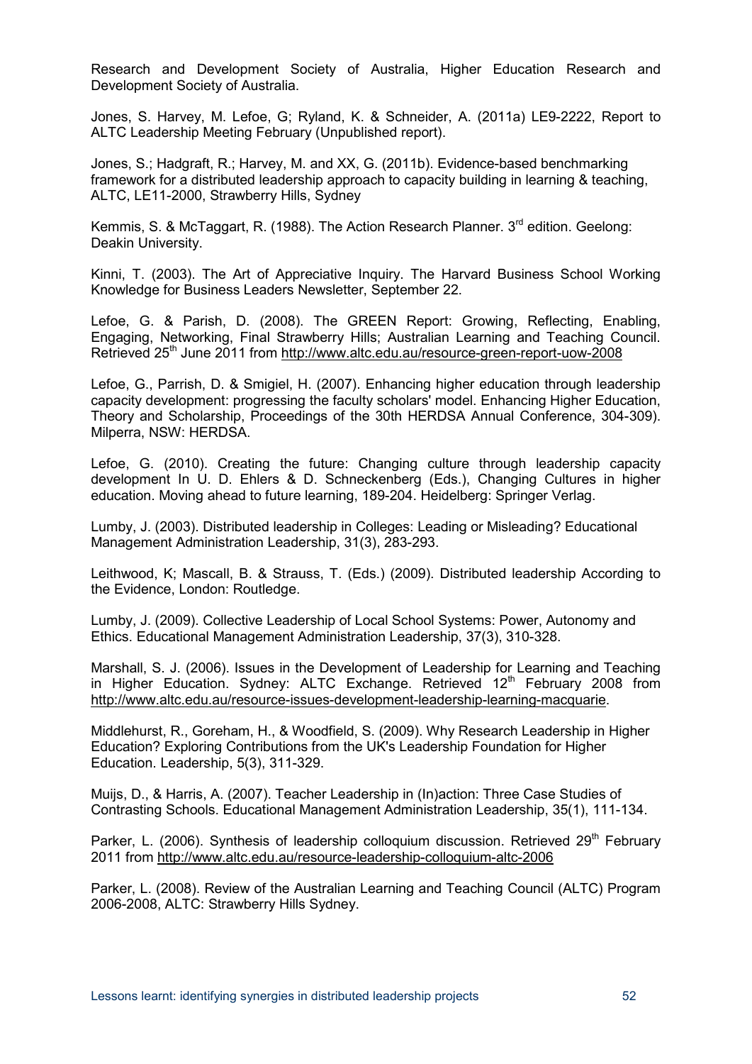Research and Development Society of Australia, Higher Education Research and Development Society of Australia.

Jones, S. Harvey, M. Lefoe, G; Ryland, K. & Schneider, A. (2011a) LE9-2222, Report to ALTC Leadership Meeting February (Unpublished report).

Jones, S.; Hadgraft, R.; Harvey, M. and XX, G. (2011b). Evidence-based benchmarking framework for a distributed leadership approach to capacity building in learning & teaching, ALTC, LE11-2000, Strawberry Hills, Sydney

Kemmis, S. & McTaggart, R. (1988). The Action Research Planner. 3rd edition. Geelong: Deakin University.

Kinni, T. (2003). The Art of Appreciative Inquiry. The Harvard Business School Working Knowledge for Business Leaders Newsletter, September 22.

Lefoe, G. & Parish, D. (2008). The GREEN Report: Growing, Reflecting, Enabling, Engaging, Networking, Final Strawberry Hills; Australian Learning and Teaching Council. Retrieved 25th June 2011 from http://www.altc.edu.au/resource-green-report-uow-2008

Lefoe, G., Parrish, D. & Smigiel, H. (2007). Enhancing higher education through leadership capacity development: progressing the faculty scholars' model. Enhancing Higher Education, Theory and Scholarship, Proceedings of the 30th HERDSA Annual Conference, 304-309). Milperra, NSW: HERDSA.

Lefoe, G. (2010). Creating the future: Changing culture through leadership capacity development In U. D. Ehlers & D. Schneckenberg (Eds.), Changing Cultures in higher education. Moving ahead to future learning, 189-204. Heidelberg: Springer Verlag.

Lumby, J. (2003). Distributed leadership in Colleges: Leading or Misleading? Educational Management Administration Leadership, 31(3), 283-293.

Leithwood, K; Mascall, B. & Strauss, T. (Eds.) (2009). Distributed leadership According to the Evidence, London: Routledge.

Lumby, J. (2009). Collective Leadership of Local School Systems: Power, Autonomy and Ethics. Educational Management Administration Leadership, 37(3), 310-328.

Marshall, S. J. (2006). Issues in the Development of Leadership for Learning and Teaching in Higher Education. Sydney: ALTC Exchange. Retrieved 12th February 2008 from http://www.altc.edu.au/resource-issues-development-leadership-learning-macquarie.

Middlehurst, R., Goreham, H., & Woodfield, S. (2009). Why Research Leadership in Higher Education? Exploring Contributions from the UK's Leadership Foundation for Higher Education. Leadership, 5(3), 311-329.

Muijs, D., & Harris, A. (2007). Teacher Leadership in (In)action: Three Case Studies of Contrasting Schools. Educational Management Administration Leadership, 35(1), 111-134.

Parker, L. (2006). Synthesis of leadership colloquium discussion. Retrieved 29th February 2011 from http://www.altc.edu.au/resource-leadership-colloquium-altc-2006

Parker, L. (2008). Review of the Australian Learning and Teaching Council (ALTC) Program 2006-2008, ALTC: Strawberry Hills Sydney.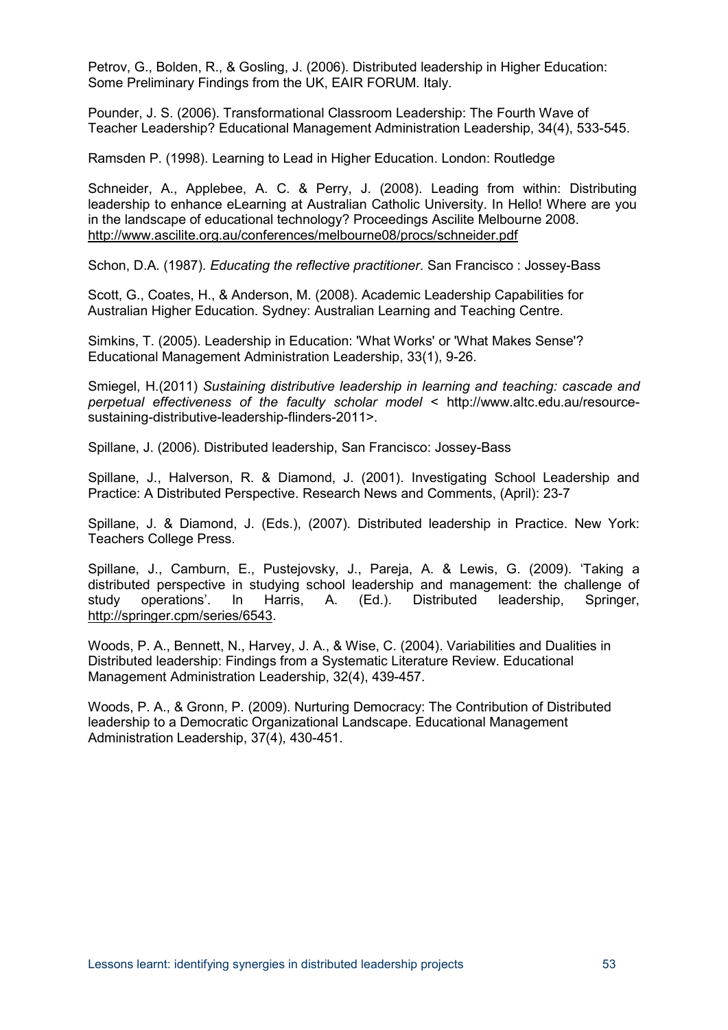Petrov, G., Bolden, R., & Gosling, J. (2006). Distributed leadership in Higher Education: Some Preliminary Findings from the UK, EAIR FORUM. Italy.

Pounder, J. S. (2006). Transformational Classroom Leadership: The Fourth Wave of Teacher Leadership? Educational Management Administration Leadership, 34(4), 533-545.

Ramsden P. (1998). Learning to Lead in Higher Education. London: Routledge

Schneider, A., Applebee, A. C. & Perry, J. (2008). Leading from within: Distributing leadership to enhance eLearning at Australian Catholic University. In Hello! Where are you in the landscape of educational technology? Proceedings Ascilite Melbourne 2008. http://www.ascilite.org.au/conferences/melbourne08/procs/schneider.pdf

Schon, D.A. (1987). *Educating the reflective practitioner*. San Francisco : Jossey-Bass

Scott, G., Coates, H., & Anderson, M. (2008). Academic Leadership Capabilities for Australian Higher Education. Sydney: Australian Learning and Teaching Centre.

Simkins, T. (2005). Leadership in Education: 'What Works' or 'What Makes Sense'? Educational Management Administration Leadership, 33(1), 9-26.

Smiegel, H.(2011) *Sustaining distributive leadership in learning and teaching: cascade and perpetual effectiveness of the faculty scholar model* < http://www.altc.edu.au/resource-sustaining-distributive-leadership-flinders-2011>.

Spillane, J. (2006). Distributed leadership, San Francisco: Jossey-Bass

Spillane, J., Halverson, R. & Diamond, J. (2001). Investigating School Leadership and Practice: A Distributed Perspective. Research News and Comments, (April): 23-7

Spillane, J. & Diamond, J. (Eds.), (2007). Distributed leadership in Practice. New York: Teachers College Press.

Spillane, J., Camburn, E., Pustejovsky, J., Pareja, A. & Lewis, G. (2009). 'Taking a distributed perspective in studying school leadership and management: the challenge of study operations'. In Harris, A. (Ed.). Distributed leadership, Springer, http://springer.cpm/series/6543.

Woods, P. A., Bennett, N., Harvey, J. A., & Wise, C. (2004). Variabilities and Dualities in Distributed leadership: Findings from a Systematic Literature Review. Educational Management Administration Leadership, 32(4), 439-457.

Woods, P. A., & Gronn, P. (2009). Nurturing Democracy: The Contribution of Distributed leadership to a Democratic Organizational Landscape. Educational Management Administration Leadership, 37(4), 430-451.